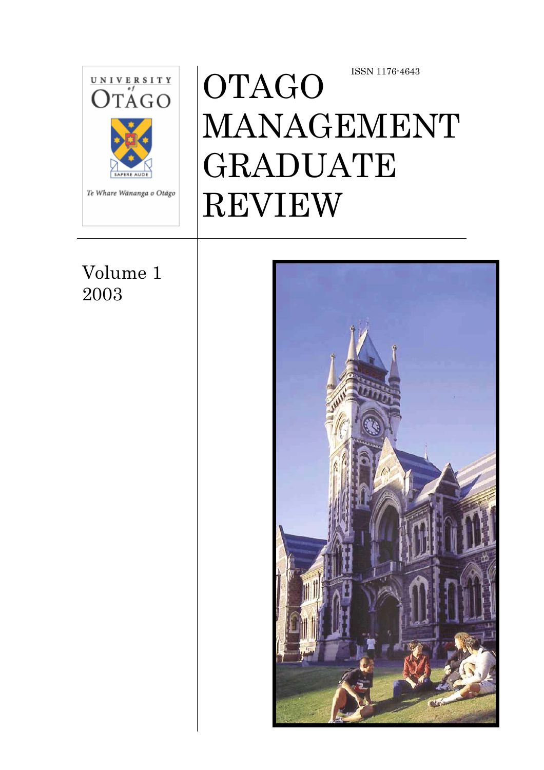UNIVERSITY of OTAGO

SAPERE AUDE

Te Whare Wānanga o Otāgo

ISSN 1176-4643

# OTAGO MANAGEMENT GRADUATE REVIEW

Volume 1
2003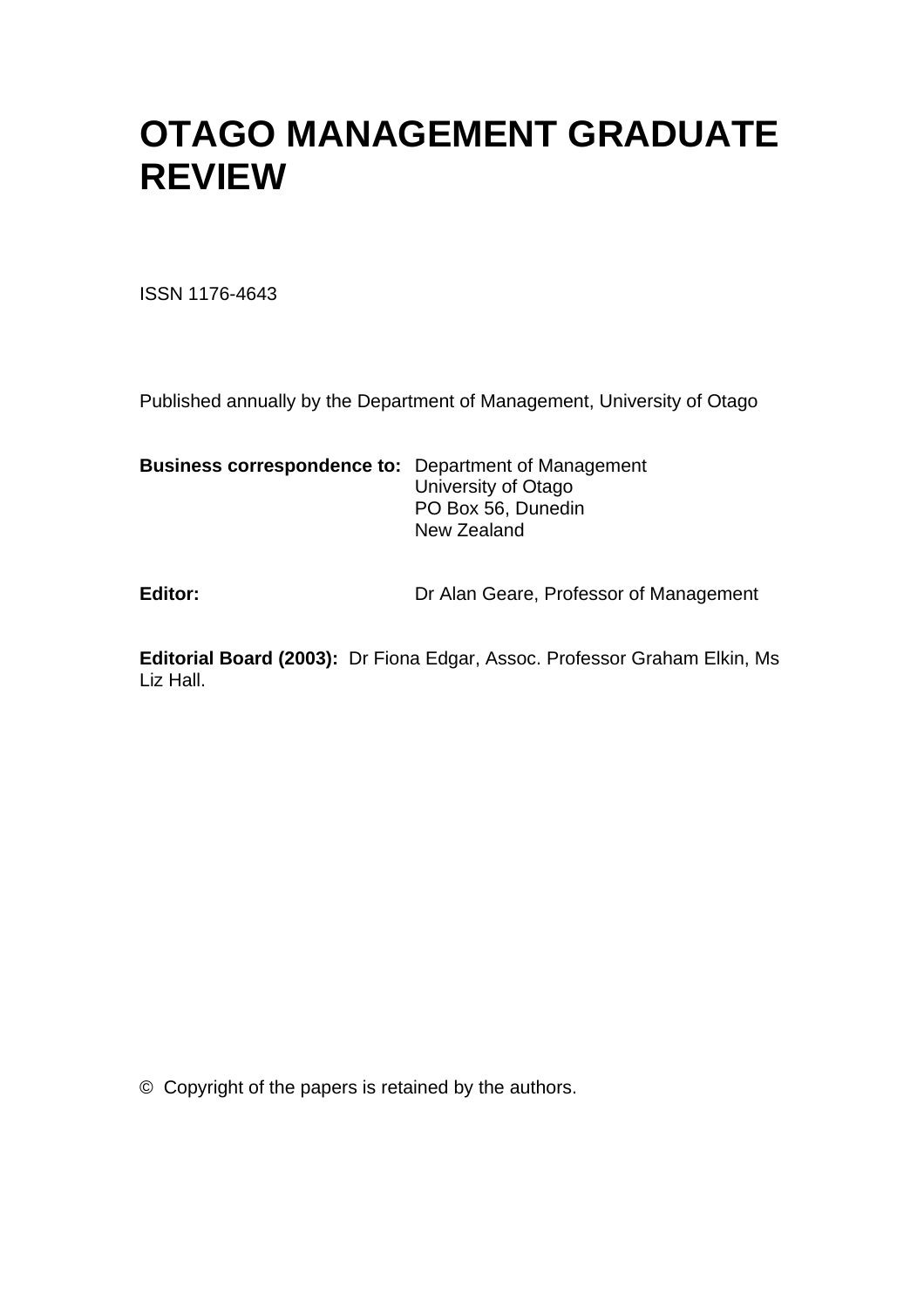# OTAGO MANAGEMENT GRADUATE REVIEW

ISSN 1176-4643

Published annually by the Department of Management, University of Otago

**Business correspondence to:** Department of Management
University of Otago
PO Box 56, Dunedin
New Zealand

**Editor:** Dr Alan Geare, Professor of Management

**Editorial Board (2003):** Dr Fiona Edgar, Assoc. Professor Graham Elkin, Ms Liz Hall.

© Copyright of the papers is retained by the authors.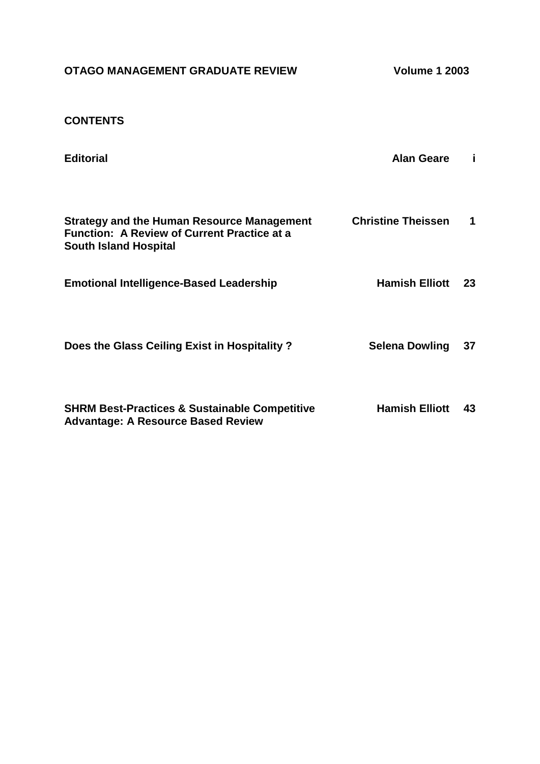**OTAGO MANAGEMENT GRADUATE REVIEW** **Volume 1 2003**

## CONTENTS

| | | |
|---|---|---|
| **Editorial** | **Alan Geare** | **i** |
| **Strategy and the Human Resource Management Function: A Review of Current Practice at a South Island Hospital** | **Christine Theissen** | **1** |
| **Emotional Intelligence-Based Leadership** | **Hamish Elliott** | **23** |
| **Does the Glass Ceiling Exist in Hospitality ?** | **Selena Dowling** | **37** |
| **SHRM Best-Practices & Sustainable Competitive Advantage: A Resource Based Review** | **Hamish Elliott** | **43** |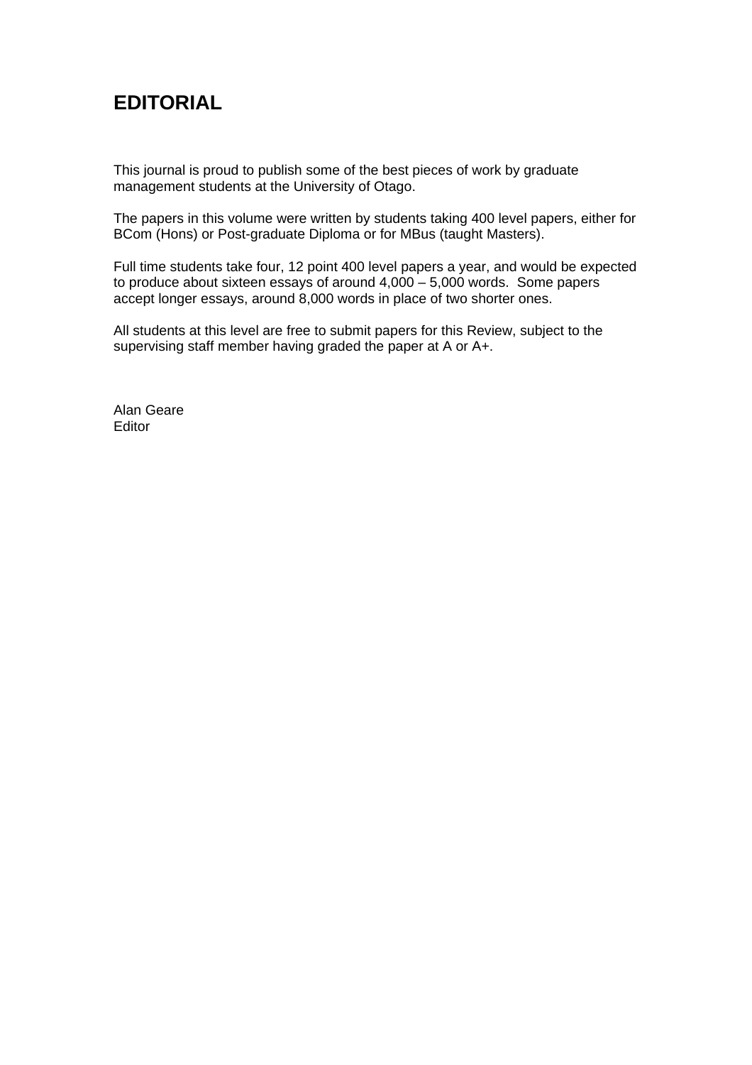# EDITORIAL

This journal is proud to publish some of the best pieces of work by graduate management students at the University of Otago.

The papers in this volume were written by students taking 400 level papers, either for BCom (Hons) or Post-graduate Diploma or for MBus (taught Masters).

Full time students take four, 12 point 400 level papers a year, and would be expected to produce about sixteen essays of around 4,000 – 5,000 words. Some papers accept longer essays, around 8,000 words in place of two shorter ones.

All students at this level are free to submit papers for this Review, subject to the supervising staff member having graded the paper at A or A+.

Alan Geare
Editor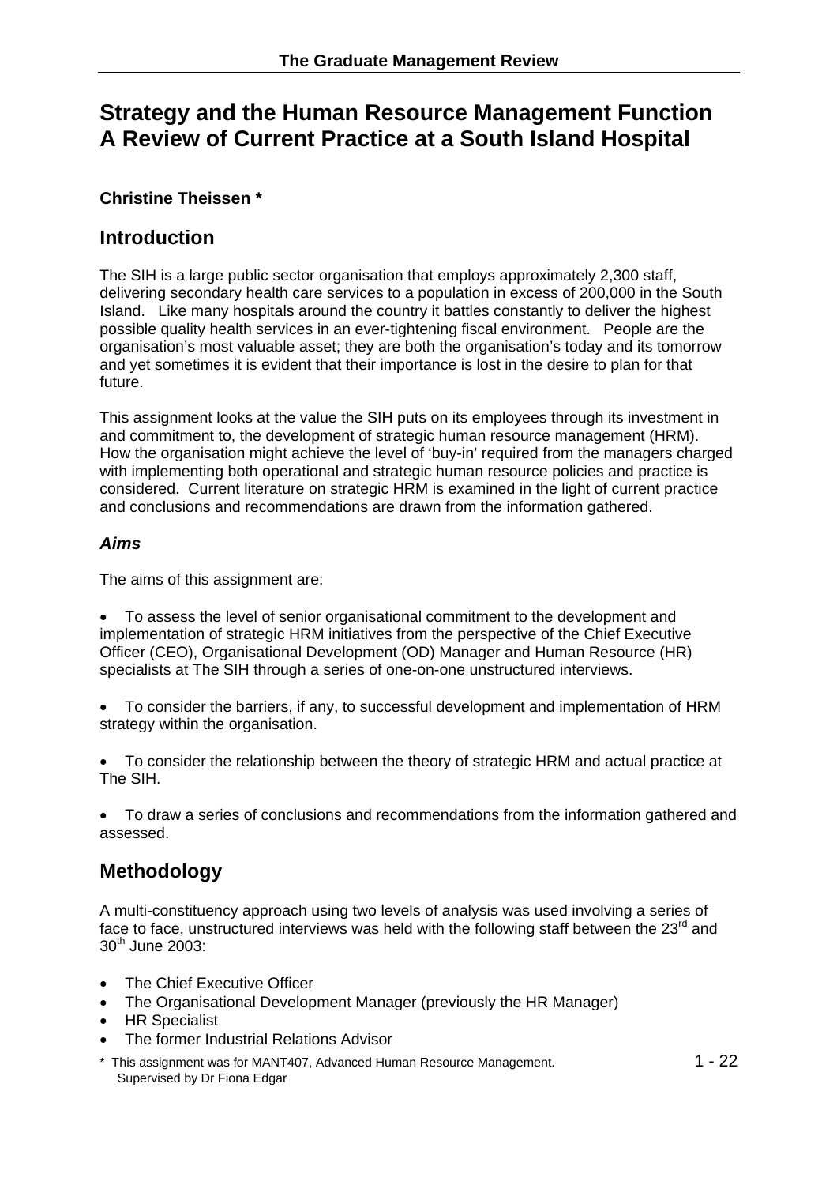# Strategy and the Human Resource Management Function A Review of Current Practice at a South Island Hospital

**Christine Theissen ***

## Introduction

The SIH is a large public sector organisation that employs approximately 2,300 staff, delivering secondary health care services to a population in excess of 200,000 in the South Island. Like many hospitals around the country it battles constantly to deliver the highest possible quality health services in an ever-tightening fiscal environment. People are the organisation's most valuable asset; they are both the organisation's today and its tomorrow and yet sometimes it is evident that their importance is lost in the desire to plan for that future.

This assignment looks at the value the SIH puts on its employees through its investment in and commitment to, the development of strategic human resource management (HRM). How the organisation might achieve the level of 'buy-in' required from the managers charged with implementing both operational and strategic human resource policies and practice is considered. Current literature on strategic HRM is examined in the light of current practice and conclusions and recommendations are drawn from the information gathered.

### *Aims*

The aims of this assignment are:

- To assess the level of senior organisational commitment to the development and implementation of strategic HRM initiatives from the perspective of the Chief Executive Officer (CEO), Organisational Development (OD) Manager and Human Resource (HR) specialists at The SIH through a series of one-on-one unstructured interviews.

- To consider the barriers, if any, to successful development and implementation of HRM strategy within the organisation.

- To consider the relationship between the theory of strategic HRM and actual practice at The SIH.

- To draw a series of conclusions and recommendations from the information gathered and assessed.

## Methodology

A multi-constituency approach using two levels of analysis was used involving a series of face to face, unstructured interviews was held with the following staff between the 23rd and 30th June 2003:

- The Chief Executive Officer
- The Organisational Development Manager (previously the HR Manager)
- HR Specialist
- The former Industrial Relations Advisor

\* This assignment was for MANT407, Advanced Human Resource Management. Supervised by Dr Fiona Edgar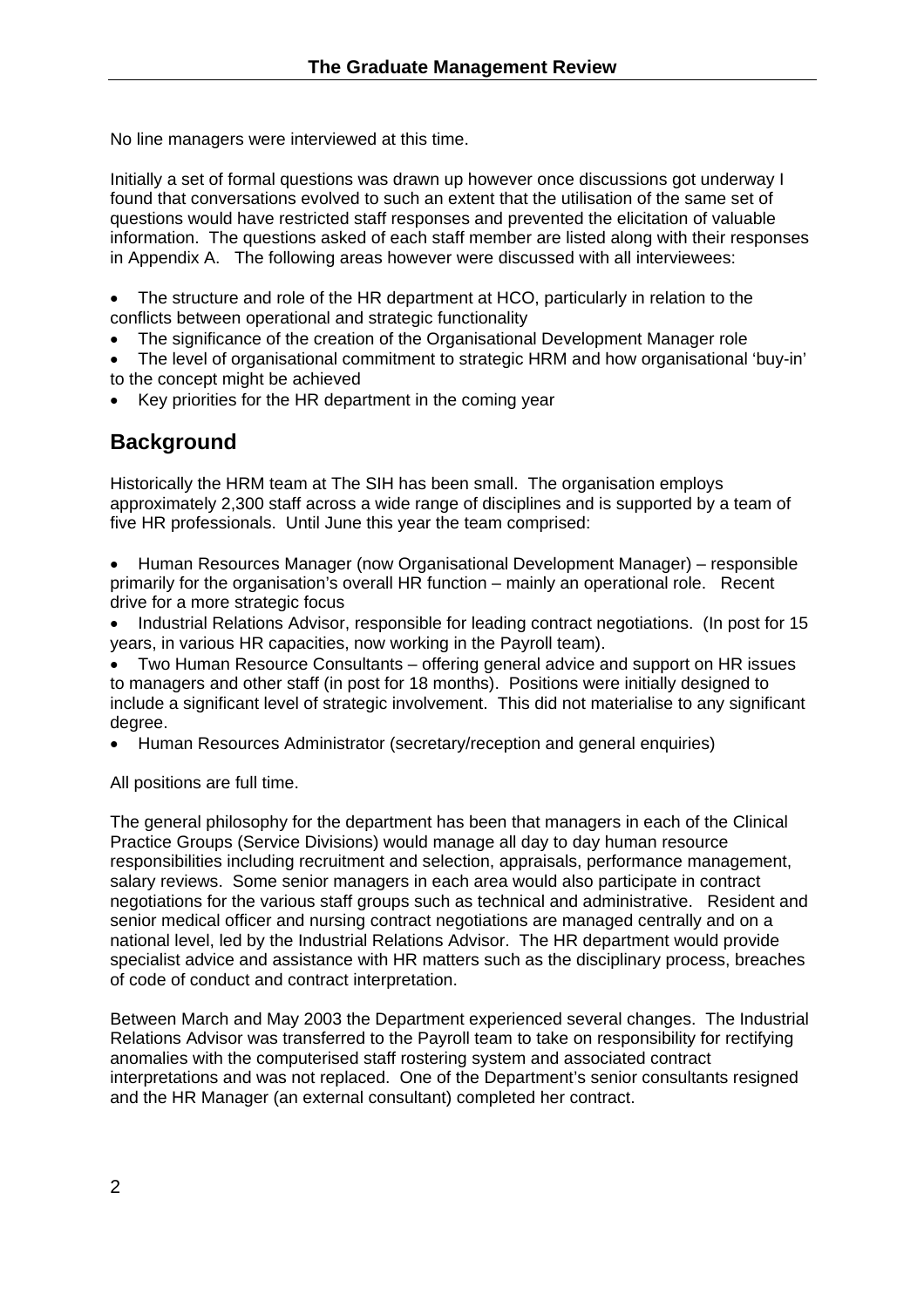No line managers were interviewed at this time.

Initially a set of formal questions was drawn up however once discussions got underway I found that conversations evolved to such an extent that the utilisation of the same set of questions would have restricted staff responses and prevented the elicitation of valuable information. The questions asked of each staff member are listed along with their responses in Appendix A. The following areas however were discussed with all interviewees:

- The structure and role of the HR department at HCO, particularly in relation to the conflicts between operational and strategic functionality
- The significance of the creation of the Organisational Development Manager role
- The level of organisational commitment to strategic HRM and how organisational 'buy-in' to the concept might be achieved
- Key priorities for the HR department in the coming year

## Background

Historically the HRM team at The SIH has been small. The organisation employs approximately 2,300 staff across a wide range of disciplines and is supported by a team of five HR professionals. Until June this year the team comprised:

- Human Resources Manager (now Organisational Development Manager) – responsible primarily for the organisation's overall HR function – mainly an operational role. Recent drive for a more strategic focus
- Industrial Relations Advisor, responsible for leading contract negotiations. (In post for 15 years, in various HR capacities, now working in the Payroll team).
- Two Human Resource Consultants – offering general advice and support on HR issues to managers and other staff (in post for 18 months). Positions were initially designed to include a significant level of strategic involvement. This did not materialise to any significant degree.
- Human Resources Administrator (secretary/reception and general enquiries)

All positions are full time.

The general philosophy for the department has been that managers in each of the Clinical Practice Groups (Service Divisions) would manage all day to day human resource responsibilities including recruitment and selection, appraisals, performance management, salary reviews. Some senior managers in each area would also participate in contract negotiations for the various staff groups such as technical and administrative. Resident and senior medical officer and nursing contract negotiations are managed centrally and on a national level, led by the Industrial Relations Advisor. The HR department would provide specialist advice and assistance with HR matters such as the disciplinary process, breaches of code of conduct and contract interpretation.

Between March and May 2003 the Department experienced several changes. The Industrial Relations Advisor was transferred to the Payroll team to take on responsibility for rectifying anomalies with the computerised staff rostering system and associated contract interpretations and was not replaced. One of the Department's senior consultants resigned and the HR Manager (an external consultant) completed her contract.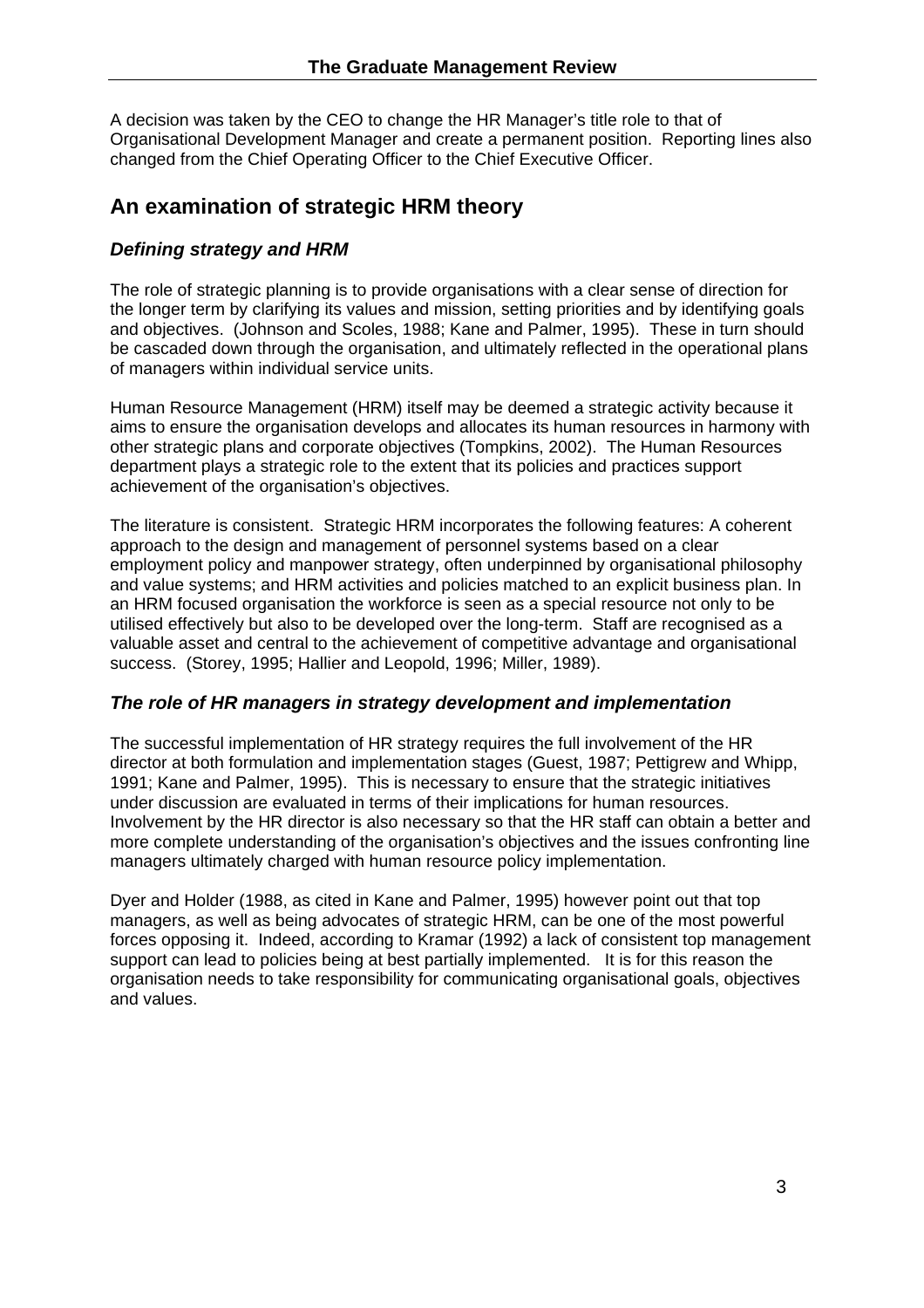A decision was taken by the CEO to change the HR Manager's title role to that of Organisational Development Manager and create a permanent position. Reporting lines also changed from the Chief Operating Officer to the Chief Executive Officer.

## An examination of strategic HRM theory

### *Defining strategy and HRM*

The role of strategic planning is to provide organisations with a clear sense of direction for the longer term by clarifying its values and mission, setting priorities and by identifying goals and objectives. (Johnson and Scoles, 1988; Kane and Palmer, 1995). These in turn should be cascaded down through the organisation, and ultimately reflected in the operational plans of managers within individual service units.

Human Resource Management (HRM) itself may be deemed a strategic activity because it aims to ensure the organisation develops and allocates its human resources in harmony with other strategic plans and corporate objectives (Tompkins, 2002). The Human Resources department plays a strategic role to the extent that its policies and practices support achievement of the organisation's objectives.

The literature is consistent. Strategic HRM incorporates the following features: A coherent approach to the design and management of personnel systems based on a clear employment policy and manpower strategy, often underpinned by organisational philosophy and value systems; and HRM activities and policies matched to an explicit business plan. In an HRM focused organisation the workforce is seen as a special resource not only to be utilised effectively but also to be developed over the long-term. Staff are recognised as a valuable asset and central to the achievement of competitive advantage and organisational success. (Storey, 1995; Hallier and Leopold, 1996; Miller, 1989).

### *The role of HR managers in strategy development and implementation*

The successful implementation of HR strategy requires the full involvement of the HR director at both formulation and implementation stages (Guest, 1987; Pettigrew and Whipp, 1991; Kane and Palmer, 1995). This is necessary to ensure that the strategic initiatives under discussion are evaluated in terms of their implications for human resources. Involvement by the HR director is also necessary so that the HR staff can obtain a better and more complete understanding of the organisation's objectives and the issues confronting line managers ultimately charged with human resource policy implementation.

Dyer and Holder (1988, as cited in Kane and Palmer, 1995) however point out that top managers, as well as being advocates of strategic HRM, can be one of the most powerful forces opposing it. Indeed, according to Kramar (1992) a lack of consistent top management support can lead to policies being at best partially implemented. It is for this reason the organisation needs to take responsibility for communicating organisational goals, objectives and values.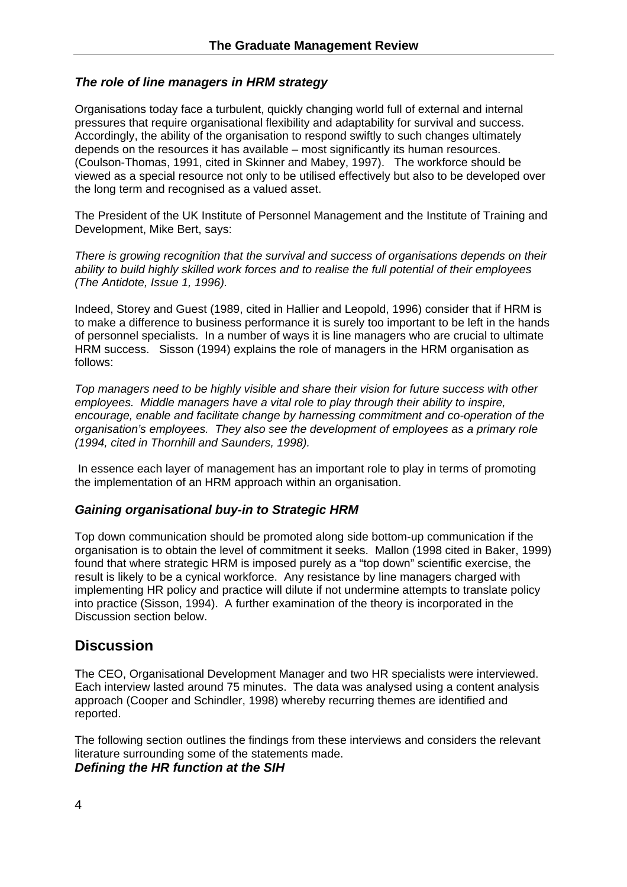### *The role of line managers in HRM strategy*

Organisations today face a turbulent, quickly changing world full of external and internal pressures that require organisational flexibility and adaptability for survival and success. Accordingly, the ability of the organisation to respond swiftly to such changes ultimately depends on the resources it has available – most significantly its human resources. (Coulson-Thomas, 1991, cited in Skinner and Mabey, 1997). The workforce should be viewed as a special resource not only to be utilised effectively but also to be developed over the long term and recognised as a valued asset.

The President of the UK Institute of Personnel Management and the Institute of Training and Development, Mike Bert, says:

*There is growing recognition that the survival and success of organisations depends on their ability to build highly skilled work forces and to realise the full potential of their employees (The Antidote, Issue 1, 1996).*

Indeed, Storey and Guest (1989, cited in Hallier and Leopold, 1996) consider that if HRM is to make a difference to business performance it is surely too important to be left in the hands of personnel specialists. In a number of ways it is line managers who are crucial to ultimate HRM success. Sisson (1994) explains the role of managers in the HRM organisation as follows:

*Top managers need to be highly visible and share their vision for future success with other employees. Middle managers have a vital role to play through their ability to inspire, encourage, enable and facilitate change by harnessing commitment and co-operation of the organisation's employees. They also see the development of employees as a primary role (1994, cited in Thornhill and Saunders, 1998).*

In essence each layer of management has an important role to play in terms of promoting the implementation of an HRM approach within an organisation.

### *Gaining organisational buy-in to Strategic HRM*

Top down communication should be promoted along side bottom-up communication if the organisation is to obtain the level of commitment it seeks. Mallon (1998 cited in Baker, 1999) found that where strategic HRM is imposed purely as a "top down" scientific exercise, the result is likely to be a cynical workforce. Any resistance by line managers charged with implementing HR policy and practice will dilute if not undermine attempts to translate policy into practice (Sisson, 1994). A further examination of the theory is incorporated in the Discussion section below.

## Discussion

The CEO, Organisational Development Manager and two HR specialists were interviewed. Each interview lasted around 75 minutes. The data was analysed using a content analysis approach (Cooper and Schindler, 1998) whereby recurring themes are identified and reported.

The following section outlines the findings from these interviews and considers the relevant literature surrounding some of the statements made.

### *Defining the HR function at the SIH*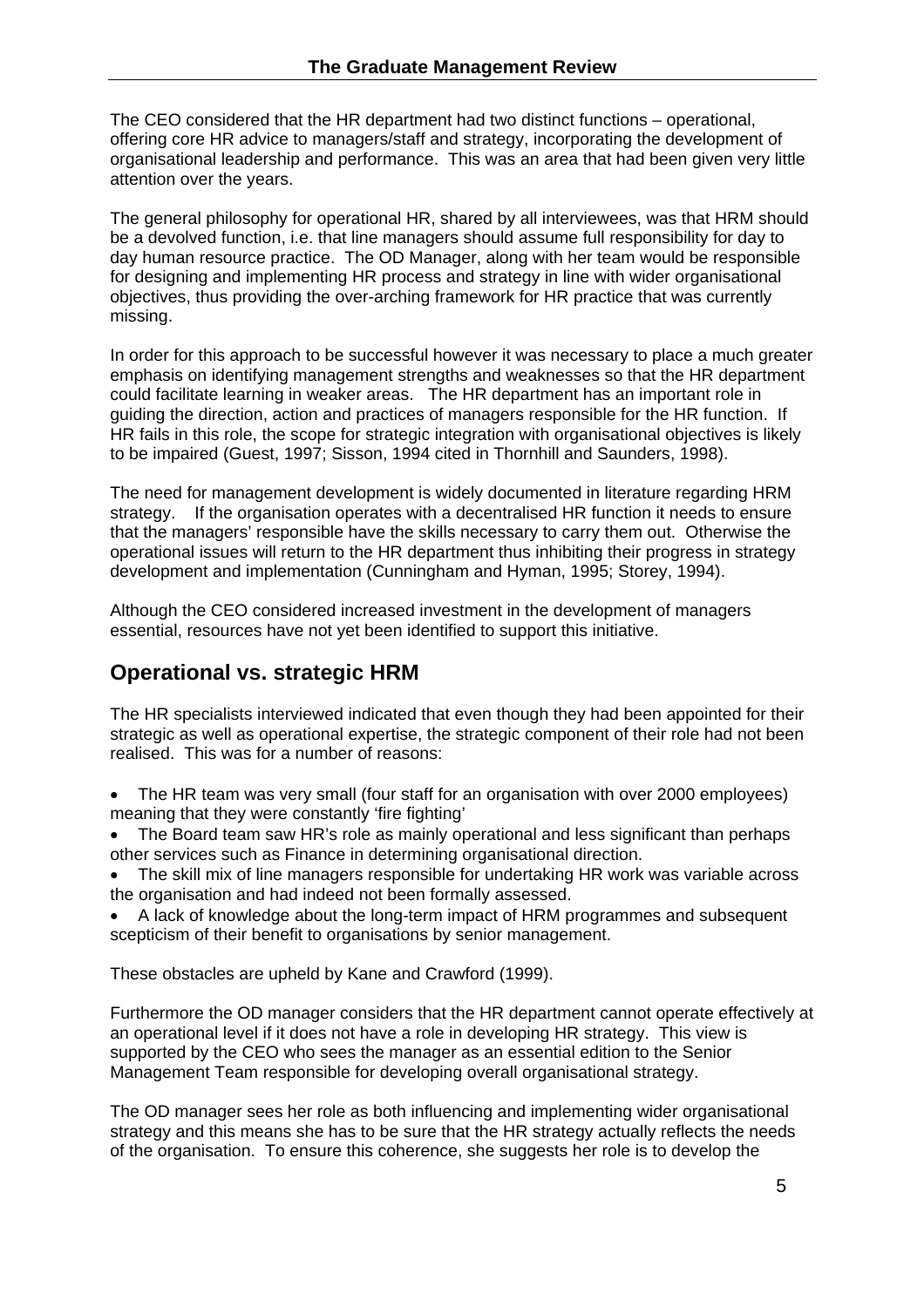The CEO considered that the HR department had two distinct functions – operational, offering core HR advice to managers/staff and strategy, incorporating the development of organisational leadership and performance. This was an area that had been given very little attention over the years.

The general philosophy for operational HR, shared by all interviewees, was that HRM should be a devolved function, i.e. that line managers should assume full responsibility for day to day human resource practice. The OD Manager, along with her team would be responsible for designing and implementing HR process and strategy in line with wider organisational objectives, thus providing the over-arching framework for HR practice that was currently missing.

In order for this approach to be successful however it was necessary to place a much greater emphasis on identifying management strengths and weaknesses so that the HR department could facilitate learning in weaker areas. The HR department has an important role in guiding the direction, action and practices of managers responsible for the HR function. If HR fails in this role, the scope for strategic integration with organisational objectives is likely to be impaired (Guest, 1997; Sisson, 1994 cited in Thornhill and Saunders, 1998).

The need for management development is widely documented in literature regarding HRM strategy. If the organisation operates with a decentralised HR function it needs to ensure that the managers' responsible have the skills necessary to carry them out. Otherwise the operational issues will return to the HR department thus inhibiting their progress in strategy development and implementation (Cunningham and Hyman, 1995; Storey, 1994).

Although the CEO considered increased investment in the development of managers essential, resources have not yet been identified to support this initiative.

## Operational vs. strategic HRM

The HR specialists interviewed indicated that even though they had been appointed for their strategic as well as operational expertise, the strategic component of their role had not been realised. This was for a number of reasons:

- The HR team was very small (four staff for an organisation with over 2000 employees) meaning that they were constantly 'fire fighting'
- The Board team saw HR's role as mainly operational and less significant than perhaps other services such as Finance in determining organisational direction.
- The skill mix of line managers responsible for undertaking HR work was variable across the organisation and had indeed not been formally assessed.
- A lack of knowledge about the long-term impact of HRM programmes and subsequent scepticism of their benefit to organisations by senior management.

These obstacles are upheld by Kane and Crawford (1999).

Furthermore the OD manager considers that the HR department cannot operate effectively at an operational level if it does not have a role in developing HR strategy. This view is supported by the CEO who sees the manager as an essential edition to the Senior Management Team responsible for developing overall organisational strategy.

The OD manager sees her role as both influencing and implementing wider organisational strategy and this means she has to be sure that the HR strategy actually reflects the needs of the organisation. To ensure this coherence, she suggests her role is to develop the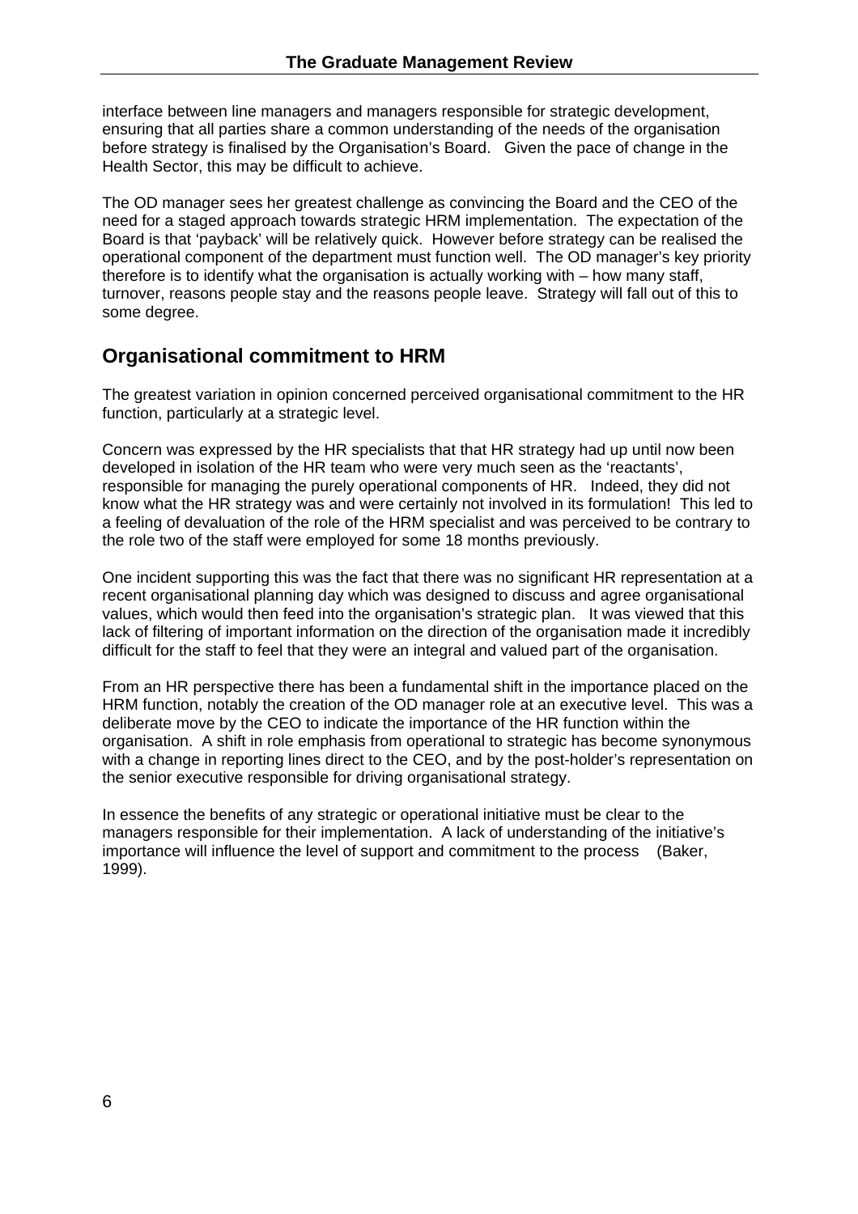interface between line managers and managers responsible for strategic development, ensuring that all parties share a common understanding of the needs of the organisation before strategy is finalised by the Organisation's Board. Given the pace of change in the Health Sector, this may be difficult to achieve.

The OD manager sees her greatest challenge as convincing the Board and the CEO of the need for a staged approach towards strategic HRM implementation. The expectation of the Board is that 'payback' will be relatively quick. However before strategy can be realised the operational component of the department must function well. The OD manager's key priority therefore is to identify what the organisation is actually working with – how many staff, turnover, reasons people stay and the reasons people leave. Strategy will fall out of this to some degree.

## Organisational commitment to HRM

The greatest variation in opinion concerned perceived organisational commitment to the HR function, particularly at a strategic level.

Concern was expressed by the HR specialists that that HR strategy had up until now been developed in isolation of the HR team who were very much seen as the 'reactants', responsible for managing the purely operational components of HR. Indeed, they did not know what the HR strategy was and were certainly not involved in its formulation! This led to a feeling of devaluation of the role of the HRM specialist and was perceived to be contrary to the role two of the staff were employed for some 18 months previously.

One incident supporting this was the fact that there was no significant HR representation at a recent organisational planning day which was designed to discuss and agree organisational values, which would then feed into the organisation's strategic plan. It was viewed that this lack of filtering of important information on the direction of the organisation made it incredibly difficult for the staff to feel that they were an integral and valued part of the organisation.

From an HR perspective there has been a fundamental shift in the importance placed on the HRM function, notably the creation of the OD manager role at an executive level. This was a deliberate move by the CEO to indicate the importance of the HR function within the organisation. A shift in role emphasis from operational to strategic has become synonymous with a change in reporting lines direct to the CEO, and by the post-holder's representation on the senior executive responsible for driving organisational strategy.

In essence the benefits of any strategic or operational initiative must be clear to the managers responsible for their implementation. A lack of understanding of the initiative's importance will influence the level of support and commitment to the process (Baker, 1999).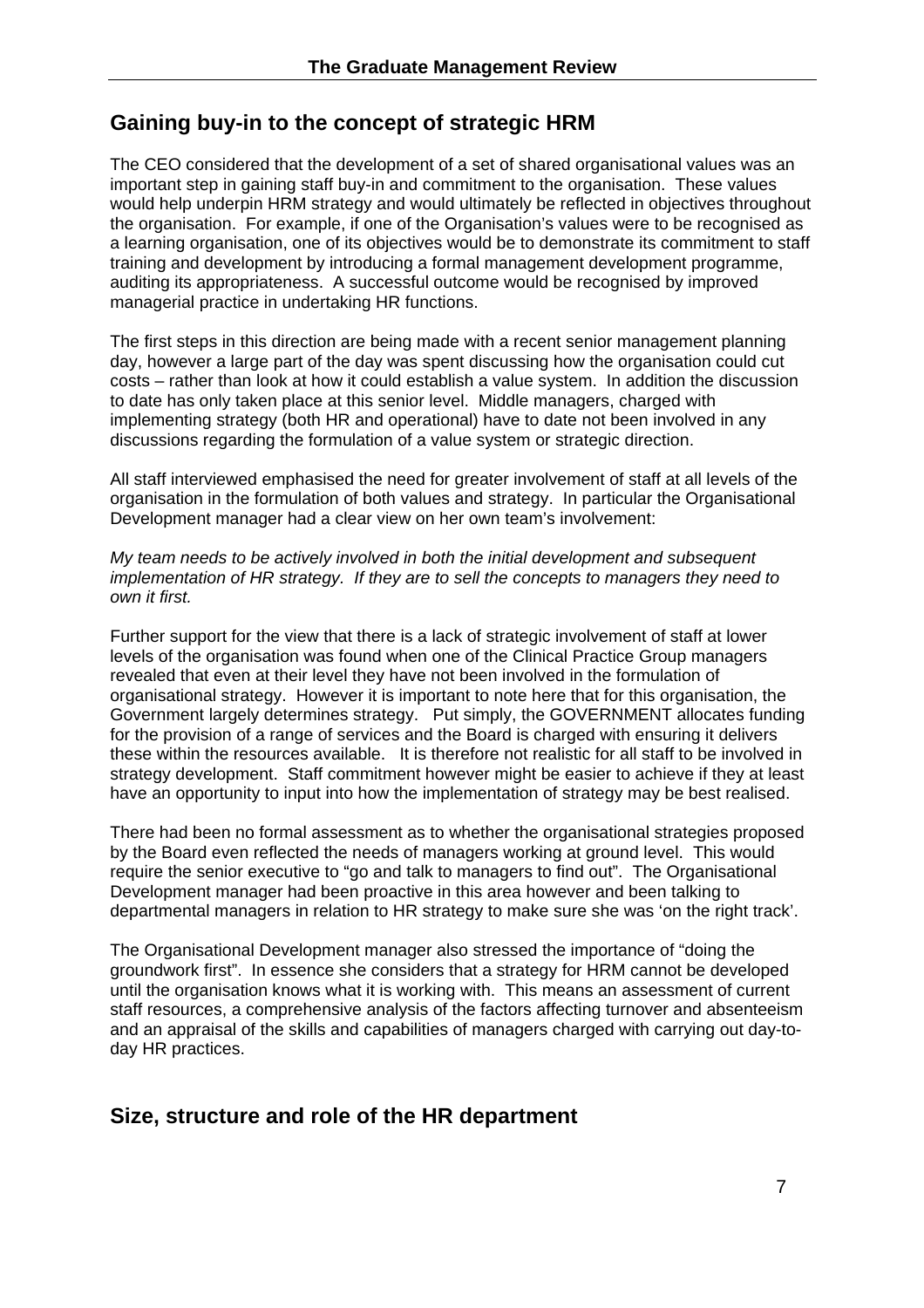## Gaining buy-in to the concept of strategic HRM

The CEO considered that the development of a set of shared organisational values was an important step in gaining staff buy-in and commitment to the organisation. These values would help underpin HRM strategy and would ultimately be reflected in objectives throughout the organisation. For example, if one of the Organisation's values were to be recognised as a learning organisation, one of its objectives would be to demonstrate its commitment to staff training and development by introducing a formal management development programme, auditing its appropriateness. A successful outcome would be recognised by improved managerial practice in undertaking HR functions.

The first steps in this direction are being made with a recent senior management planning day, however a large part of the day was spent discussing how the organisation could cut costs – rather than look at how it could establish a value system. In addition the discussion to date has only taken place at this senior level. Middle managers, charged with implementing strategy (both HR and operational) have to date not been involved in any discussions regarding the formulation of a value system or strategic direction.

All staff interviewed emphasised the need for greater involvement of staff at all levels of the organisation in the formulation of both values and strategy. In particular the Organisational Development manager had a clear view on her own team's involvement:

*My team needs to be actively involved in both the initial development and subsequent implementation of HR strategy. If they are to sell the concepts to managers they need to own it first.*

Further support for the view that there is a lack of strategic involvement of staff at lower levels of the organisation was found when one of the Clinical Practice Group managers revealed that even at their level they have not been involved in the formulation of organisational strategy. However it is important to note here that for this organisation, the Government largely determines strategy. Put simply, the GOVERNMENT allocates funding for the provision of a range of services and the Board is charged with ensuring it delivers these within the resources available. It is therefore not realistic for all staff to be involved in strategy development. Staff commitment however might be easier to achieve if they at least have an opportunity to input into how the implementation of strategy may be best realised.

There had been no formal assessment as to whether the organisational strategies proposed by the Board even reflected the needs of managers working at ground level. This would require the senior executive to "go and talk to managers to find out". The Organisational Development manager had been proactive in this area however and been talking to departmental managers in relation to HR strategy to make sure she was 'on the right track'.

The Organisational Development manager also stressed the importance of "doing the groundwork first". In essence she considers that a strategy for HRM cannot be developed until the organisation knows what it is working with. This means an assessment of current staff resources, a comprehensive analysis of the factors affecting turnover and absenteeism and an appraisal of the skills and capabilities of managers charged with carrying out day-to-day HR practices.

## Size, structure and role of the HR department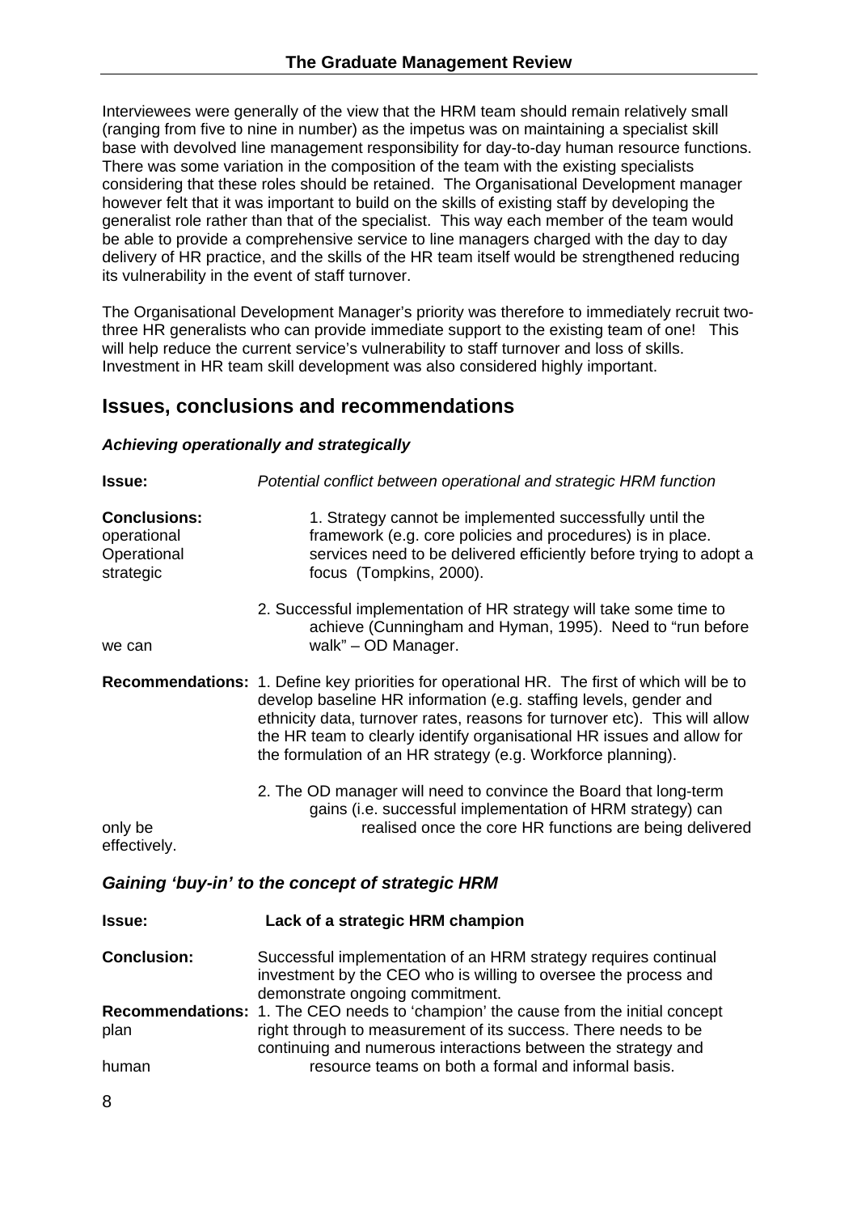Interviewees were generally of the view that the HRM team should remain relatively small (ranging from five to nine in number) as the impetus was on maintaining a specialist skill base with devolved line management responsibility for day-to-day human resource functions. There was some variation in the composition of the team with the existing specialists considering that these roles should be retained. The Organisational Development manager however felt that it was important to build on the skills of existing staff by developing the generalist role rather than that of the specialist. This way each member of the team would be able to provide a comprehensive service to line managers charged with the day to day delivery of HR practice, and the skills of the HR team itself would be strengthened reducing its vulnerability in the event of staff turnover.

The Organisational Development Manager's priority was therefore to immediately recruit two-three HR generalists who can provide immediate support to the existing team of one! This will help reduce the current service's vulnerability to staff turnover and loss of skills. Investment in HR team skill development was also considered highly important.

## Issues, conclusions and recommendations

### *Achieving operationally and strategically*

**Issue:** *Potential conflict between operational and strategic HRM function*

**Conclusions:**

1. Strategy cannot be implemented successfully until the operational framework (e.g. core policies and procedures) is in place. Operational services need to be delivered efficiently before trying to adopt a strategic focus (Tompkins, 2000).

2. Successful implementation of HR strategy will take some time to achieve (Cunningham and Hyman, 1995). Need to "run before we can walk" – OD Manager.

**Recommendations:**

1. Define key priorities for operational HR. The first of which will be to develop baseline HR information (e.g. staffing levels, gender and ethnicity data, turnover rates, reasons for turnover etc). This will allow the HR team to clearly identify organisational HR issues and allow for the formulation of an HR strategy (e.g. Workforce planning).

2. The OD manager will need to convince the Board that long-term gains (i.e. successful implementation of HRM strategy) can only be realised once the core HR functions are being delivered effectively.

### *Gaining 'buy-in' to the concept of strategic HRM*

**Issue:** **Lack of a strategic HRM champion**

**Conclusion:** Successful implementation of an HRM strategy requires continual investment by the CEO who is willing to oversee the process and demonstrate ongoing commitment.

**Recommendations:** 1. The CEO needs to 'champion' the cause from the initial concept plan right through to measurement of its success. There needs to be continuing and numerous interactions between the strategy and human resource teams on both a formal and informal basis.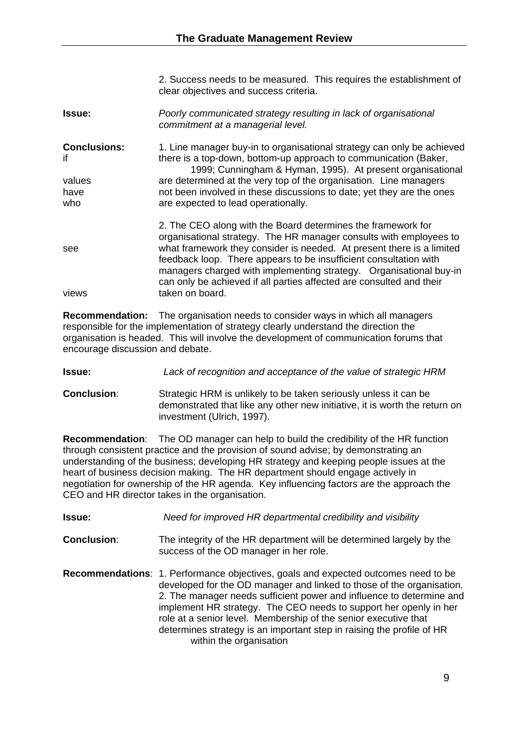2. Success needs to be measured. This requires the establishment of clear objectives and success criteria.

**Issue:** *Poorly communicated strategy resulting in lack of organisational commitment at a managerial level.*

**Conclusions:**

1. Line manager buy-in to organisational strategy can only be achieved if there is a top-down, bottom-up approach to communication (Baker, 1999; Cunningham & Hyman, 1995). At present organisational values are determined at the very top of the organisation. Line managers have not been involved in these discussions to date; yet they are the ones who are expected to lead operationally.

2. The CEO along with the Board determines the framework for organisational strategy. The HR manager consults with employees to see what framework they consider is needed. At present there is a limited feedback loop. There appears to be insufficient consultation with managers charged with implementing strategy. Organisational buy-in can only be achieved if all parties affected are consulted and their views taken on board.

**Recommendation:** The organisation needs to consider ways in which all managers responsible for the implementation of strategy clearly understand the direction the organisation is headed. This will involve the development of communication forums that encourage discussion and debate.

**Issue:** *Lack of recognition and acceptance of the value of strategic HRM*

**Conclusion**: Strategic HRM is unlikely to be taken seriously unless it can be demonstrated that like any other new initiative, it is worth the return on investment (Ulrich, 1997).

**Recommendation**: The OD manager can help to build the credibility of the HR function through consistent practice and the provision of sound advise; by demonstrating an understanding of the business; developing HR strategy and keeping people issues at the heart of business decision making. The HR department should engage actively in negotiation for ownership of the HR agenda. Key influencing factors are the approach the CEO and HR director takes in the organisation.

**Issue:** *Need for improved HR departmental credibility and visibility*

**Conclusion**: The integrity of the HR department will be determined largely by the success of the OD manager in her role.

**Recommendations**:

1. Performance objectives, goals and expected outcomes need to be developed for the OD manager and linked to those of the organisation.
2. The manager needs sufficient power and influence to determine and implement HR strategy. The CEO needs to support her openly in her role at a senior level. Membership of the senior executive that determines strategy is an important step in raising the profile of HR within the organisation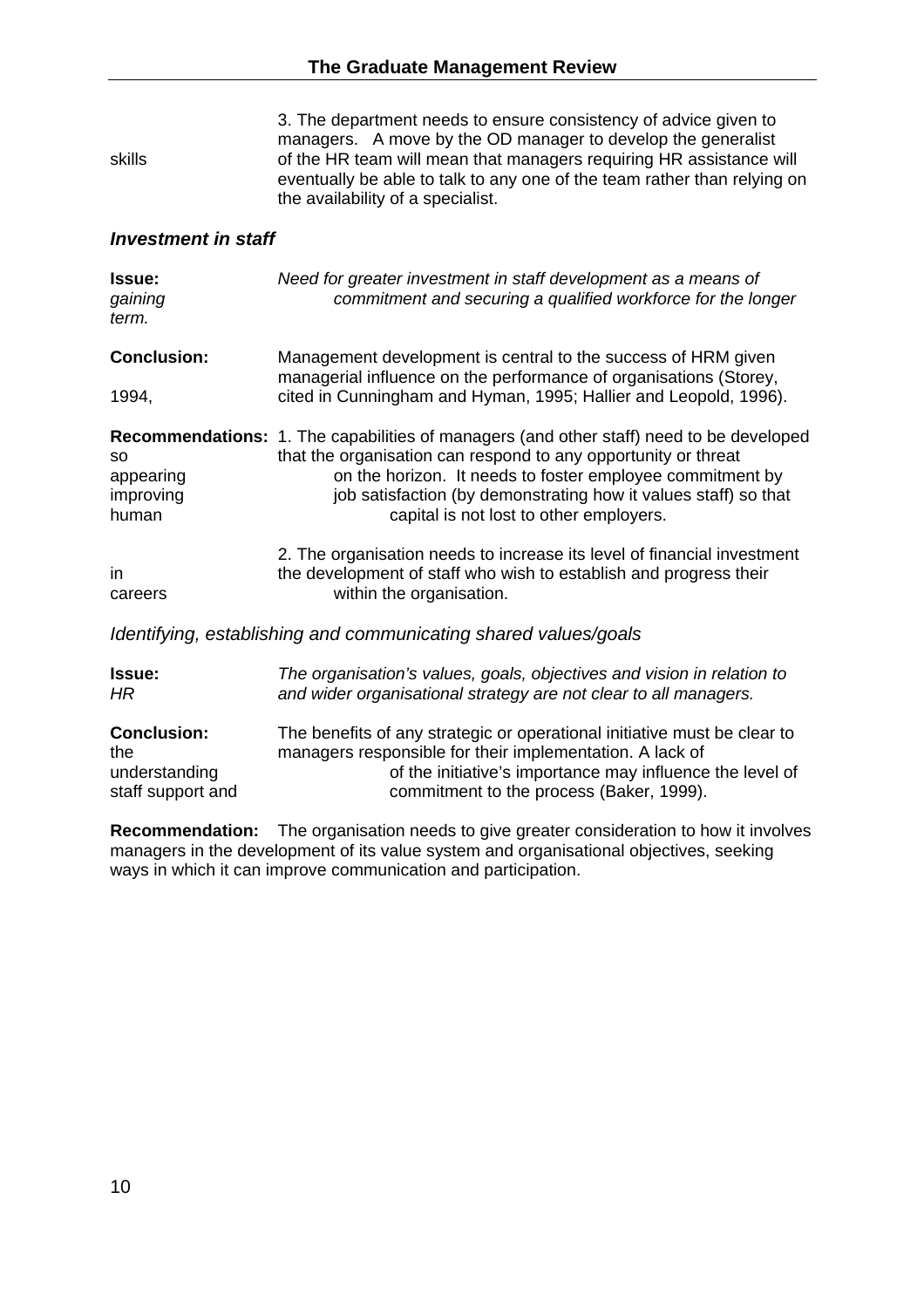3. The department needs to ensure consistency of advice given to managers. A move by the OD manager to develop the generalist skills of the HR team will mean that managers requiring HR assistance will eventually be able to talk to any one of the team rather than relying on the availability of a specialist.

### *Investment in staff*

**Issue:** *Need for greater investment in staff development as a means of gaining commitment and securing a qualified workforce for the longer term.*

**Conclusion:** Management development is central to the success of HRM given managerial influence on the performance of organisations (Storey, 1994, cited in Cunningham and Hyman, 1995; Hallier and Leopold, 1996).

**Recommendations:** 1. The capabilities of managers (and other staff) need to be developed so that the organisation can respond to any opportunity or threat appearing on the horizon. It needs to foster employee commitment by improving job satisfaction (by demonstrating how it values staff) so that human capital is not lost to other employers.

2. The organisation needs to increase its level of financial investment in the development of staff who wish to establish and progress their careers within the organisation.

### *Identifying, establishing and communicating shared values/goals*

**Issue:** *The organisation's values, goals, objectives and vision in relation to HR and wider organisational strategy are not clear to all managers.*

**Conclusion:** The benefits of any strategic or operational initiative must be clear to the managers responsible for their implementation. A lack of understanding of the initiative's importance may influence the level of staff support and commitment to the process (Baker, 1999).

**Recommendation:** The organisation needs to give greater consideration to how it involves managers in the development of its value system and organisational objectives, seeking ways in which it can improve communication and participation.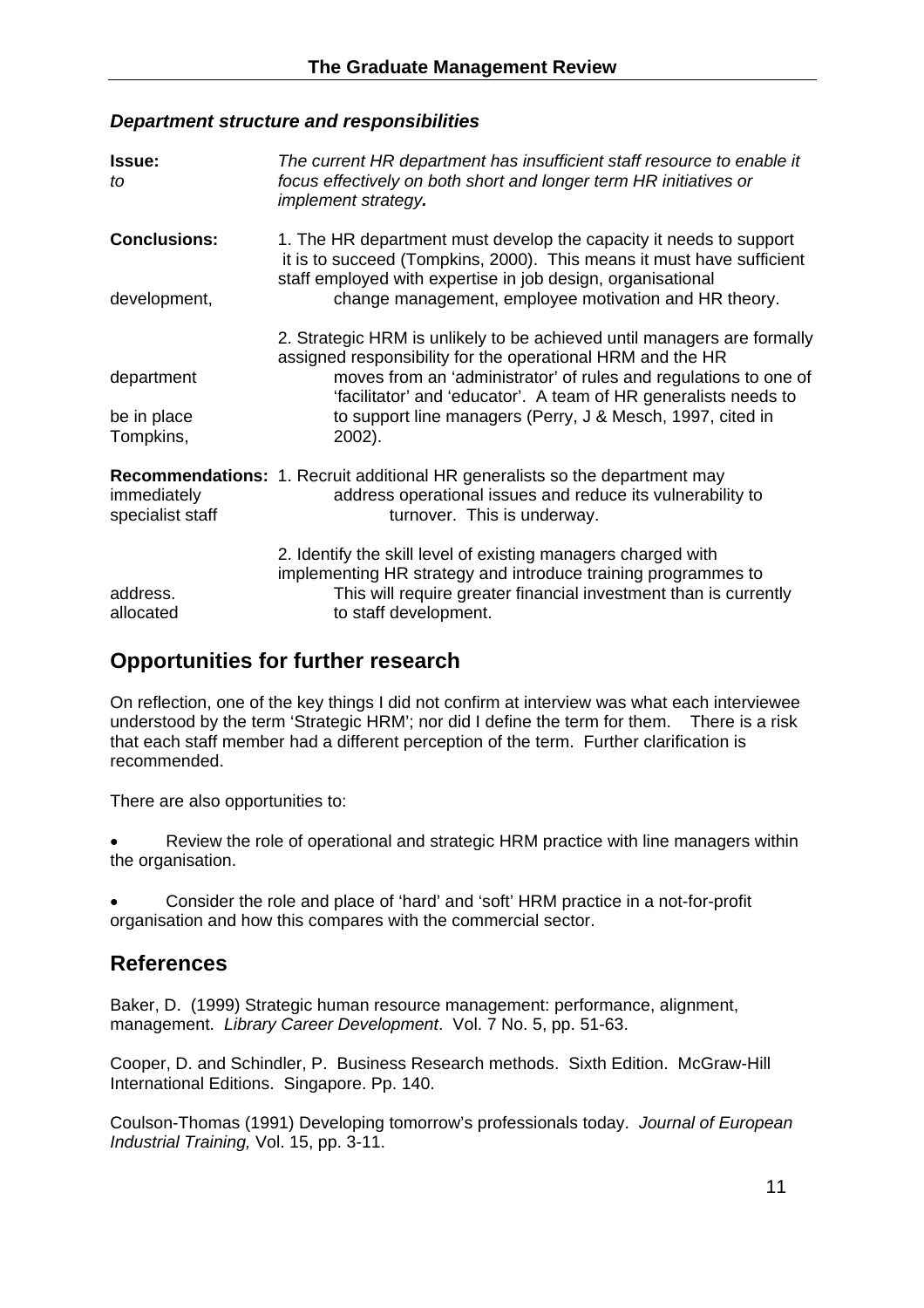### *Department structure and responsibilities*

**Issue:** *The current HR department has insufficient staff resource to enable it to focus effectively on both short and longer term HR initiatives or implement strategy.*

**Conclusions:** 1. The HR department must develop the capacity it needs to support it is to succeed (Tompkins, 2000). This means it must have sufficient staff employed with expertise in job design, organisational development, change management, employee motivation and HR theory.

2. Strategic HRM is unlikely to be achieved until managers are formally assigned responsibility for the operational HRM and the HR department moves from an 'administrator' of rules and regulations to one of 'facilitator' and 'educator'. A team of HR generalists needs to be in place to support line managers (Perry, J & Mesch, 1997, cited in Tompkins, 2002).

**Recommendations:** 1. Recruit additional HR generalists so the department may immediately address operational issues and reduce its vulnerability to specialist staff turnover. This is underway.

2. Identify the skill level of existing managers charged with implementing HR strategy and introduce training programmes to address. This will require greater financial investment than is currently allocated to staff development.

## Opportunities for further research

On reflection, one of the key things I did not confirm at interview was what each interviewee understood by the term 'Strategic HRM'; nor did I define the term for them. There is a risk that each staff member had a different perception of the term. Further clarification is recommended.

There are also opportunities to:

- Review the role of operational and strategic HRM practice with line managers within the organisation.
- Consider the role and place of 'hard' and 'soft' HRM practice in a not-for-profit organisation and how this compares with the commercial sector.

## References

Baker, D. (1999) Strategic human resource management: performance, alignment, management. *Library Career Development*. Vol. 7 No. 5, pp. 51-63.

Cooper, D. and Schindler, P. Business Research methods. Sixth Edition. McGraw-Hill International Editions. Singapore. Pp. 140.

Coulson-Thomas (1991) Developing tomorrow's professionals today. *Journal of European Industrial Training,* Vol. 15, pp. 3-11.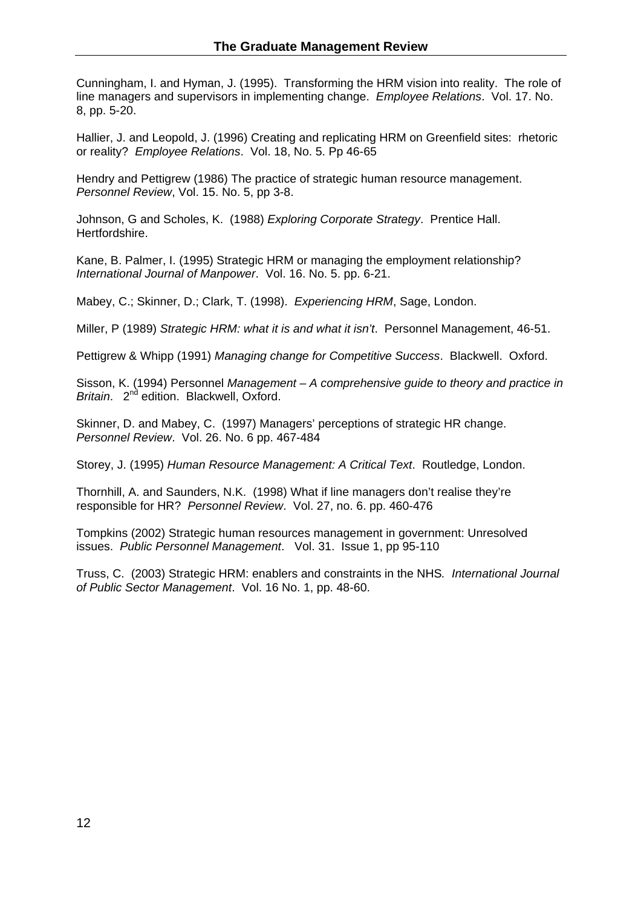Cunningham, I. and Hyman, J. (1995). Transforming the HRM vision into reality. The role of line managers and supervisors in implementing change. *Employee Relations*. Vol. 17. No. 8, pp. 5-20.

Hallier, J. and Leopold, J. (1996) Creating and replicating HRM on Greenfield sites: rhetoric or reality? *Employee Relations*. Vol. 18, No. 5. Pp 46-65

Hendry and Pettigrew (1986) The practice of strategic human resource management. *Personnel Review*, Vol. 15. No. 5, pp 3-8.

Johnson, G and Scholes, K. (1988) *Exploring Corporate Strategy*. Prentice Hall. Hertfordshire.

Kane, B. Palmer, I. (1995) Strategic HRM or managing the employment relationship? *International Journal of Manpower*. Vol. 16. No. 5. pp. 6-21.

Mabey, C.; Skinner, D.; Clark, T. (1998). *Experiencing HRM*, Sage, London.

Miller, P (1989) *Strategic HRM: what it is and what it isn't*. Personnel Management, 46-51.

Pettigrew & Whipp (1991) *Managing change for Competitive Success*. Blackwell. Oxford.

Sisson, K. (1994) Personnel *Management – A comprehensive guide to theory and practice in Britain*. 2nd edition. Blackwell, Oxford.

Skinner, D. and Mabey, C. (1997) Managers' perceptions of strategic HR change. *Personnel Review*. Vol. 26. No. 6 pp. 467-484

Storey, J. (1995) *Human Resource Management: A Critical Text*. Routledge, London.

Thornhill, A. and Saunders, N.K. (1998) What if line managers don't realise they're responsible for HR? *Personnel Review*. Vol. 27, no. 6. pp. 460-476

Tompkins (2002) Strategic human resources management in government: Unresolved issues. *Public Personnel Management*. Vol. 31. Issue 1, pp 95-110

Truss, C. (2003) Strategic HRM: enablers and constraints in the NHS*. International Journal of Public Sector Management*. Vol. 16 No. 1, pp. 48-60.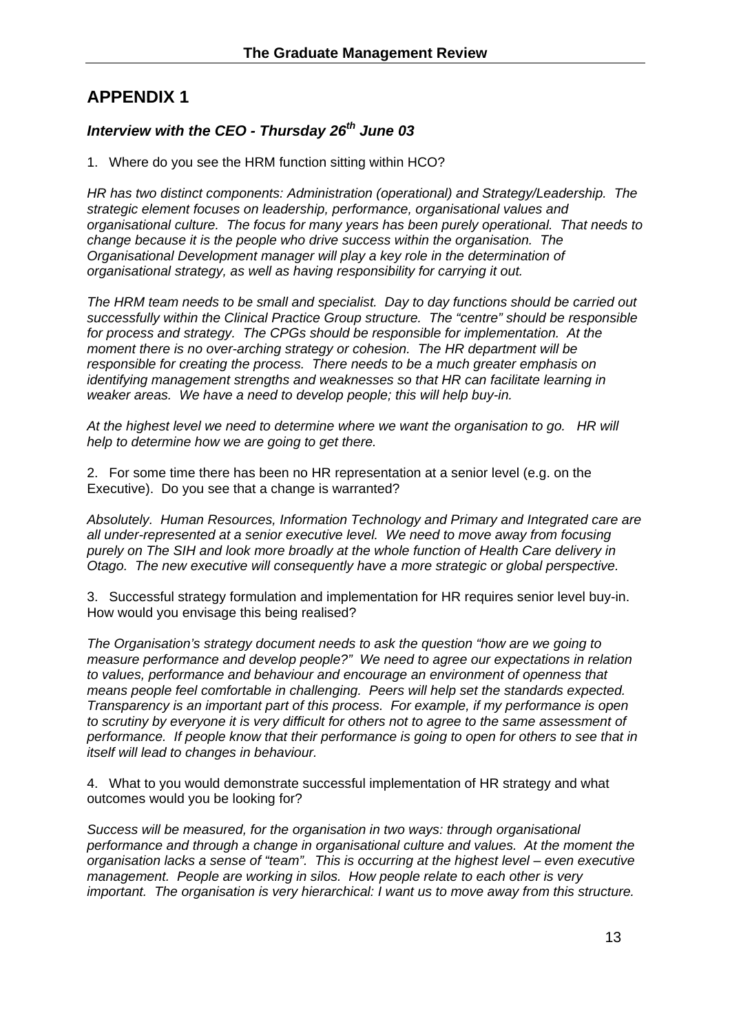## APPENDIX 1

### *Interview with the CEO - Thursday 26th June 03*

1. Where do you see the HRM function sitting within HCO?

*HR has two distinct components: Administration (operational) and Strategy/Leadership. The strategic element focuses on leadership, performance, organisational values and organisational culture. The focus for many years has been purely operational. That needs to change because it is the people who drive success within the organisation. The Organisational Development manager will play a key role in the determination of organisational strategy, as well as having responsibility for carrying it out.*

*The HRM team needs to be small and specialist. Day to day functions should be carried out successfully within the Clinical Practice Group structure. The "centre" should be responsible for process and strategy. The CPGs should be responsible for implementation. At the moment there is no over-arching strategy or cohesion. The HR department will be responsible for creating the process. There needs to be a much greater emphasis on identifying management strengths and weaknesses so that HR can facilitate learning in weaker areas. We have a need to develop people; this will help buy-in.*

*At the highest level we need to determine where we want the organisation to go. HR will help to determine how we are going to get there.*

2. For some time there has been no HR representation at a senior level (e.g. on the Executive). Do you see that a change is warranted?

*Absolutely. Human Resources, Information Technology and Primary and Integrated care are all under-represented at a senior executive level. We need to move away from focusing purely on The SIH and look more broadly at the whole function of Health Care delivery in Otago. The new executive will consequently have a more strategic or global perspective.*

3. Successful strategy formulation and implementation for HR requires senior level buy-in. How would you envisage this being realised?

*The Organisation's strategy document needs to ask the question "how are we going to measure performance and develop people?" We need to agree our expectations in relation to values, performance and behaviour and encourage an environment of openness that means people feel comfortable in challenging. Peers will help set the standards expected. Transparency is an important part of this process. For example, if my performance is open to scrutiny by everyone it is very difficult for others not to agree to the same assessment of performance. If people know that their performance is going to open for others to see that in itself will lead to changes in behaviour.*

4. What to you would demonstrate successful implementation of HR strategy and what outcomes would you be looking for?

*Success will be measured, for the organisation in two ways: through organisational performance and through a change in organisational culture and values. At the moment the organisation lacks a sense of "team". This is occurring at the highest level – even executive management. People are working in silos. How people relate to each other is very important. The organisation is very hierarchical: I want us to move away from this structure.*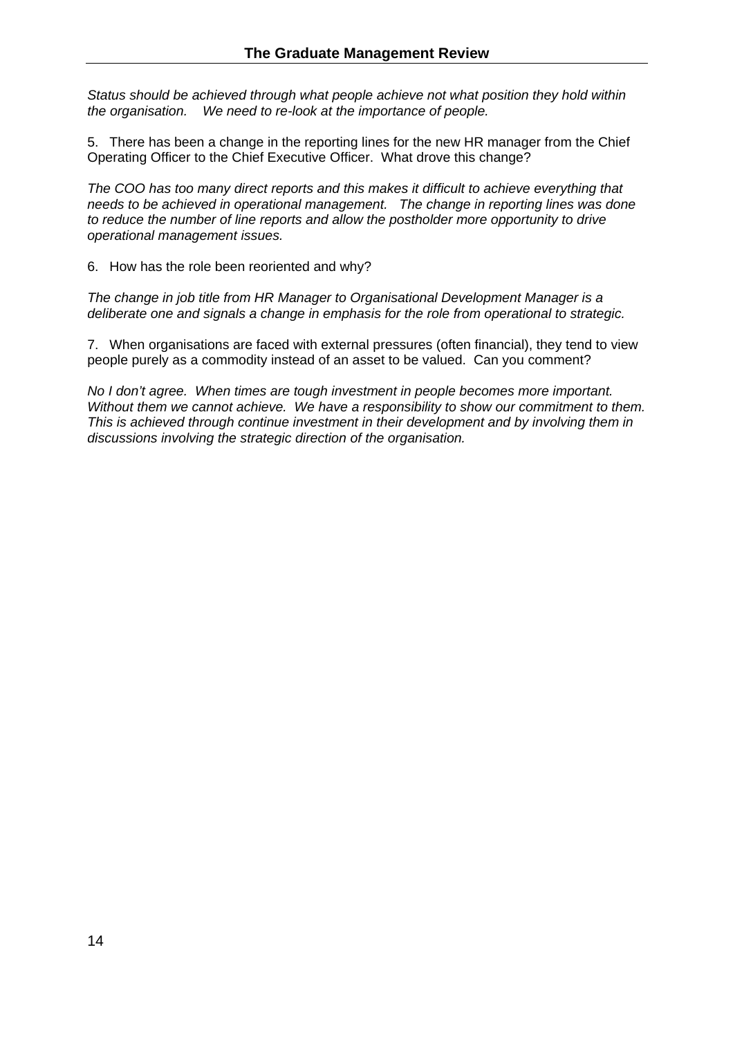*Status should be achieved through what people achieve not what position they hold within the organisation. We need to re-look at the importance of people.*

5. There has been a change in the reporting lines for the new HR manager from the Chief Operating Officer to the Chief Executive Officer. What drove this change?

*The COO has too many direct reports and this makes it difficult to achieve everything that needs to be achieved in operational management. The change in reporting lines was done to reduce the number of line reports and allow the postholder more opportunity to drive operational management issues.*

6. How has the role been reoriented and why?

*The change in job title from HR Manager to Organisational Development Manager is a deliberate one and signals a change in emphasis for the role from operational to strategic.*

7. When organisations are faced with external pressures (often financial), they tend to view people purely as a commodity instead of an asset to be valued. Can you comment?

*No I don't agree. When times are tough investment in people becomes more important. Without them we cannot achieve. We have a responsibility to show our commitment to them. This is achieved through continue investment in their development and by involving them in discussions involving the strategic direction of the organisation.*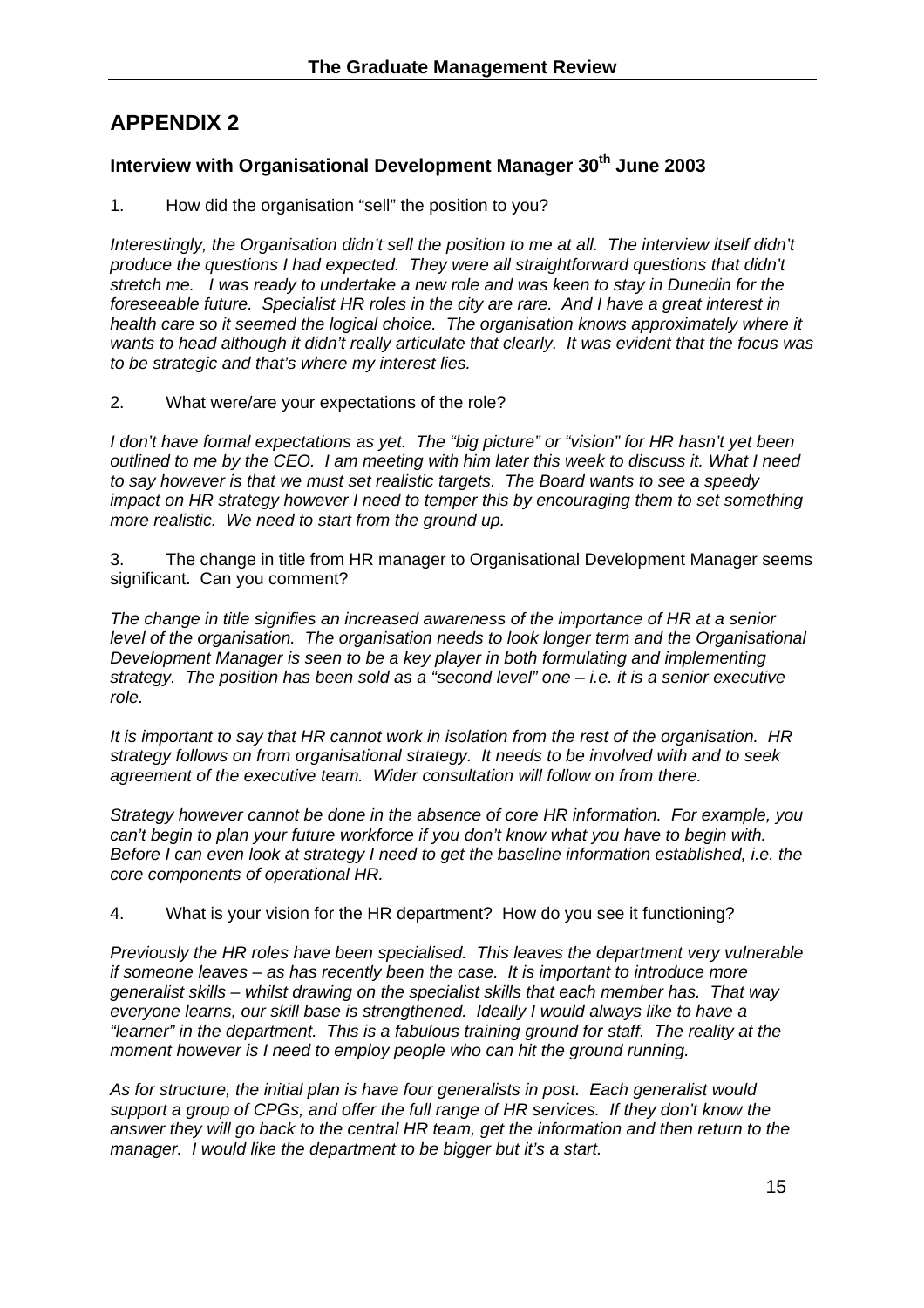# APPENDIX 2

### Interview with Organisational Development Manager 30th June 2003

1. How did the organisation "sell" the position to you?

*Interestingly, the Organisation didn't sell the position to me at all. The interview itself didn't produce the questions I had expected. They were all straightforward questions that didn't stretch me. I was ready to undertake a new role and was keen to stay in Dunedin for the foreseeable future. Specialist HR roles in the city are rare. And I have a great interest in health care so it seemed the logical choice. The organisation knows approximately where it wants to head although it didn't really articulate that clearly. It was evident that the focus was to be strategic and that's where my interest lies.*

2. What were/are your expectations of the role?

*I don't have formal expectations as yet. The "big picture" or "vision" for HR hasn't yet been outlined to me by the CEO. I am meeting with him later this week to discuss it. What I need to say however is that we must set realistic targets. The Board wants to see a speedy impact on HR strategy however I need to temper this by encouraging them to set something more realistic. We need to start from the ground up.*

3. The change in title from HR manager to Organisational Development Manager seems significant. Can you comment?

*The change in title signifies an increased awareness of the importance of HR at a senior level of the organisation. The organisation needs to look longer term and the Organisational Development Manager is seen to be a key player in both formulating and implementing strategy. The position has been sold as a "second level" one – i.e. it is a senior executive role.*

*It is important to say that HR cannot work in isolation from the rest of the organisation. HR strategy follows on from organisational strategy. It needs to be involved with and to seek agreement of the executive team. Wider consultation will follow on from there.*

*Strategy however cannot be done in the absence of core HR information. For example, you can't begin to plan your future workforce if you don't know what you have to begin with. Before I can even look at strategy I need to get the baseline information established, i.e. the core components of operational HR.*

4. What is your vision for the HR department? How do you see it functioning?

*Previously the HR roles have been specialised. This leaves the department very vulnerable if someone leaves – as has recently been the case. It is important to introduce more generalist skills – whilst drawing on the specialist skills that each member has. That way everyone learns, our skill base is strengthened. Ideally I would always like to have a "learner" in the department. This is a fabulous training ground for staff. The reality at the moment however is I need to employ people who can hit the ground running.*

*As for structure, the initial plan is have four generalists in post. Each generalist would support a group of CPGs, and offer the full range of HR services. If they don't know the answer they will go back to the central HR team, get the information and then return to the manager. I would like the department to be bigger but it's a start.*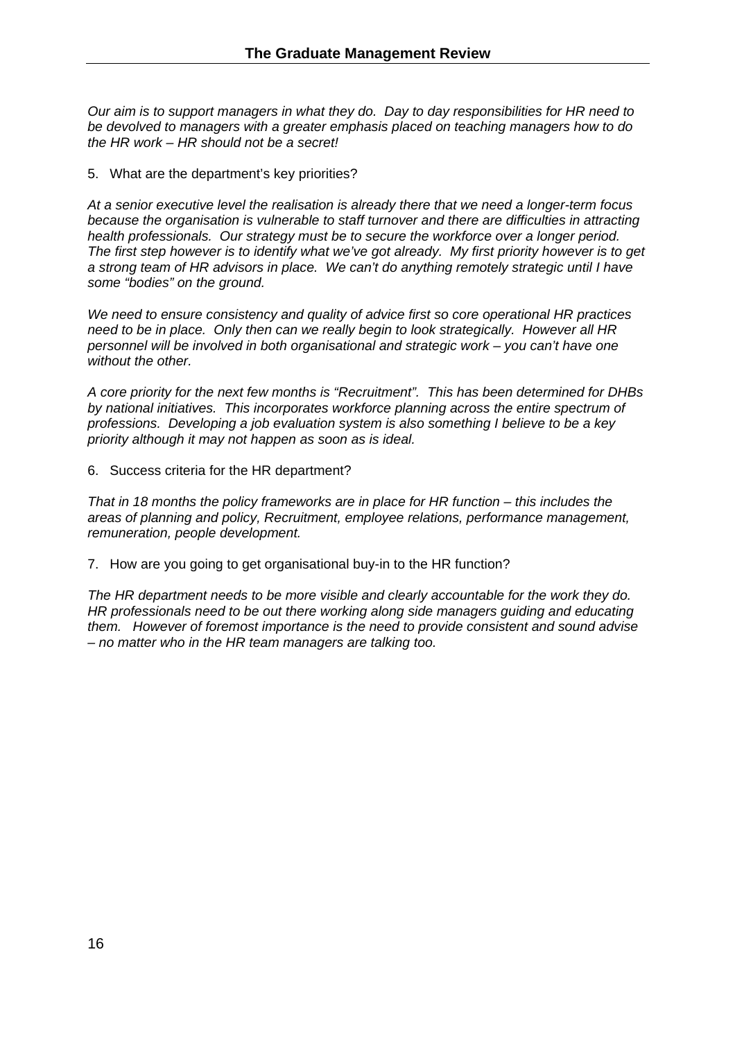*Our aim is to support managers in what they do. Day to day responsibilities for HR need to be devolved to managers with a greater emphasis placed on teaching managers how to do the HR work – HR should not be a secret!*

5. What are the department's key priorities?

*At a senior executive level the realisation is already there that we need a longer-term focus because the organisation is vulnerable to staff turnover and there are difficulties in attracting health professionals. Our strategy must be to secure the workforce over a longer period. The first step however is to identify what we've got already. My first priority however is to get a strong team of HR advisors in place. We can't do anything remotely strategic until I have some "bodies" on the ground.*

*We need to ensure consistency and quality of advice first so core operational HR practices need to be in place. Only then can we really begin to look strategically. However all HR personnel will be involved in both organisational and strategic work – you can't have one without the other.*

*A core priority for the next few months is "Recruitment". This has been determined for DHBs by national initiatives. This incorporates workforce planning across the entire spectrum of professions. Developing a job evaluation system is also something I believe to be a key priority although it may not happen as soon as is ideal.*

6. Success criteria for the HR department?

*That in 18 months the policy frameworks are in place for HR function – this includes the areas of planning and policy, Recruitment, employee relations, performance management, remuneration, people development.*

7. How are you going to get organisational buy-in to the HR function?

*The HR department needs to be more visible and clearly accountable for the work they do. HR professionals need to be out there working along side managers guiding and educating them. However of foremost importance is the need to provide consistent and sound advise – no matter who in the HR team managers are talking too.*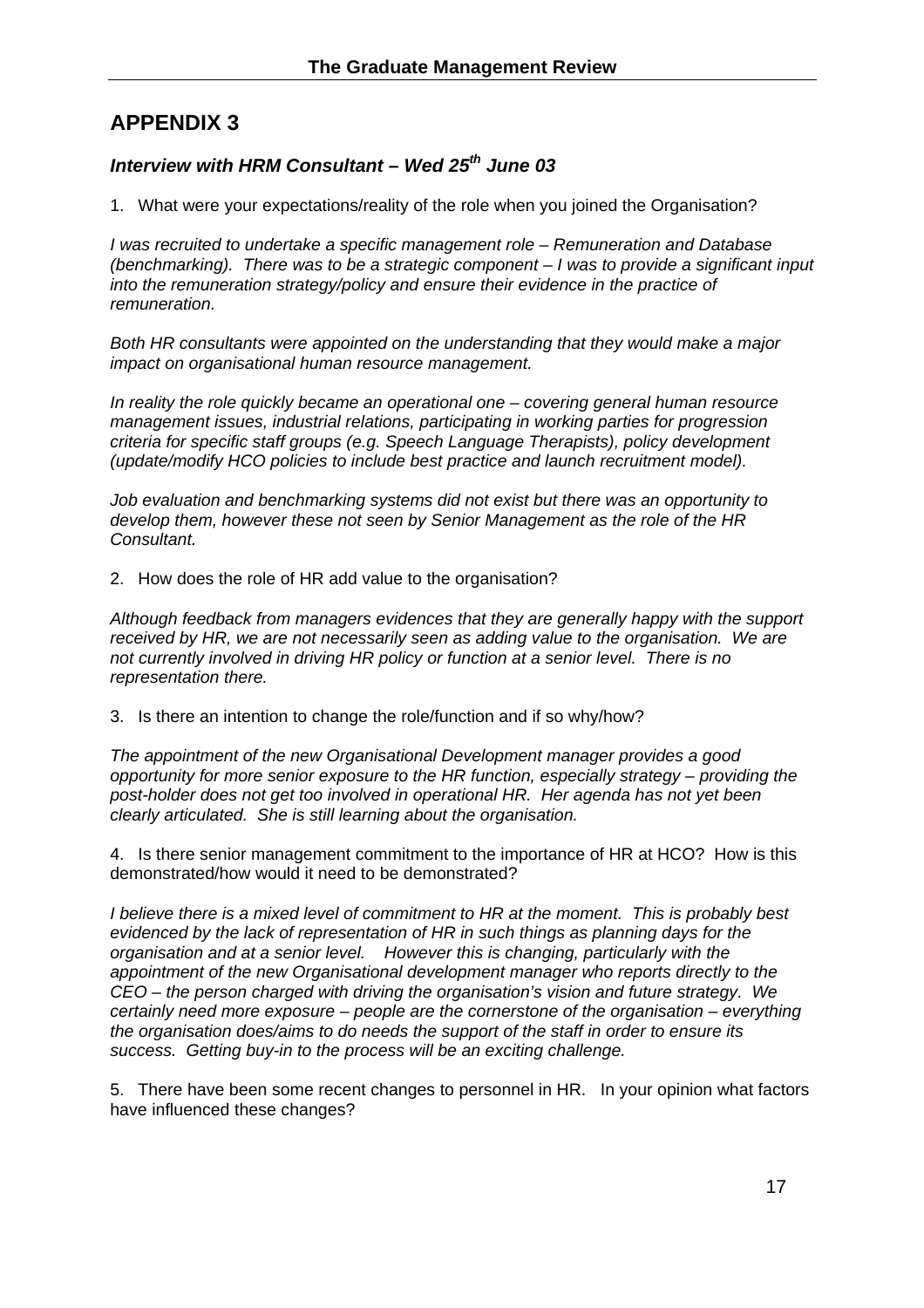## APPENDIX 3

### *Interview with HRM Consultant – Wed 25th June 03*

1. What were your expectations/reality of the role when you joined the Organisation?

*I was recruited to undertake a specific management role – Remuneration and Database (benchmarking). There was to be a strategic component – I was to provide a significant input into the remuneration strategy/policy and ensure their evidence in the practice of remuneration.*

*Both HR consultants were appointed on the understanding that they would make a major impact on organisational human resource management.*

*In reality the role quickly became an operational one – covering general human resource management issues, industrial relations, participating in working parties for progression criteria for specific staff groups (e.g. Speech Language Therapists), policy development (update/modify HCO policies to include best practice and launch recruitment model).*

*Job evaluation and benchmarking systems did not exist but there was an opportunity to develop them, however these not seen by Senior Management as the role of the HR Consultant.*

2. How does the role of HR add value to the organisation?

*Although feedback from managers evidences that they are generally happy with the support received by HR, we are not necessarily seen as adding value to the organisation. We are not currently involved in driving HR policy or function at a senior level. There is no representation there.*

3. Is there an intention to change the role/function and if so why/how?

*The appointment of the new Organisational Development manager provides a good opportunity for more senior exposure to the HR function, especially strategy – providing the post-holder does not get too involved in operational HR. Her agenda has not yet been clearly articulated. She is still learning about the organisation.*

4. Is there senior management commitment to the importance of HR at HCO? How is this demonstrated/how would it need to be demonstrated?

*I believe there is a mixed level of commitment to HR at the moment. This is probably best evidenced by the lack of representation of HR in such things as planning days for the organisation and at a senior level. However this is changing, particularly with the appointment of the new Organisational development manager who reports directly to the CEO – the person charged with driving the organisation's vision and future strategy. We certainly need more exposure – people are the cornerstone of the organisation – everything the organisation does/aims to do needs the support of the staff in order to ensure its success. Getting buy-in to the process will be an exciting challenge.*

5. There have been some recent changes to personnel in HR. In your opinion what factors have influenced these changes?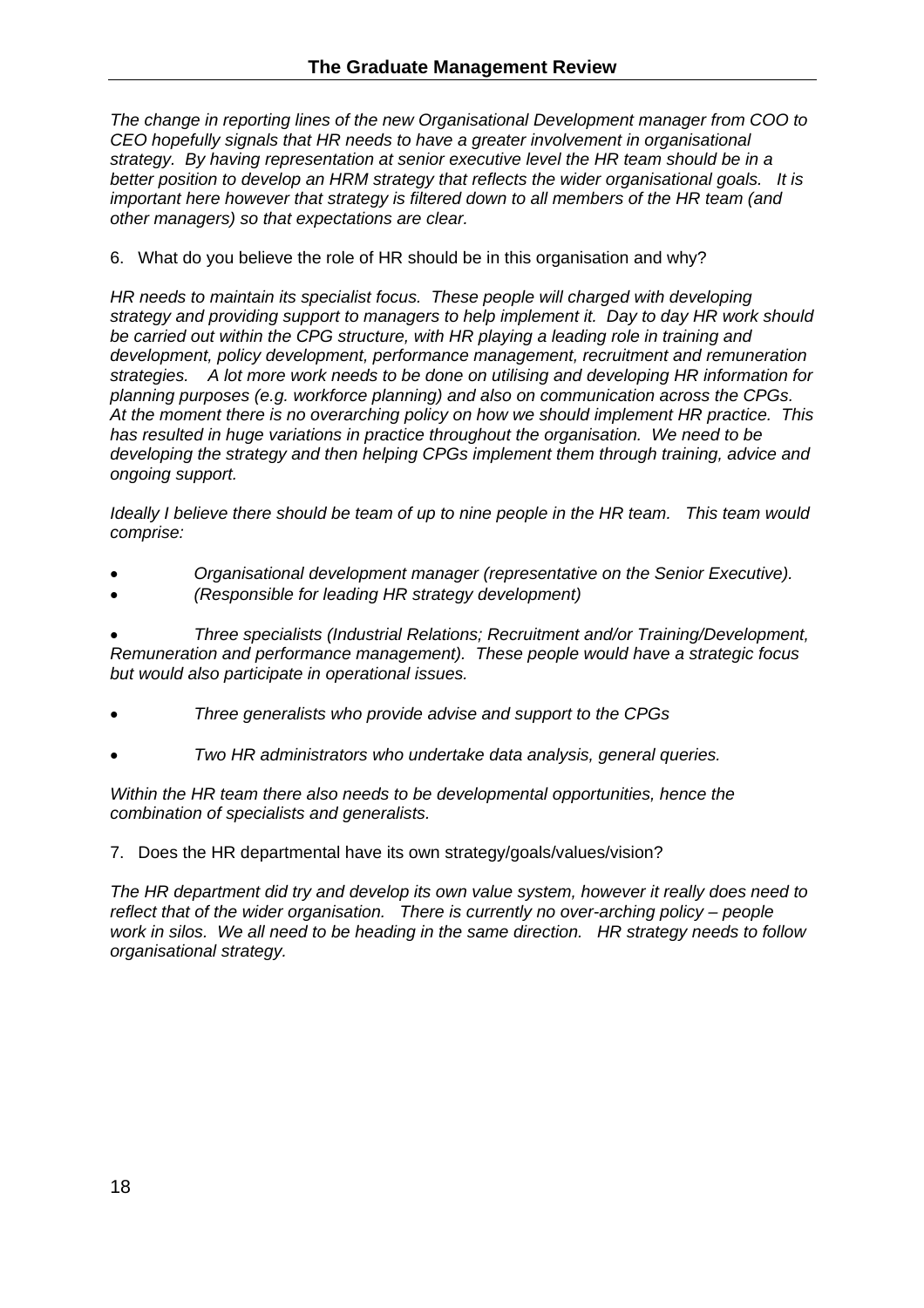*The change in reporting lines of the new Organisational Development manager from COO to CEO hopefully signals that HR needs to have a greater involvement in organisational strategy. By having representation at senior executive level the HR team should be in a better position to develop an HRM strategy that reflects the wider organisational goals. It is important here however that strategy is filtered down to all members of the HR team (and other managers) so that expectations are clear.*

6. What do you believe the role of HR should be in this organisation and why?

*HR needs to maintain its specialist focus. These people will charged with developing strategy and providing support to managers to help implement it. Day to day HR work should be carried out within the CPG structure, with HR playing a leading role in training and development, policy development, performance management, recruitment and remuneration strategies. A lot more work needs to be done on utilising and developing HR information for planning purposes (e.g. workforce planning) and also on communication across the CPGs. At the moment there is no overarching policy on how we should implement HR practice. This has resulted in huge variations in practice throughout the organisation. We need to be developing the strategy and then helping CPGs implement them through training, advice and ongoing support.*

*Ideally I believe there should be team of up to nine people in the HR team. This team would comprise:*

- *Organisational development manager (representative on the Senior Executive).*
- *(Responsible for leading HR strategy development)*

- *Three specialists (Industrial Relations; Recruitment and/or Training/Development, Remuneration and performance management). These people would have a strategic focus but would also participate in operational issues.*

- *Three generalists who provide advise and support to the CPGs*

- *Two HR administrators who undertake data analysis, general queries.*

*Within the HR team there also needs to be developmental opportunities, hence the combination of specialists and generalists.*

7. Does the HR departmental have its own strategy/goals/values/vision?

*The HR department did try and develop its own value system, however it really does need to reflect that of the wider organisation. There is currently no over-arching policy – people work in silos. We all need to be heading in the same direction. HR strategy needs to follow organisational strategy.*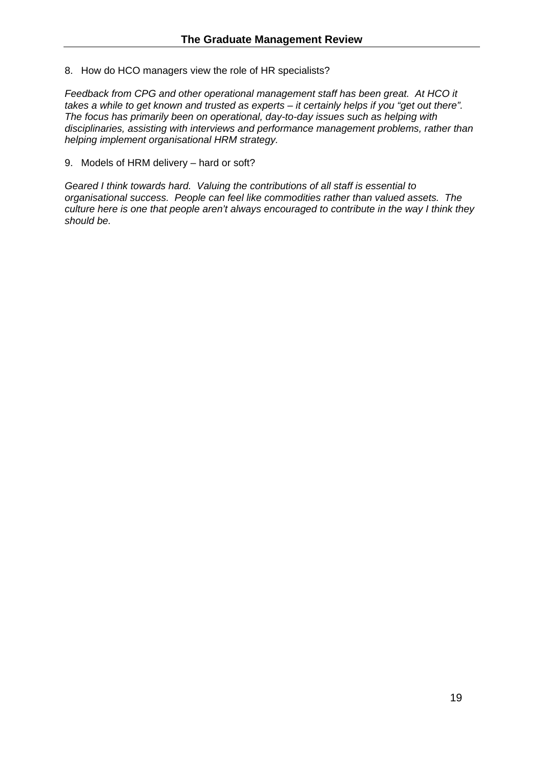8. How do HCO managers view the role of HR specialists?

*Feedback from CPG and other operational management staff has been great. At HCO it takes a while to get known and trusted as experts – it certainly helps if you "get out there". The focus has primarily been on operational, day-to-day issues such as helping with disciplinaries, assisting with interviews and performance management problems, rather than helping implement organisational HRM strategy.*

9. Models of HRM delivery – hard or soft?

*Geared I think towards hard. Valuing the contributions of all staff is essential to organisational success. People can feel like commodities rather than valued assets. The culture here is one that people aren't always encouraged to contribute in the way I think they should be.*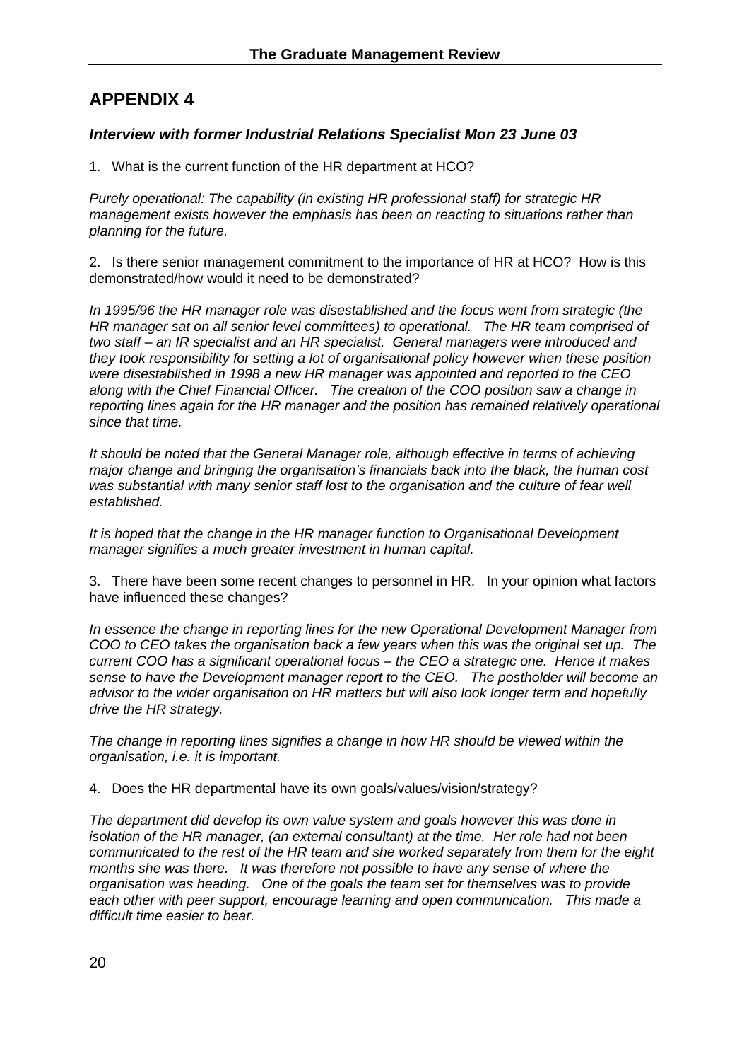# APPENDIX 4

### *Interview with former Industrial Relations Specialist Mon 23 June 03*

1. What is the current function of the HR department at HCO?

*Purely operational: The capability (in existing HR professional staff) for strategic HR management exists however the emphasis has been on reacting to situations rather than planning for the future.*

2. Is there senior management commitment to the importance of HR at HCO? How is this demonstrated/how would it need to be demonstrated?

*In 1995/96 the HR manager role was disestablished and the focus went from strategic (the HR manager sat on all senior level committees) to operational. The HR team comprised of two staff – an IR specialist and an HR specialist. General managers were introduced and they took responsibility for setting a lot of organisational policy however when these position were disestablished in 1998 a new HR manager was appointed and reported to the CEO along with the Chief Financial Officer. The creation of the COO position saw a change in reporting lines again for the HR manager and the position has remained relatively operational since that time.*

*It should be noted that the General Manager role, although effective in terms of achieving major change and bringing the organisation's financials back into the black, the human cost was substantial with many senior staff lost to the organisation and the culture of fear well established.*

*It is hoped that the change in the HR manager function to Organisational Development manager signifies a much greater investment in human capital.*

3. There have been some recent changes to personnel in HR. In your opinion what factors have influenced these changes?

*In essence the change in reporting lines for the new Operational Development Manager from COO to CEO takes the organisation back a few years when this was the original set up. The current COO has a significant operational focus – the CEO a strategic one. Hence it makes sense to have the Development manager report to the CEO. The postholder will become an advisor to the wider organisation on HR matters but will also look longer term and hopefully drive the HR strategy.*

*The change in reporting lines signifies a change in how HR should be viewed within the organisation, i.e. it is important.*

4. Does the HR departmental have its own goals/values/vision/strategy?

*The department did develop its own value system and goals however this was done in isolation of the HR manager, (an external consultant) at the time. Her role had not been communicated to the rest of the HR team and she worked separately from them for the eight months she was there. It was therefore not possible to have any sense of where the organisation was heading. One of the goals the team set for themselves was to provide each other with peer support, encourage learning and open communication. This made a difficult time easier to bear.*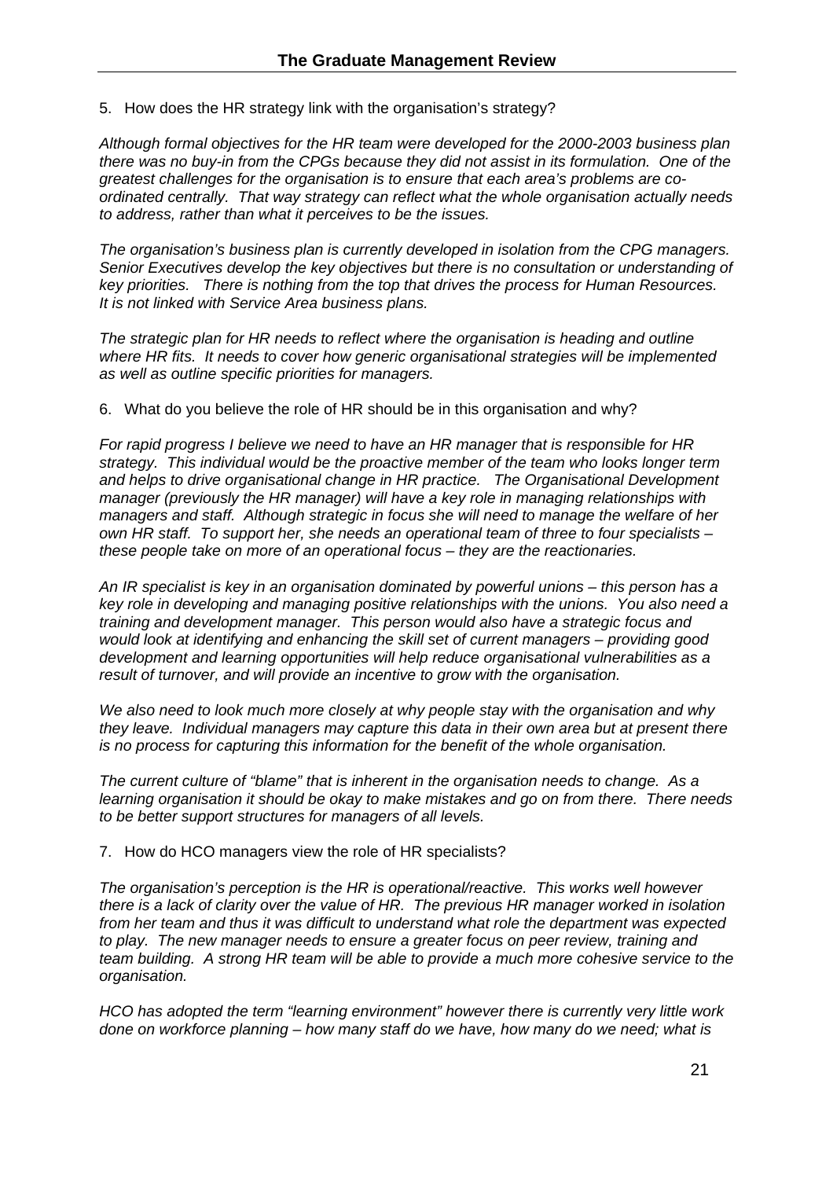5. How does the HR strategy link with the organisation's strategy?

*Although formal objectives for the HR team were developed for the 2000-2003 business plan there was no buy-in from the CPGs because they did not assist in its formulation. One of the greatest challenges for the organisation is to ensure that each area's problems are co-ordinated centrally. That way strategy can reflect what the whole organisation actually needs to address, rather than what it perceives to be the issues.*

*The organisation's business plan is currently developed in isolation from the CPG managers. Senior Executives develop the key objectives but there is no consultation or understanding of key priorities. There is nothing from the top that drives the process for Human Resources. It is not linked with Service Area business plans.*

*The strategic plan for HR needs to reflect where the organisation is heading and outline where HR fits. It needs to cover how generic organisational strategies will be implemented as well as outline specific priorities for managers.*

6. What do you believe the role of HR should be in this organisation and why?

*For rapid progress I believe we need to have an HR manager that is responsible for HR strategy. This individual would be the proactive member of the team who looks longer term and helps to drive organisational change in HR practice. The Organisational Development manager (previously the HR manager) will have a key role in managing relationships with managers and staff. Although strategic in focus she will need to manage the welfare of her own HR staff. To support her, she needs an operational team of three to four specialists – these people take on more of an operational focus – they are the reactionaries.*

*An IR specialist is key in an organisation dominated by powerful unions – this person has a key role in developing and managing positive relationships with the unions. You also need a training and development manager. This person would also have a strategic focus and would look at identifying and enhancing the skill set of current managers – providing good development and learning opportunities will help reduce organisational vulnerabilities as a result of turnover, and will provide an incentive to grow with the organisation.*

*We also need to look much more closely at why people stay with the organisation and why they leave. Individual managers may capture this data in their own area but at present there is no process for capturing this information for the benefit of the whole organisation.*

*The current culture of "blame" that is inherent in the organisation needs to change. As a learning organisation it should be okay to make mistakes and go on from there. There needs to be better support structures for managers of all levels.*

7. How do HCO managers view the role of HR specialists?

*The organisation's perception is the HR is operational/reactive. This works well however there is a lack of clarity over the value of HR. The previous HR manager worked in isolation from her team and thus it was difficult to understand what role the department was expected to play. The new manager needs to ensure a greater focus on peer review, training and team building. A strong HR team will be able to provide a much more cohesive service to the organisation.*

*HCO has adopted the term "learning environment" however there is currently very little work done on workforce planning – how many staff do we have, how many do we need; what is*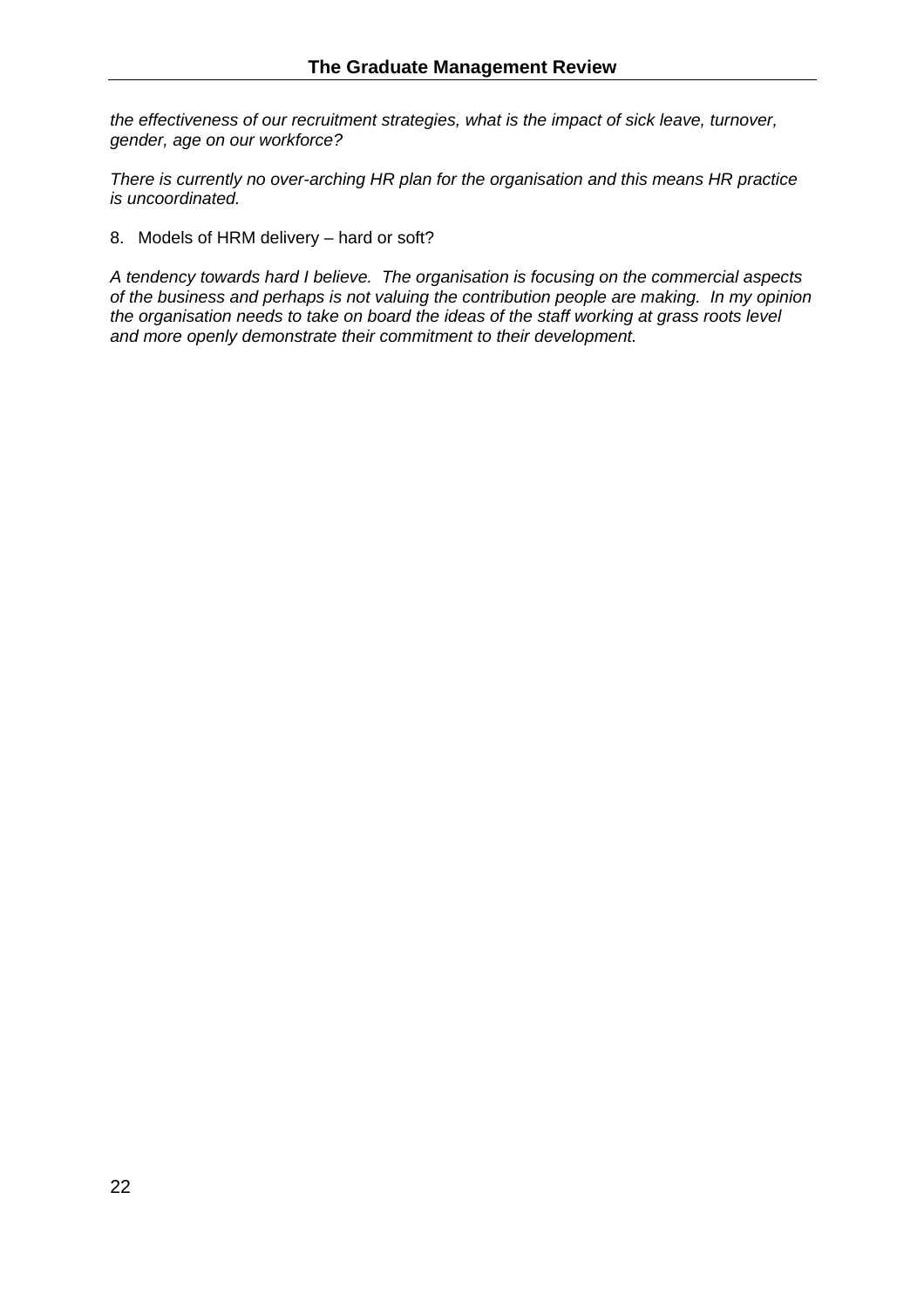*the effectiveness of our recruitment strategies, what is the impact of sick leave, turnover, gender, age on our workforce?*

*There is currently no over-arching HR plan for the organisation and this means HR practice is uncoordinated.*

8. Models of HRM delivery – hard or soft?

*A tendency towards hard I believe. The organisation is focusing on the commercial aspects of the business and perhaps is not valuing the contribution people are making. In my opinion the organisation needs to take on board the ideas of the staff working at grass roots level and more openly demonstrate their commitment to their development.*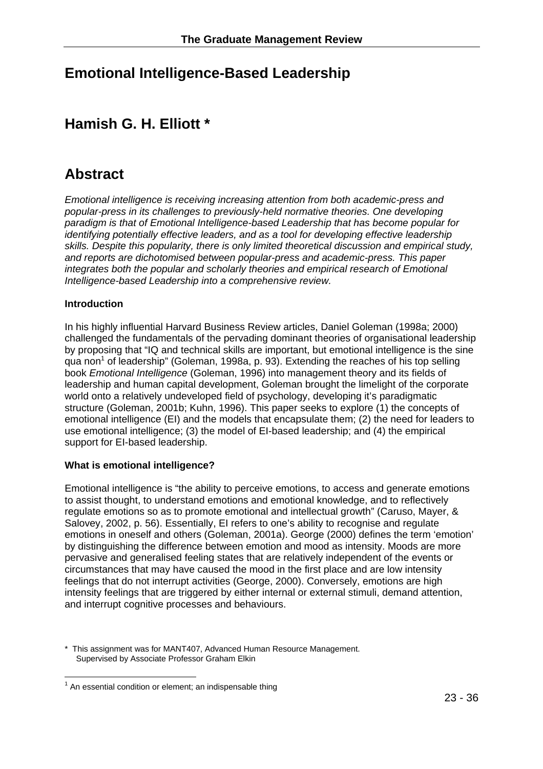# Emotional Intelligence-Based Leadership

## Hamish G. H. Elliott *

## Abstract

*Emotional intelligence is receiving increasing attention from both academic-press and popular-press in its challenges to previously-held normative theories. One developing paradigm is that of Emotional Intelligence-based Leadership that has become popular for identifying potentially effective leaders, and as a tool for developing effective leadership skills. Despite this popularity, there is only limited theoretical discussion and empirical study, and reports are dichotomised between popular-press and academic-press. This paper integrates both the popular and scholarly theories and empirical research of Emotional Intelligence-based Leadership into a comprehensive review.*

**Introduction**

In his highly influential Harvard Business Review articles, Daniel Goleman (1998a; 2000) challenged the fundamentals of the pervading dominant theories of organisational leadership by proposing that "IQ and technical skills are important, but emotional intelligence is the sine qua non[1] of leadership" (Goleman, 1998a, p. 93). Extending the reaches of his top selling book *Emotional Intelligence* (Goleman, 1996) into management theory and its fields of leadership and human capital development, Goleman brought the limelight of the corporate world onto a relatively undeveloped field of psychology, developing it's paradigmatic structure (Goleman, 2001b; Kuhn, 1996). This paper seeks to explore (1) the concepts of emotional intelligence (EI) and the models that encapsulate them; (2) the need for leaders to use emotional intelligence; (3) the model of EI-based leadership; and (4) the empirical support for EI-based leadership.

**What is emotional intelligence?**

Emotional intelligence is "the ability to perceive emotions, to access and generate emotions to assist thought, to understand emotions and emotional knowledge, and to reflectively regulate emotions so as to promote emotional and intellectual growth" (Caruso, Mayer, & Salovey, 2002, p. 56). Essentially, EI refers to one's ability to recognise and regulate emotions in oneself and others (Goleman, 2001a). George (2000) defines the term 'emotion' by distinguishing the difference between emotion and mood as intensity. Moods are more pervasive and generalised feeling states that are relatively independent of the events or circumstances that may have caused the mood in the first place and are low intensity feelings that do not interrupt activities (George, 2000). Conversely, emotions are high intensity feelings that are triggered by either internal or external stimuli, demand attention, and interrupt cognitive processes and behaviours.

\* This assignment was for MANT407, Advanced Human Resource Management. Supervised by Associate Professor Graham Elkin

[1] An essential condition or element; an indispensable thing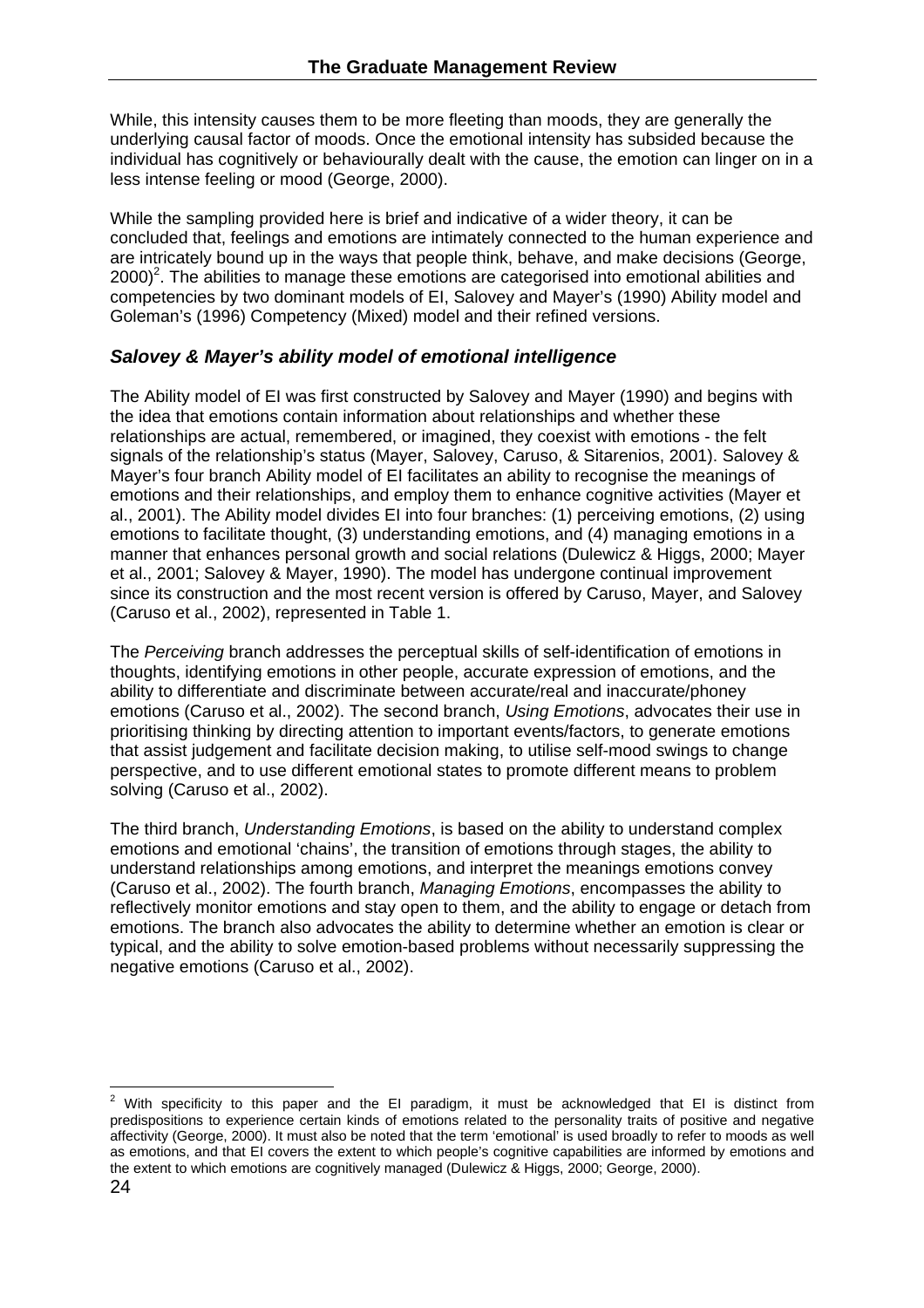While, this intensity causes them to be more fleeting than moods, they are generally the underlying causal factor of moods. Once the emotional intensity has subsided because the individual has cognitively or behaviourally dealt with the cause, the emotion can linger on in a less intense feeling or mood (George, 2000).

While the sampling provided here is brief and indicative of a wider theory, it can be concluded that, feelings and emotions are intimately connected to the human experience and are intricately bound up in the ways that people think, behave, and make decisions (George, 2000)[2]. The abilities to manage these emotions are categorised into emotional abilities and competencies by two dominant models of EI, Salovey and Mayer's (1990) Ability model and Goleman's (1996) Competency (Mixed) model and their refined versions.

### *Salovey & Mayer's ability model of emotional intelligence*

The Ability model of EI was first constructed by Salovey and Mayer (1990) and begins with the idea that emotions contain information about relationships and whether these relationships are actual, remembered, or imagined, they coexist with emotions - the felt signals of the relationship's status (Mayer, Salovey, Caruso, & Sitarenios, 2001). Salovey & Mayer's four branch Ability model of EI facilitates an ability to recognise the meanings of emotions and their relationships, and employ them to enhance cognitive activities (Mayer et al., 2001). The Ability model divides EI into four branches: (1) perceiving emotions, (2) using emotions to facilitate thought, (3) understanding emotions, and (4) managing emotions in a manner that enhances personal growth and social relations (Dulewicz & Higgs, 2000; Mayer et al., 2001; Salovey & Mayer, 1990). The model has undergone continual improvement since its construction and the most recent version is offered by Caruso, Mayer, and Salovey (Caruso et al., 2002), represented in Table 1.

The *Perceiving* branch addresses the perceptual skills of self-identification of emotions in thoughts, identifying emotions in other people, accurate expression of emotions, and the ability to differentiate and discriminate between accurate/real and inaccurate/phoney emotions (Caruso et al., 2002). The second branch, *Using Emotions*, advocates their use in prioritising thinking by directing attention to important events/factors, to generate emotions that assist judgement and facilitate decision making, to utilise self-mood swings to change perspective, and to use different emotional states to promote different means to problem solving (Caruso et al., 2002).

The third branch, *Understanding Emotions*, is based on the ability to understand complex emotions and emotional 'chains', the transition of emotions through stages, the ability to understand relationships among emotions, and interpret the meanings emotions convey (Caruso et al., 2002). The fourth branch, *Managing Emotions*, encompasses the ability to reflectively monitor emotions and stay open to them, and the ability to engage or detach from emotions. The branch also advocates the ability to determine whether an emotion is clear or typical, and the ability to solve emotion-based problems without necessarily suppressing the negative emotions (Caruso et al., 2002).

---

[2] With specificity to this paper and the EI paradigm, it must be acknowledged that EI is distinct from predispositions to experience certain kinds of emotions related to the personality traits of positive and negative affectivity (George, 2000). It must also be noted that the term 'emotional' is used broadly to refer to moods as well as emotions, and that EI covers the extent to which people's cognitive capabilities are informed by emotions and the extent to which emotions are cognitively managed (Dulewicz & Higgs, 2000; George, 2000).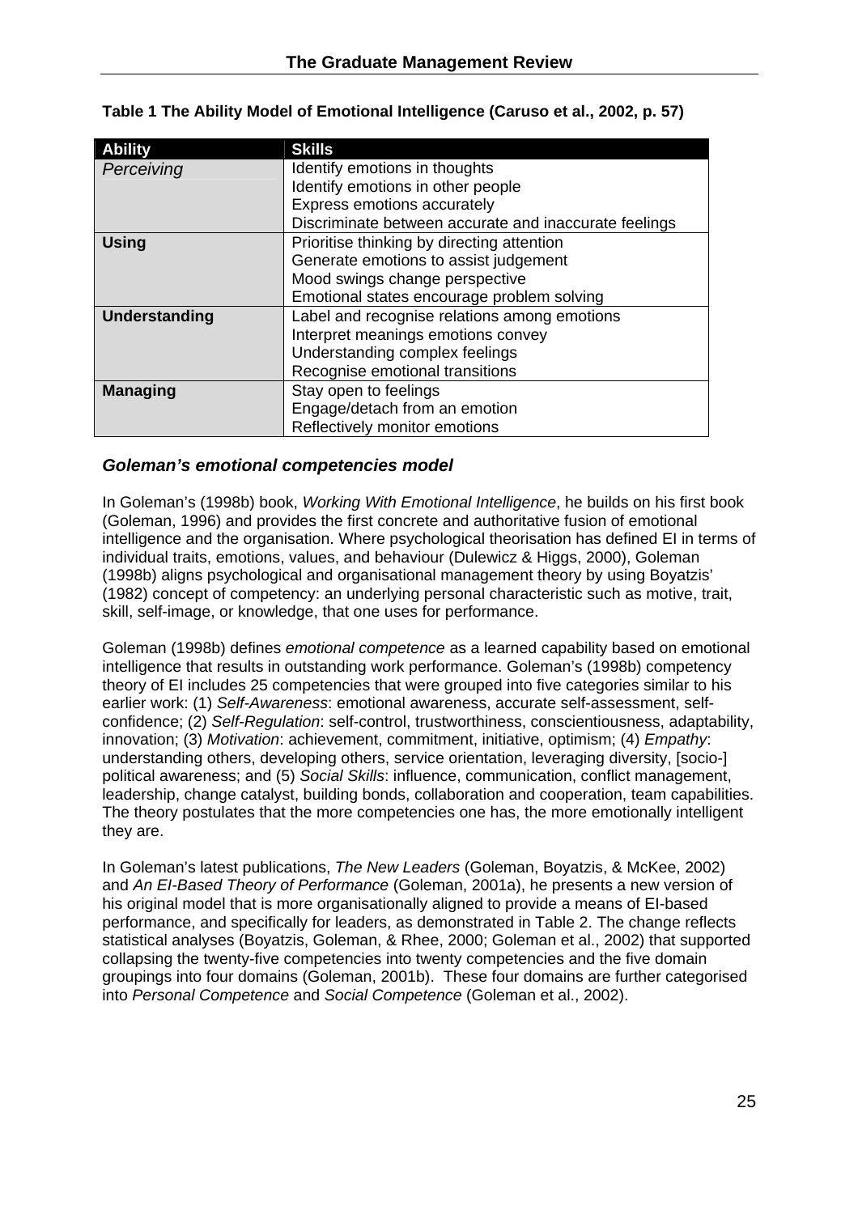**Table 1 The Ability Model of Emotional Intelligence (Caruso et al., 2002, p. 57)**

| Ability | Skills |
|---|---|
| *Perceiving* | Identify emotions in thoughts<br>Identify emotions in other people<br>Express emotions accurately<br>Discriminate between accurate and inaccurate feelings |
| **Using** | Prioritise thinking by directing attention<br>Generate emotions to assist judgement<br>Mood swings change perspective<br>Emotional states encourage problem solving |
| **Understanding** | Label and recognise relations among emotions<br>Interpret meanings emotions convey<br>Understanding complex feelings<br>Recognise emotional transitions |
| **Managing** | Stay open to feelings<br>Engage/detach from an emotion<br>Reflectively monitor emotions |

### *Goleman's emotional competencies model*

In Goleman's (1998b) book, *Working With Emotional Intelligence*, he builds on his first book (Goleman, 1996) and provides the first concrete and authoritative fusion of emotional intelligence and the organisation. Where psychological theorisation has defined EI in terms of individual traits, emotions, values, and behaviour (Dulewicz & Higgs, 2000), Goleman (1998b) aligns psychological and organisational management theory by using Boyatzis' (1982) concept of competency: an underlying personal characteristic such as motive, trait, skill, self-image, or knowledge, that one uses for performance.

Goleman (1998b) defines *emotional competence* as a learned capability based on emotional intelligence that results in outstanding work performance. Goleman's (1998b) competency theory of EI includes 25 competencies that were grouped into five categories similar to his earlier work: (1) *Self-Awareness*: emotional awareness, accurate self-assessment, self-confidence; (2) *Self-Regulation*: self-control, trustworthiness, conscientiousness, adaptability, innovation; (3) *Motivation*: achievement, commitment, initiative, optimism; (4) *Empathy*: understanding others, developing others, service orientation, leveraging diversity, [socio-] political awareness; and (5) *Social Skills*: influence, communication, conflict management, leadership, change catalyst, building bonds, collaboration and cooperation, team capabilities. The theory postulates that the more competencies one has, the more emotionally intelligent they are.

In Goleman's latest publications, *The New Leaders* (Goleman, Boyatzis, & McKee, 2002) and *An EI-Based Theory of Performance* (Goleman, 2001a), he presents a new version of his original model that is more organisationally aligned to provide a means of EI-based performance, and specifically for leaders, as demonstrated in Table 2. The change reflects statistical analyses (Boyatzis, Goleman, & Rhee, 2000; Goleman et al., 2002) that supported collapsing the twenty-five competencies into twenty competencies and the five domain groupings into four domains (Goleman, 2001b). These four domains are further categorised into *Personal Competence* and *Social Competence* (Goleman et al., 2002).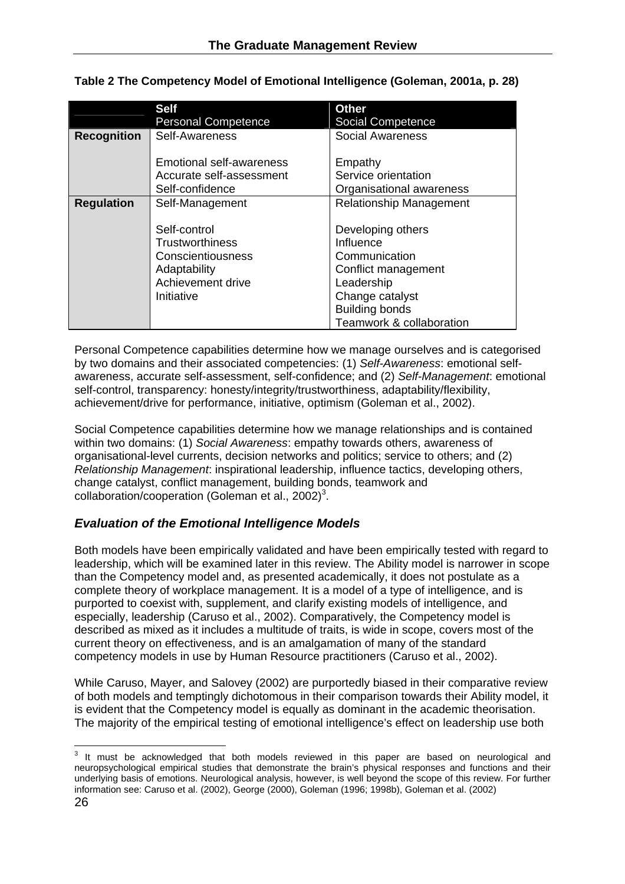**Table 2 The Competency Model of Emotional Intelligence (Goleman, 2001a, p. 28)**

| | **Self** Personal Competence | **Other** Social Competence |
|---|---|---|
| **Recognition** | Self-Awareness<br><br>Emotional self-awareness<br>Accurate self-assessment<br>Self-confidence | Social Awareness<br><br>Empathy<br>Service orientation<br>Organisational awareness |
| **Regulation** | Self-Management<br><br>Self-control<br>Trustworthiness<br>Conscientiousness<br>Adaptability<br>Achievement drive<br>Initiative | Relationship Management<br><br>Developing others<br>Influence<br>Communication<br>Conflict management<br>Leadership<br>Change catalyst<br>Building bonds<br>Teamwork & collaboration |

Personal Competence capabilities determine how we manage ourselves and is categorised by two domains and their associated competencies: (1) *Self-Awareness*: emotional self-awareness, accurate self-assessment, self-confidence; and (2) *Self-Management*: emotional self-control, transparency: honesty/integrity/trustworthiness, adaptability/flexibility, achievement/drive for performance, initiative, optimism (Goleman et al., 2002).

Social Competence capabilities determine how we manage relationships and is contained within two domains: (1) *Social Awareness*: empathy towards others, awareness of organisational-level currents, decision networks and politics; service to others; and (2) *Relationship Management*: inspirational leadership, influence tactics, developing others, change catalyst, conflict management, building bonds, teamwork and collaboration/cooperation (Goleman et al., 2002)[3].

### *Evaluation of the Emotional Intelligence Models*

Both models have been empirically validated and have been empirically tested with regard to leadership, which will be examined later in this review. The Ability model is narrower in scope than the Competency model and, as presented academically, it does not postulate as a complete theory of workplace management. It is a model of a type of intelligence, and is purported to coexist with, supplement, and clarify existing models of intelligence, and especially, leadership (Caruso et al., 2002). Comparatively, the Competency model is described as mixed as it includes a multitude of traits, is wide in scope, covers most of the current theory on effectiveness, and is an amalgamation of many of the standard competency models in use by Human Resource practitioners (Caruso et al., 2002).

While Caruso, Mayer, and Salovey (2002) are purportedly biased in their comparative review of both models and temptingly dichotomous in their comparison towards their Ability model, it is evident that the Competency model is equally as dominant in the academic theorisation. The majority of the empirical testing of emotional intelligence's effect on leadership use both

[3] It must be acknowledged that both models reviewed in this paper are based on neurological and neuropsychological empirical studies that demonstrate the brain's physical responses and functions and their underlying basis of emotions. Neurological analysis, however, is well beyond the scope of this review. For further information see: Caruso et al. (2002), George (2000), Goleman (1996; 1998b), Goleman et al. (2002)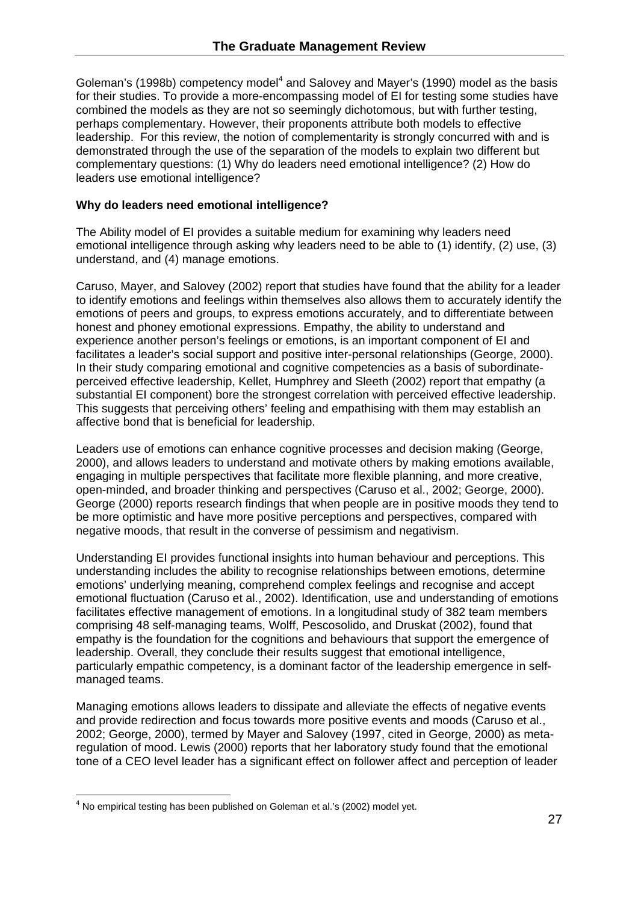Goleman's (1998b) competency model[4] and Salovey and Mayer's (1990) model as the basis for their studies. To provide a more-encompassing model of EI for testing some studies have combined the models as they are not so seemingly dichotomous, but with further testing, perhaps complementary. However, their proponents attribute both models to effective leadership. For this review, the notion of complementarity is strongly concurred with and is demonstrated through the use of the separation of the models to explain two different but complementary questions: (1) Why do leaders need emotional intelligence? (2) How do leaders use emotional intelligence?

**Why do leaders need emotional intelligence?**

The Ability model of EI provides a suitable medium for examining why leaders need emotional intelligence through asking why leaders need to be able to (1) identify, (2) use, (3) understand, and (4) manage emotions.

Caruso, Mayer, and Salovey (2002) report that studies have found that the ability for a leader to identify emotions and feelings within themselves also allows them to accurately identify the emotions of peers and groups, to express emotions accurately, and to differentiate between honest and phoney emotional expressions. Empathy, the ability to understand and experience another person's feelings or emotions, is an important component of EI and facilitates a leader's social support and positive inter-personal relationships (George, 2000). In their study comparing emotional and cognitive competencies as a basis of subordinate-perceived effective leadership, Kellet, Humphrey and Sleeth (2002) report that empathy (a substantial EI component) bore the strongest correlation with perceived effective leadership. This suggests that perceiving others' feeling and empathising with them may establish an affective bond that is beneficial for leadership.

Leaders use of emotions can enhance cognitive processes and decision making (George, 2000), and allows leaders to understand and motivate others by making emotions available, engaging in multiple perspectives that facilitate more flexible planning, and more creative, open-minded, and broader thinking and perspectives (Caruso et al., 2002; George, 2000). George (2000) reports research findings that when people are in positive moods they tend to be more optimistic and have more positive perceptions and perspectives, compared with negative moods, that result in the converse of pessimism and negativism.

Understanding EI provides functional insights into human behaviour and perceptions. This understanding includes the ability to recognise relationships between emotions, determine emotions' underlying meaning, comprehend complex feelings and recognise and accept emotional fluctuation (Caruso et al., 2002). Identification, use and understanding of emotions facilitates effective management of emotions. In a longitudinal study of 382 team members comprising 48 self-managing teams, Wolff, Pescosolido, and Druskat (2002), found that empathy is the foundation for the cognitions and behaviours that support the emergence of leadership. Overall, they conclude their results suggest that emotional intelligence, particularly empathic competency, is a dominant factor of the leadership emergence in self-managed teams.

Managing emotions allows leaders to dissipate and alleviate the effects of negative events and provide redirection and focus towards more positive events and moods (Caruso et al., 2002; George, 2000), termed by Mayer and Salovey (1997, cited in George, 2000) as meta-regulation of mood. Lewis (2000) reports that her laboratory study found that the emotional tone of a CEO level leader has a significant effect on follower affect and perception of leader

[4] No empirical testing has been published on Goleman et al.'s (2002) model yet.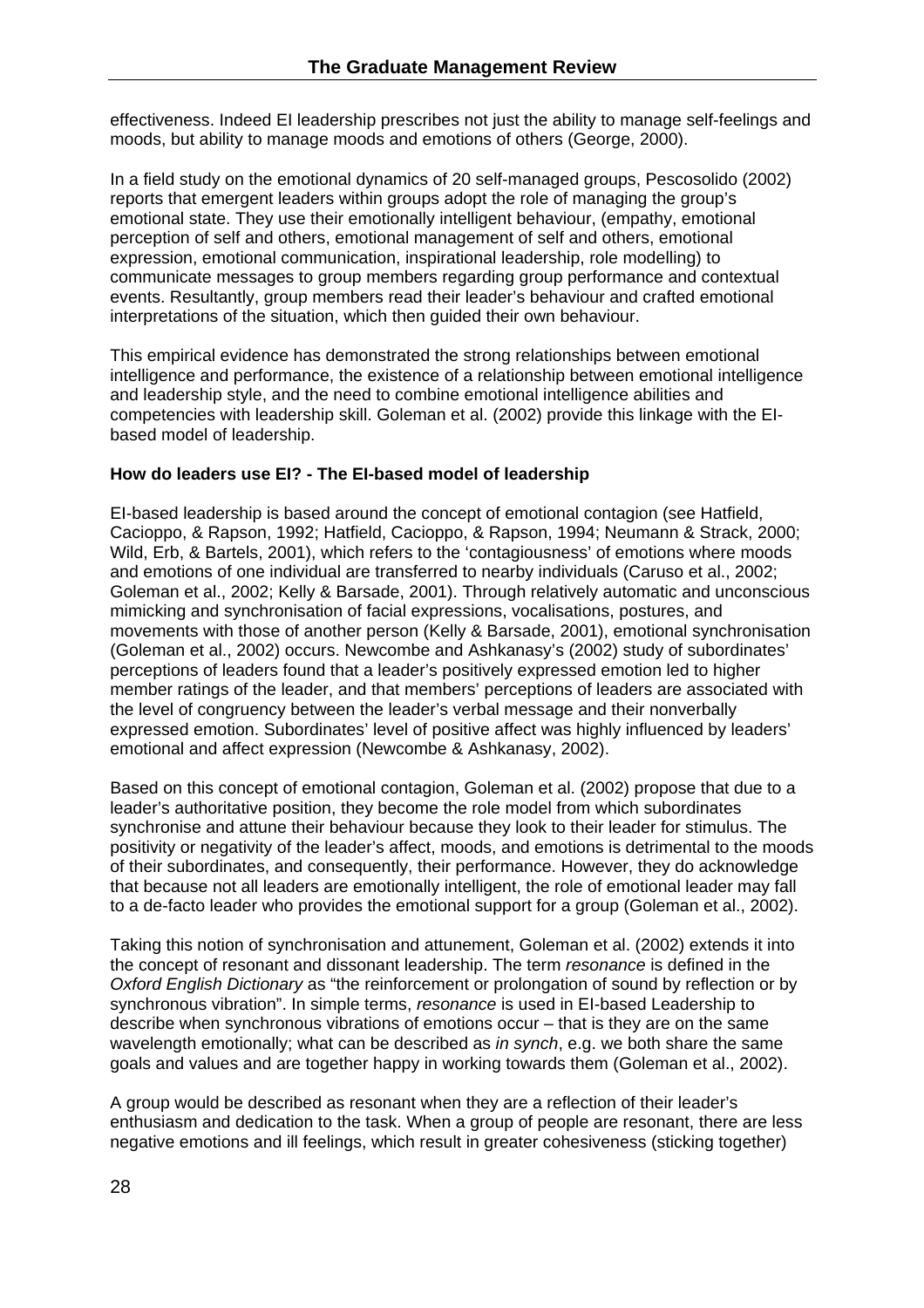effectiveness. Indeed EI leadership prescribes not just the ability to manage self-feelings and moods, but ability to manage moods and emotions of others (George, 2000).

In a field study on the emotional dynamics of 20 self-managed groups, Pescosolido (2002) reports that emergent leaders within groups adopt the role of managing the group's emotional state. They use their emotionally intelligent behaviour, (empathy, emotional perception of self and others, emotional management of self and others, emotional expression, emotional communication, inspirational leadership, role modelling) to communicate messages to group members regarding group performance and contextual events. Resultantly, group members read their leader's behaviour and crafted emotional interpretations of the situation, which then guided their own behaviour.

This empirical evidence has demonstrated the strong relationships between emotional intelligence and performance, the existence of a relationship between emotional intelligence and leadership style, and the need to combine emotional intelligence abilities and competencies with leadership skill. Goleman et al. (2002) provide this linkage with the EI-based model of leadership.

**How do leaders use EI? - The EI-based model of leadership**

EI-based leadership is based around the concept of emotional contagion (see Hatfield, Cacioppo, & Rapson, 1992; Hatfield, Cacioppo, & Rapson, 1994; Neumann & Strack, 2000; Wild, Erb, & Bartels, 2001), which refers to the 'contagiousness' of emotions where moods and emotions of one individual are transferred to nearby individuals (Caruso et al., 2002; Goleman et al., 2002; Kelly & Barsade, 2001). Through relatively automatic and unconscious mimicking and synchronisation of facial expressions, vocalisations, postures, and movements with those of another person (Kelly & Barsade, 2001), emotional synchronisation (Goleman et al., 2002) occurs. Newcombe and Ashkanasy's (2002) study of subordinates' perceptions of leaders found that a leader's positively expressed emotion led to higher member ratings of the leader, and that members' perceptions of leaders are associated with the level of congruency between the leader's verbal message and their nonverbally expressed emotion. Subordinates' level of positive affect was highly influenced by leaders' emotional and affect expression (Newcombe & Ashkanasy, 2002).

Based on this concept of emotional contagion, Goleman et al. (2002) propose that due to a leader's authoritative position, they become the role model from which subordinates synchronise and attune their behaviour because they look to their leader for stimulus. The positivity or negativity of the leader's affect, moods, and emotions is detrimental to the moods of their subordinates, and consequently, their performance. However, they do acknowledge that because not all leaders are emotionally intelligent, the role of emotional leader may fall to a de-facto leader who provides the emotional support for a group (Goleman et al., 2002).

Taking this notion of synchronisation and attunement, Goleman et al. (2002) extends it into the concept of resonant and dissonant leadership. The term *resonance* is defined in the *Oxford English Dictionary* as "the reinforcement or prolongation of sound by reflection or by synchronous vibration". In simple terms, *resonance* is used in EI-based Leadership to describe when synchronous vibrations of emotions occur – that is they are on the same wavelength emotionally; what can be described as *in synch*, e.g. we both share the same goals and values and are together happy in working towards them (Goleman et al., 2002).

A group would be described as resonant when they are a reflection of their leader's enthusiasm and dedication to the task. When a group of people are resonant, there are less negative emotions and ill feelings, which result in greater cohesiveness (sticking together)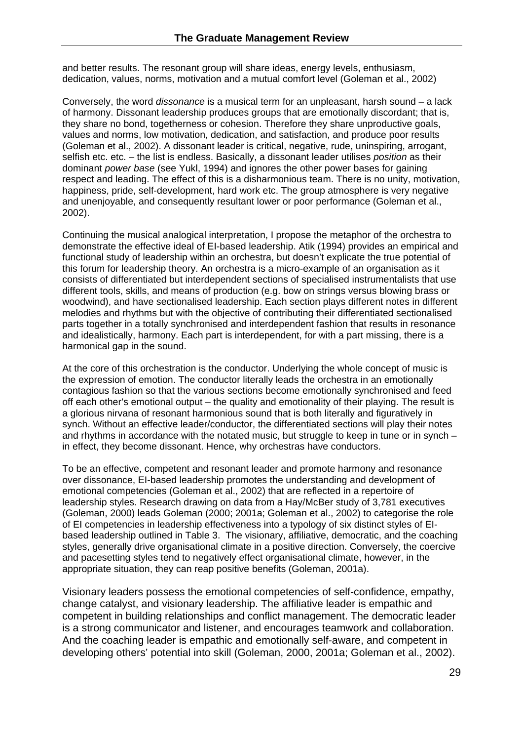and better results. The resonant group will share ideas, energy levels, enthusiasm, dedication, values, norms, motivation and a mutual comfort level (Goleman et al., 2002)

Conversely, the word *dissonance* is a musical term for an unpleasant, harsh sound – a lack of harmony. Dissonant leadership produces groups that are emotionally discordant; that is, they share no bond, togetherness or cohesion. Therefore they share unproductive goals, values and norms, low motivation, dedication, and satisfaction, and produce poor results (Goleman et al., 2002). A dissonant leader is critical, negative, rude, uninspiring, arrogant, selfish etc. etc. – the list is endless. Basically, a dissonant leader utilises *position* as their dominant *power base* (see Yukl, 1994) and ignores the other power bases for gaining respect and leading. The effect of this is a disharmonious team. There is no unity, motivation, happiness, pride, self-development, hard work etc. The group atmosphere is very negative and unenjoyable, and consequently resultant lower or poor performance (Goleman et al., 2002).

Continuing the musical analogical interpretation, I propose the metaphor of the orchestra to demonstrate the effective ideal of EI-based leadership. Atik (1994) provides an empirical and functional study of leadership within an orchestra, but doesn't explicate the true potential of this forum for leadership theory. An orchestra is a micro-example of an organisation as it consists of differentiated but interdependent sections of specialised instrumentalists that use different tools, skills, and means of production (e.g. bow on strings versus blowing brass or woodwind), and have sectionalised leadership. Each section plays different notes in different melodies and rhythms but with the objective of contributing their differentiated sectionalised parts together in a totally synchronised and interdependent fashion that results in resonance and idealistically, harmony. Each part is interdependent, for with a part missing, there is a harmonical gap in the sound.

At the core of this orchestration is the conductor. Underlying the whole concept of music is the expression of emotion. The conductor literally leads the orchestra in an emotionally contagious fashion so that the various sections become emotionally synchronised and feed off each other's emotional output – the quality and emotionality of their playing. The result is a glorious nirvana of resonant harmonious sound that is both literally and figuratively in synch. Without an effective leader/conductor, the differentiated sections will play their notes and rhythms in accordance with the notated music, but struggle to keep in tune or in synch – in effect, they become dissonant. Hence, why orchestras have conductors.

To be an effective, competent and resonant leader and promote harmony and resonance over dissonance, EI-based leadership promotes the understanding and development of emotional competencies (Goleman et al., 2002) that are reflected in a repertoire of leadership styles. Research drawing on data from a Hay/McBer study of 3,781 executives (Goleman, 2000) leads Goleman (2000; 2001a; Goleman et al., 2002) to categorise the role of EI competencies in leadership effectiveness into a typology of six distinct styles of EI-based leadership outlined in Table 3. The visionary, affiliative, democratic, and the coaching styles, generally drive organisational climate in a positive direction. Conversely, the coercive and pacesetting styles tend to negatively effect organisational climate, however, in the appropriate situation, they can reap positive benefits (Goleman, 2001a).

Visionary leaders possess the emotional competencies of self-confidence, empathy, change catalyst, and visionary leadership. The affiliative leader is empathic and competent in building relationships and conflict management. The democratic leader is a strong communicator and listener, and encourages teamwork and collaboration. And the coaching leader is empathic and emotionally self-aware, and competent in developing others' potential into skill (Goleman, 2000, 2001a; Goleman et al., 2002).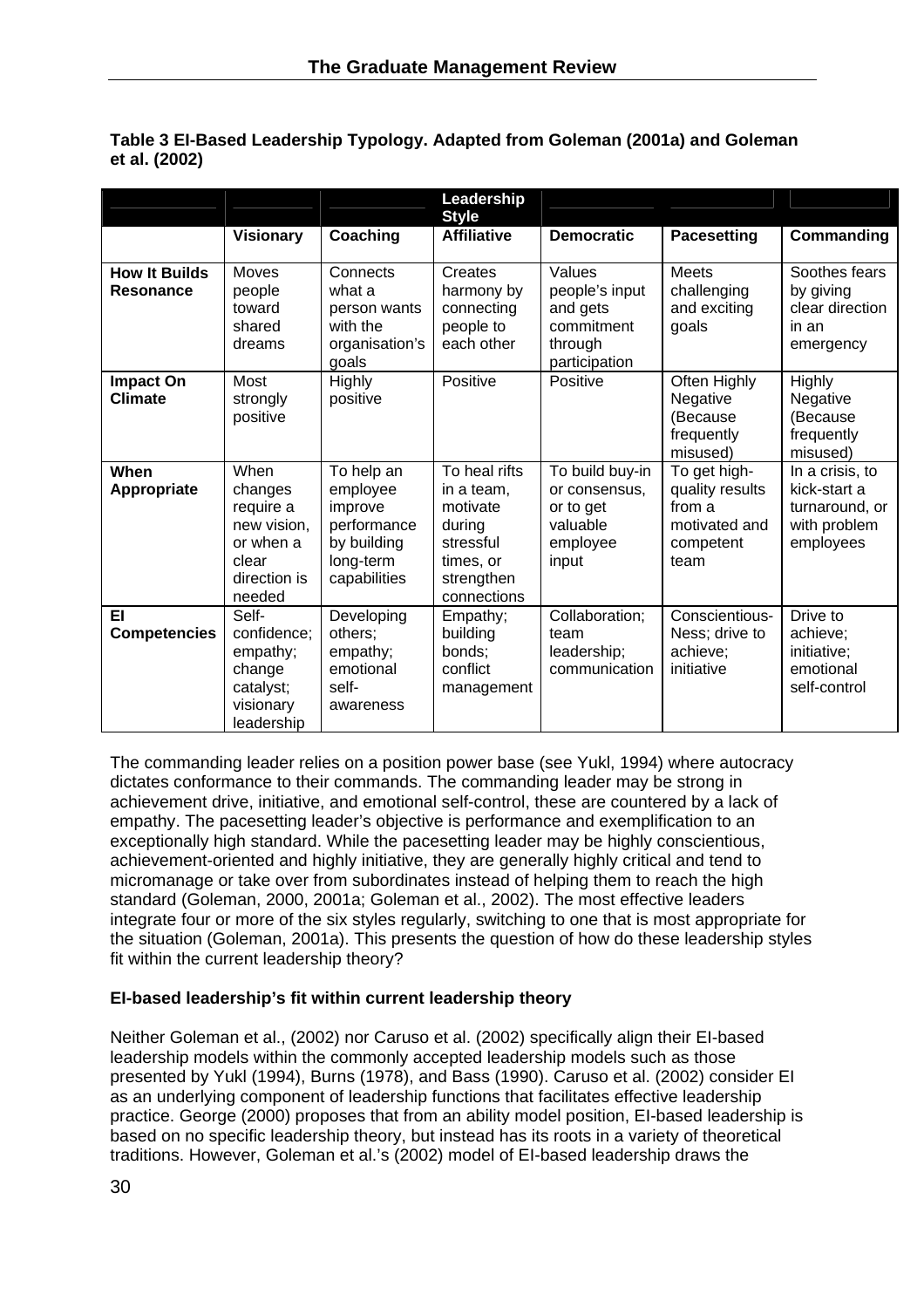**Table 3 EI-Based Leadership Typology. Adapted from Goleman (2001a) and Goleman et al. (2002)**

| | | | Leadership Style | | | |
|---|---|---|---|---|---|---|
| | **Visionary** | **Coaching** | **Affiliative** | **Democratic** | **Pacesetting** | **Commanding** |
| **How It Builds Resonance** | Moves people toward shared dreams | Connects what a person wants with the organisation's goals | Creates harmony by connecting people to each other | Values people's input and gets commitment through participation | Meets challenging and exciting goals | Soothes fears by giving clear direction in an emergency |
| **Impact On Climate** | Most strongly positive | Highly positive | Positive | Positive | Often Highly Negative (Because frequently misused) | Highly Negative (Because frequently misused) |
| **When Appropriate** | When changes require a new vision, or when a clear direction is needed | To help an employee improve performance by building long-term capabilities | To heal rifts in a team, motivate during stressful times, or strengthen connections | To build buy-in or consensus, or to get valuable employee input | To get high-quality results from a motivated and competent team | In a crisis, to kick-start a turnaround, or with problem employees |
| **EI Competencies** | Self-confidence; empathy; change catalyst; visionary leadership | Developing others; empathy; emotional self-awareness | Empathy; building bonds; conflict management | Collaboration; team leadership; communication | Conscientious-Ness; drive to achieve; initiative | Drive to achieve; initiative; emotional self-control |

The commanding leader relies on a position power base (see Yukl, 1994) where autocracy dictates conformance to their commands. The commanding leader may be strong in achievement drive, initiative, and emotional self-control, these are countered by a lack of empathy. The pacesetting leader's objective is performance and exemplification to an exceptionally high standard. While the pacesetting leader may be highly conscientious, achievement-oriented and highly initiative, they are generally highly critical and tend to micromanage or take over from subordinates instead of helping them to reach the high standard (Goleman, 2000, 2001a; Goleman et al., 2002). The most effective leaders integrate four or more of the six styles regularly, switching to one that is most appropriate for the situation (Goleman, 2001a). This presents the question of how do these leadership styles fit within the current leadership theory?

**EI-based leadership's fit within current leadership theory**

Neither Goleman et al., (2002) nor Caruso et al. (2002) specifically align their EI-based leadership models within the commonly accepted leadership models such as those presented by Yukl (1994), Burns (1978), and Bass (1990). Caruso et al. (2002) consider EI as an underlying component of leadership functions that facilitates effective leadership practice. George (2000) proposes that from an ability model position, EI-based leadership is based on no specific leadership theory, but instead has its roots in a variety of theoretical traditions. However, Goleman et al.'s (2002) model of EI-based leadership draws the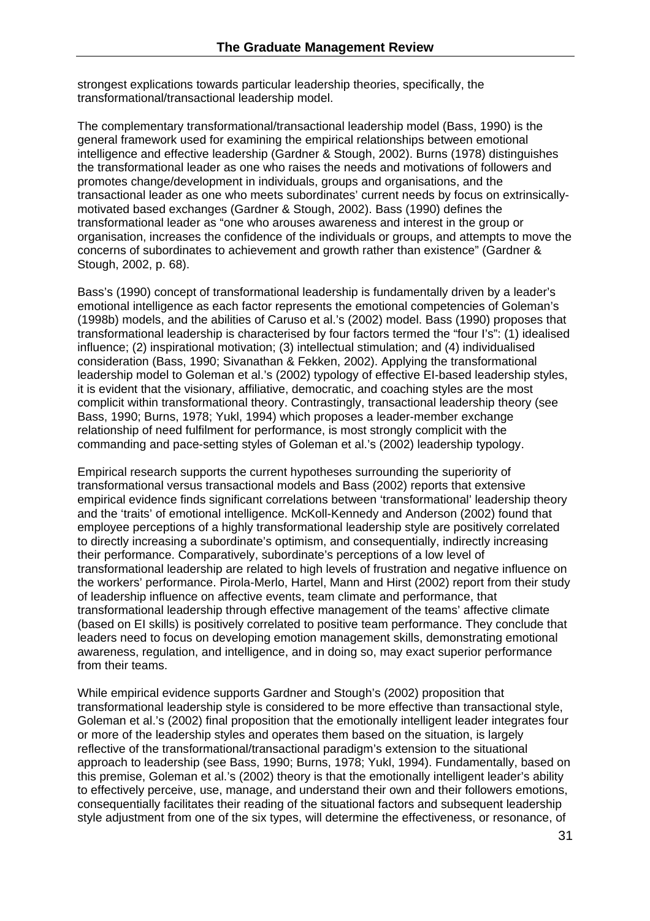strongest explications towards particular leadership theories, specifically, the transformational/transactional leadership model.

The complementary transformational/transactional leadership model (Bass, 1990) is the general framework used for examining the empirical relationships between emotional intelligence and effective leadership (Gardner & Stough, 2002). Burns (1978) distinguishes the transformational leader as one who raises the needs and motivations of followers and promotes change/development in individuals, groups and organisations, and the transactional leader as one who meets subordinates' current needs by focus on extrinsically-motivated based exchanges (Gardner & Stough, 2002). Bass (1990) defines the transformational leader as "one who arouses awareness and interest in the group or organisation, increases the confidence of the individuals or groups, and attempts to move the concerns of subordinates to achievement and growth rather than existence" (Gardner & Stough, 2002, p. 68).

Bass's (1990) concept of transformational leadership is fundamentally driven by a leader's emotional intelligence as each factor represents the emotional competencies of Goleman's (1998b) models, and the abilities of Caruso et al.'s (2002) model. Bass (1990) proposes that transformational leadership is characterised by four factors termed the "four I's": (1) idealised influence; (2) inspirational motivation; (3) intellectual stimulation; and (4) individualised consideration (Bass, 1990; Sivanathan & Fekken, 2002). Applying the transformational leadership model to Goleman et al.'s (2002) typology of effective EI-based leadership styles, it is evident that the visionary, affiliative, democratic, and coaching styles are the most complicit within transformational theory. Contrastingly, transactional leadership theory (see Bass, 1990; Burns, 1978; Yukl, 1994) which proposes a leader-member exchange relationship of need fulfilment for performance, is most strongly complicit with the commanding and pace-setting styles of Goleman et al.'s (2002) leadership typology.

Empirical research supports the current hypotheses surrounding the superiority of transformational versus transactional models and Bass (2002) reports that extensive empirical evidence finds significant correlations between 'transformational' leadership theory and the 'traits' of emotional intelligence. McKoll-Kennedy and Anderson (2002) found that employee perceptions of a highly transformational leadership style are positively correlated to directly increasing a subordinate's optimism, and consequentially, indirectly increasing their performance. Comparatively, subordinate's perceptions of a low level of transformational leadership are related to high levels of frustration and negative influence on the workers' performance. Pirola-Merlo, Hartel, Mann and Hirst (2002) report from their study of leadership influence on affective events, team climate and performance, that transformational leadership through effective management of the teams' affective climate (based on EI skills) is positively correlated to positive team performance. They conclude that leaders need to focus on developing emotion management skills, demonstrating emotional awareness, regulation, and intelligence, and in doing so, may exact superior performance from their teams.

While empirical evidence supports Gardner and Stough's (2002) proposition that transformational leadership style is considered to be more effective than transactional style, Goleman et al.'s (2002) final proposition that the emotionally intelligent leader integrates four or more of the leadership styles and operates them based on the situation, is largely reflective of the transformational/transactional paradigm's extension to the situational approach to leadership (see Bass, 1990; Burns, 1978; Yukl, 1994). Fundamentally, based on this premise, Goleman et al.'s (2002) theory is that the emotionally intelligent leader's ability to effectively perceive, use, manage, and understand their own and their followers emotions, consequentially facilitates their reading of the situational factors and subsequent leadership style adjustment from one of the six types, will determine the effectiveness, or resonance, of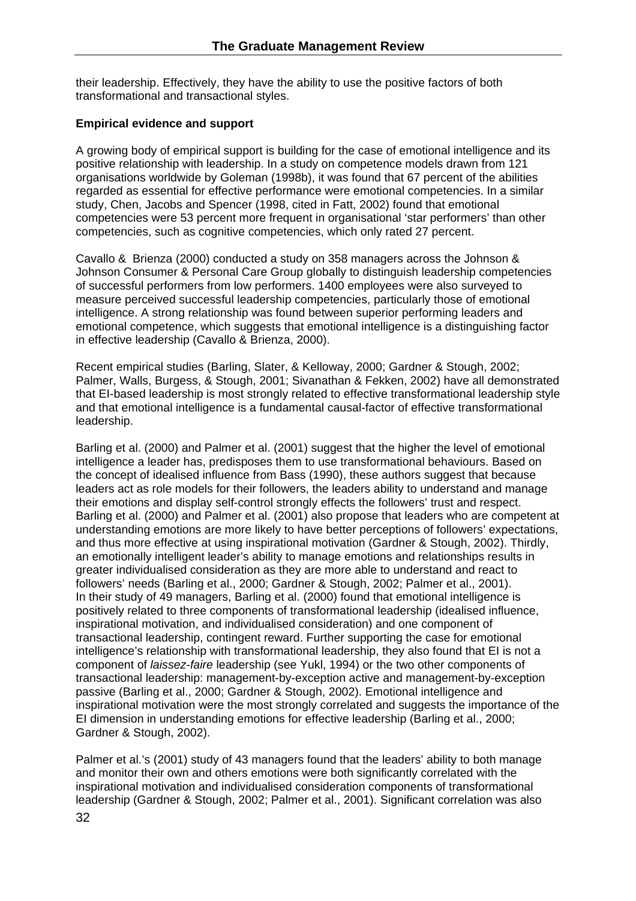their leadership. Effectively, they have the ability to use the positive factors of both transformational and transactional styles.

**Empirical evidence and support**

A growing body of empirical support is building for the case of emotional intelligence and its positive relationship with leadership. In a study on competence models drawn from 121 organisations worldwide by Goleman (1998b), it was found that 67 percent of the abilities regarded as essential for effective performance were emotional competencies. In a similar study, Chen, Jacobs and Spencer (1998, cited in Fatt, 2002) found that emotional competencies were 53 percent more frequent in organisational 'star performers' than other competencies, such as cognitive competencies, which only rated 27 percent.

Cavallo & Brienza (2000) conducted a study on 358 managers across the Johnson & Johnson Consumer & Personal Care Group globally to distinguish leadership competencies of successful performers from low performers. 1400 employees were also surveyed to measure perceived successful leadership competencies, particularly those of emotional intelligence. A strong relationship was found between superior performing leaders and emotional competence, which suggests that emotional intelligence is a distinguishing factor in effective leadership (Cavallo & Brienza, 2000).

Recent empirical studies (Barling, Slater, & Kelloway, 2000; Gardner & Stough, 2002; Palmer, Walls, Burgess, & Stough, 2001; Sivanathan & Fekken, 2002) have all demonstrated that EI-based leadership is most strongly related to effective transformational leadership style and that emotional intelligence is a fundamental causal-factor of effective transformational leadership.

Barling et al. (2000) and Palmer et al. (2001) suggest that the higher the level of emotional intelligence a leader has, predisposes them to use transformational behaviours. Based on the concept of idealised influence from Bass (1990), these authors suggest that because leaders act as role models for their followers, the leaders ability to understand and manage their emotions and display self-control strongly effects the followers' trust and respect. Barling et al. (2000) and Palmer et al. (2001) also propose that leaders who are competent at understanding emotions are more likely to have better perceptions of followers' expectations, and thus more effective at using inspirational motivation (Gardner & Stough, 2002). Thirdly, an emotionally intelligent leader's ability to manage emotions and relationships results in greater individualised consideration as they are more able to understand and react to followers' needs (Barling et al., 2000; Gardner & Stough, 2002; Palmer et al., 2001). In their study of 49 managers, Barling et al. (2000) found that emotional intelligence is positively related to three components of transformational leadership (idealised influence, inspirational motivation, and individualised consideration) and one component of transactional leadership, contingent reward. Further supporting the case for emotional intelligence's relationship with transformational leadership, they also found that EI is not a component of *laissez-faire* leadership (see Yukl, 1994) or the two other components of transactional leadership: management-by-exception active and management-by-exception passive (Barling et al., 2000; Gardner & Stough, 2002). Emotional intelligence and inspirational motivation were the most strongly correlated and suggests the importance of the EI dimension in understanding emotions for effective leadership (Barling et al., 2000; Gardner & Stough, 2002).

Palmer et al.'s (2001) study of 43 managers found that the leaders' ability to both manage and monitor their own and others emotions were both significantly correlated with the inspirational motivation and individualised consideration components of transformational leadership (Gardner & Stough, 2002; Palmer et al., 2001). Significant correlation was also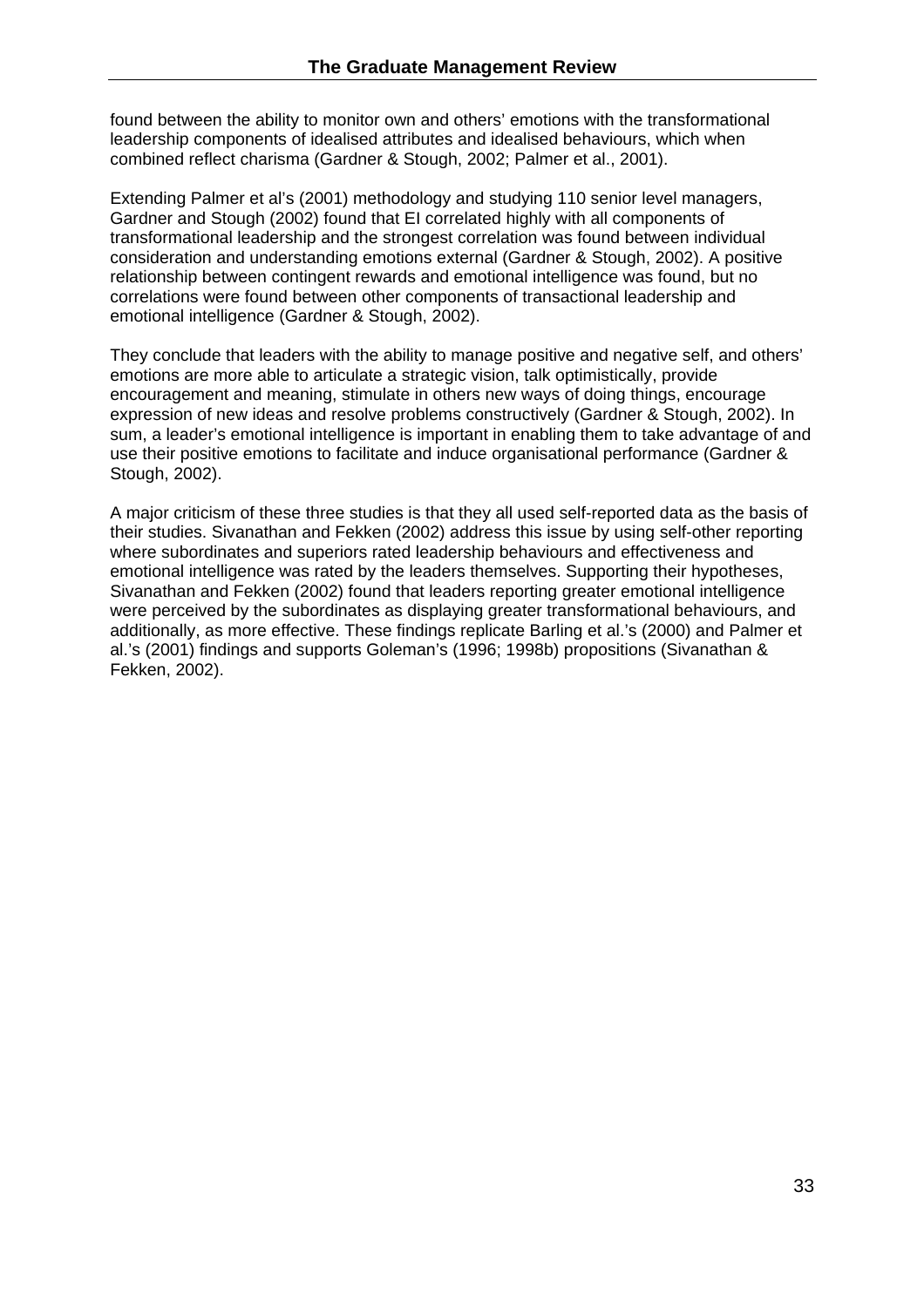found between the ability to monitor own and others' emotions with the transformational leadership components of idealised attributes and idealised behaviours, which when combined reflect charisma (Gardner & Stough, 2002; Palmer et al., 2001).

Extending Palmer et al's (2001) methodology and studying 110 senior level managers, Gardner and Stough (2002) found that EI correlated highly with all components of transformational leadership and the strongest correlation was found between individual consideration and understanding emotions external (Gardner & Stough, 2002). A positive relationship between contingent rewards and emotional intelligence was found, but no correlations were found between other components of transactional leadership and emotional intelligence (Gardner & Stough, 2002).

They conclude that leaders with the ability to manage positive and negative self, and others' emotions are more able to articulate a strategic vision, talk optimistically, provide encouragement and meaning, stimulate in others new ways of doing things, encourage expression of new ideas and resolve problems constructively (Gardner & Stough, 2002). In sum, a leader's emotional intelligence is important in enabling them to take advantage of and use their positive emotions to facilitate and induce organisational performance (Gardner & Stough, 2002).

A major criticism of these three studies is that they all used self-reported data as the basis of their studies. Sivanathan and Fekken (2002) address this issue by using self-other reporting where subordinates and superiors rated leadership behaviours and effectiveness and emotional intelligence was rated by the leaders themselves. Supporting their hypotheses, Sivanathan and Fekken (2002) found that leaders reporting greater emotional intelligence were perceived by the subordinates as displaying greater transformational behaviours, and additionally, as more effective. These findings replicate Barling et al.'s (2000) and Palmer et al.'s (2001) findings and supports Goleman's (1996; 1998b) propositions (Sivanathan & Fekken, 2002).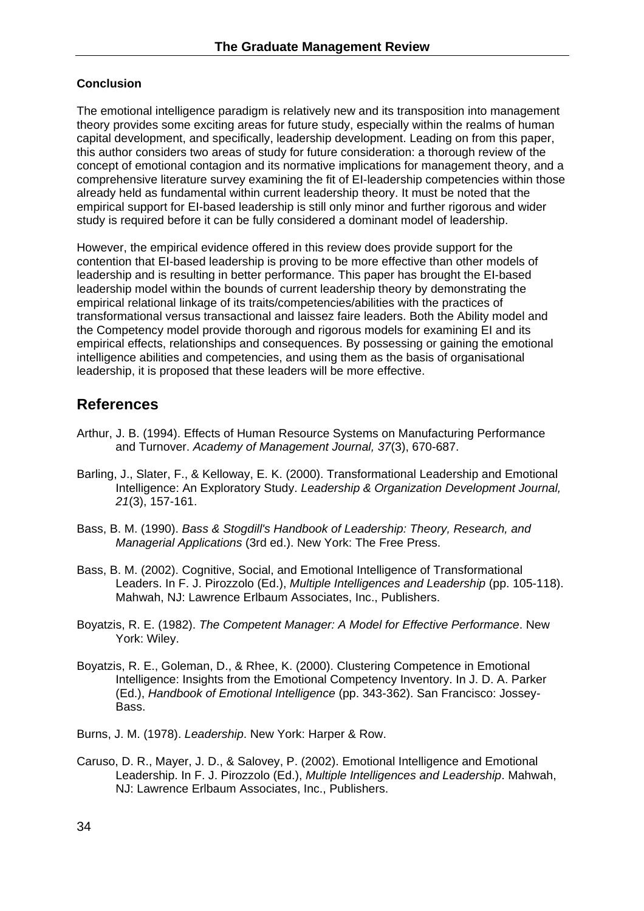### Conclusion

The emotional intelligence paradigm is relatively new and its transposition into management theory provides some exciting areas for future study, especially within the realms of human capital development, and specifically, leadership development. Leading on from this paper, this author considers two areas of study for future consideration: a thorough review of the concept of emotional contagion and its normative implications for management theory, and a comprehensive literature survey examining the fit of EI-leadership competencies within those already held as fundamental within current leadership theory. It must be noted that the empirical support for EI-based leadership is still only minor and further rigorous and wider study is required before it can be fully considered a dominant model of leadership.

However, the empirical evidence offered in this review does provide support for the contention that EI-based leadership is proving to be more effective than other models of leadership and is resulting in better performance. This paper has brought the EI-based leadership model within the bounds of current leadership theory by demonstrating the empirical relational linkage of its traits/competencies/abilities with the practices of transformational versus transactional and laissez faire leaders. Both the Ability model and the Competency model provide thorough and rigorous models for examining EI and its empirical effects, relationships and consequences. By possessing or gaining the emotional intelligence abilities and competencies, and using them as the basis of organisational leadership, it is proposed that these leaders will be more effective.

## References

Arthur, J. B. (1994). Effects of Human Resource Systems on Manufacturing Performance and Turnover. *Academy of Management Journal, 37*(3), 670-687.

Barling, J., Slater, F., & Kelloway, E. K. (2000). Transformational Leadership and Emotional Intelligence: An Exploratory Study. *Leadership & Organization Development Journal, 21*(3), 157-161.

Bass, B. M. (1990). *Bass & Stogdill's Handbook of Leadership: Theory, Research, and Managerial Applications* (3rd ed.). New York: The Free Press.

Bass, B. M. (2002). Cognitive, Social, and Emotional Intelligence of Transformational Leaders. In F. J. Pirozzolo (Ed.), *Multiple Intelligences and Leadership* (pp. 105-118). Mahwah, NJ: Lawrence Erlbaum Associates, Inc., Publishers.

Boyatzis, R. E. (1982). *The Competent Manager: A Model for Effective Performance*. New York: Wiley.

Boyatzis, R. E., Goleman, D., & Rhee, K. (2000). Clustering Competence in Emotional Intelligence: Insights from the Emotional Competency Inventory. In J. D. A. Parker (Ed.), *Handbook of Emotional Intelligence* (pp. 343-362). San Francisco: Jossey-Bass.

Burns, J. M. (1978). *Leadership*. New York: Harper & Row.

Caruso, D. R., Mayer, J. D., & Salovey, P. (2002). Emotional Intelligence and Emotional Leadership. In F. J. Pirozzolo (Ed.), *Multiple Intelligences and Leadership*. Mahwah, NJ: Lawrence Erlbaum Associates, Inc., Publishers.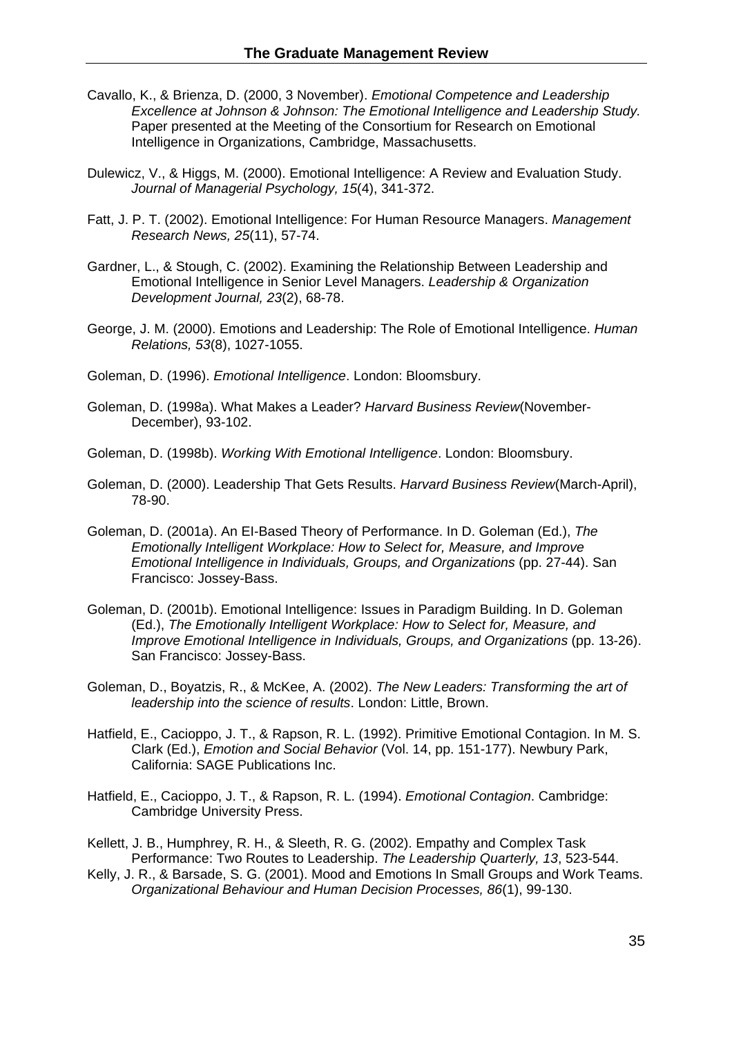Cavallo, K., & Brienza, D. (2000, 3 November). *Emotional Competence and Leadership Excellence at Johnson & Johnson: The Emotional Intelligence and Leadership Study.* Paper presented at the Meeting of the Consortium for Research on Emotional Intelligence in Organizations, Cambridge, Massachusetts.

Dulewicz, V., & Higgs, M. (2000). Emotional Intelligence: A Review and Evaluation Study. *Journal of Managerial Psychology, 15*(4), 341-372.

Fatt, J. P. T. (2002). Emotional Intelligence: For Human Resource Managers. *Management Research News, 25*(11), 57-74.

Gardner, L., & Stough, C. (2002). Examining the Relationship Between Leadership and Emotional Intelligence in Senior Level Managers. *Leadership & Organization Development Journal, 23*(2), 68-78.

George, J. M. (2000). Emotions and Leadership: The Role of Emotional Intelligence. *Human Relations, 53*(8), 1027-1055.

Goleman, D. (1996). *Emotional Intelligence*. London: Bloomsbury.

Goleman, D. (1998a). What Makes a Leader? *Harvard Business Review*(November-December), 93-102.

Goleman, D. (1998b). *Working With Emotional Intelligence*. London: Bloomsbury.

Goleman, D. (2000). Leadership That Gets Results. *Harvard Business Review*(March-April), 78-90.

Goleman, D. (2001a). An EI-Based Theory of Performance. In D. Goleman (Ed.), *The Emotionally Intelligent Workplace: How to Select for, Measure, and Improve Emotional Intelligence in Individuals, Groups, and Organizations* (pp. 27-44). San Francisco: Jossey-Bass.

Goleman, D. (2001b). Emotional Intelligence: Issues in Paradigm Building. In D. Goleman (Ed.), *The Emotionally Intelligent Workplace: How to Select for, Measure, and Improve Emotional Intelligence in Individuals, Groups, and Organizations* (pp. 13-26). San Francisco: Jossey-Bass.

Goleman, D., Boyatzis, R., & McKee, A. (2002). *The New Leaders: Transforming the art of leadership into the science of results*. London: Little, Brown.

Hatfield, E., Cacioppo, J. T., & Rapson, R. L. (1992). Primitive Emotional Contagion. In M. S. Clark (Ed.), *Emotion and Social Behavior* (Vol. 14, pp. 151-177). Newbury Park, California: SAGE Publications Inc.

Hatfield, E., Cacioppo, J. T., & Rapson, R. L. (1994). *Emotional Contagion*. Cambridge: Cambridge University Press.

Kellett, J. B., Humphrey, R. H., & Sleeth, R. G. (2002). Empathy and Complex Task Performance: Two Routes to Leadership. *The Leadership Quarterly, 13*, 523-544.

Kelly, J. R., & Barsade, S. G. (2001). Mood and Emotions In Small Groups and Work Teams. *Organizational Behaviour and Human Decision Processes, 86*(1), 99-130.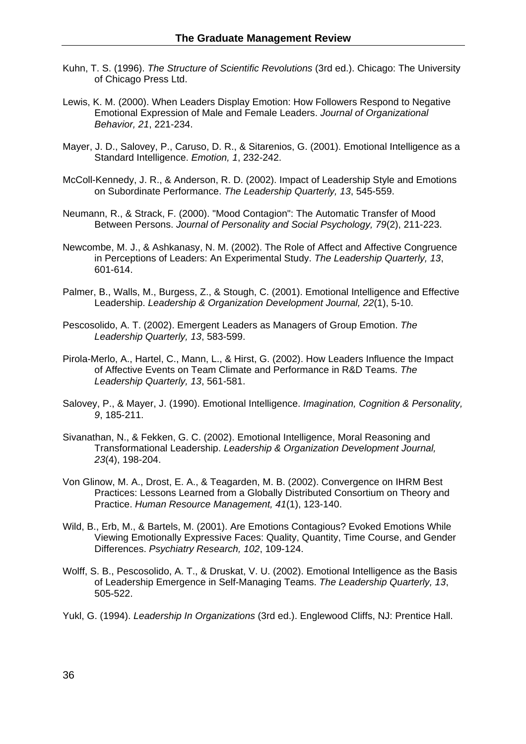Kuhn, T. S. (1996). *The Structure of Scientific Revolutions* (3rd ed.). Chicago: The University of Chicago Press Ltd.

Lewis, K. M. (2000). When Leaders Display Emotion: How Followers Respond to Negative Emotional Expression of Male and Female Leaders. *Journal of Organizational Behavior, 21*, 221-234.

Mayer, J. D., Salovey, P., Caruso, D. R., & Sitarenios, G. (2001). Emotional Intelligence as a Standard Intelligence. *Emotion, 1*, 232-242.

McColl-Kennedy, J. R., & Anderson, R. D. (2002). Impact of Leadership Style and Emotions on Subordinate Performance. *The Leadership Quarterly, 13*, 545-559.

Neumann, R., & Strack, F. (2000). "Mood Contagion": The Automatic Transfer of Mood Between Persons. *Journal of Personality and Social Psychology, 79*(2), 211-223.

Newcombe, M. J., & Ashkanasy, N. M. (2002). The Role of Affect and Affective Congruence in Perceptions of Leaders: An Experimental Study. *The Leadership Quarterly, 13*, 601-614.

Palmer, B., Walls, M., Burgess, Z., & Stough, C. (2001). Emotional Intelligence and Effective Leadership. *Leadership & Organization Development Journal, 22*(1), 5-10.

Pescosolido, A. T. (2002). Emergent Leaders as Managers of Group Emotion. *The Leadership Quarterly, 13*, 583-599.

Pirola-Merlo, A., Hartel, C., Mann, L., & Hirst, G. (2002). How Leaders Influence the Impact of Affective Events on Team Climate and Performance in R&D Teams. *The Leadership Quarterly, 13*, 561-581.

Salovey, P., & Mayer, J. (1990). Emotional Intelligence. *Imagination, Cognition & Personality, 9*, 185-211.

Sivanathan, N., & Fekken, G. C. (2002). Emotional Intelligence, Moral Reasoning and Transformational Leadership. *Leadership & Organization Development Journal, 23*(4), 198-204.

Von Glinow, M. A., Drost, E. A., & Teagarden, M. B. (2002). Convergence on IHRM Best Practices: Lessons Learned from a Globally Distributed Consortium on Theory and Practice. *Human Resource Management, 41*(1), 123-140.

Wild, B., Erb, M., & Bartels, M. (2001). Are Emotions Contagious? Evoked Emotions While Viewing Emotionally Expressive Faces: Quality, Quantity, Time Course, and Gender Differences. *Psychiatry Research, 102*, 109-124.

Wolff, S. B., Pescosolido, A. T., & Druskat, V. U. (2002). Emotional Intelligence as the Basis of Leadership Emergence in Self-Managing Teams. *The Leadership Quarterly, 13*, 505-522.

Yukl, G. (1994). *Leadership In Organizations* (3rd ed.). Englewood Cliffs, NJ: Prentice Hall.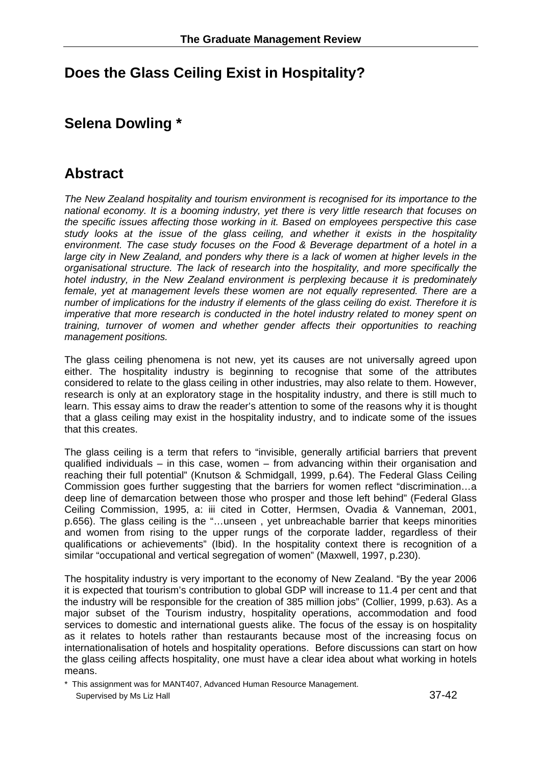# Does the Glass Ceiling Exist in Hospitality?

## Selena Dowling *

## Abstract

*The New Zealand hospitality and tourism environment is recognised for its importance to the national economy. It is a booming industry, yet there is very little research that focuses on the specific issues affecting those working in it. Based on employees perspective this case study looks at the issue of the glass ceiling, and whether it exists in the hospitality environment. The case study focuses on the Food & Beverage department of a hotel in a large city in New Zealand, and ponders why there is a lack of women at higher levels in the organisational structure. The lack of research into the hospitality, and more specifically the hotel industry, in the New Zealand environment is perplexing because it is predominately female, yet at management levels these women are not equally represented. There are a number of implications for the industry if elements of the glass ceiling do exist. Therefore it is imperative that more research is conducted in the hotel industry related to money spent on training, turnover of women and whether gender affects their opportunities to reaching management positions.*

The glass ceiling phenomena is not new, yet its causes are not universally agreed upon either. The hospitality industry is beginning to recognise that some of the attributes considered to relate to the glass ceiling in other industries, may also relate to them. However, research is only at an exploratory stage in the hospitality industry, and there is still much to learn. This essay aims to draw the reader's attention to some of the reasons why it is thought that a glass ceiling may exist in the hospitality industry, and to indicate some of the issues that this creates.

The glass ceiling is a term that refers to "invisible, generally artificial barriers that prevent qualified individuals – in this case, women – from advancing within their organisation and reaching their full potential" (Knutson & Schmidgall, 1999, p.64). The Federal Glass Ceiling Commission goes further suggesting that the barriers for women reflect "discrimination…a deep line of demarcation between those who prosper and those left behind" (Federal Glass Ceiling Commission, 1995, a: iii cited in Cotter, Hermsen, Ovadia & Vanneman, 2001, p.656). The glass ceiling is the "…unseen , yet unbreachable barrier that keeps minorities and women from rising to the upper rungs of the corporate ladder, regardless of their qualifications or achievements" (Ibid). In the hospitality context there is recognition of a similar "occupational and vertical segregation of women" (Maxwell, 1997, p.230).

The hospitality industry is very important to the economy of New Zealand. "By the year 2006 it is expected that tourism's contribution to global GDP will increase to 11.4 per cent and that the industry will be responsible for the creation of 385 million jobs" (Collier, 1999, p.63). As a major subset of the Tourism industry, hospitality operations, accommodation and food services to domestic and international guests alike. The focus of the essay is on hospitality as it relates to hotels rather than restaurants because most of the increasing focus on internationalisation of hotels and hospitality operations. Before discussions can start on how the glass ceiling affects hospitality, one must have a clear idea about what working in hotels means.

\* This assignment was for MANT407, Advanced Human Resource Management. Supervised by Ms Liz Hall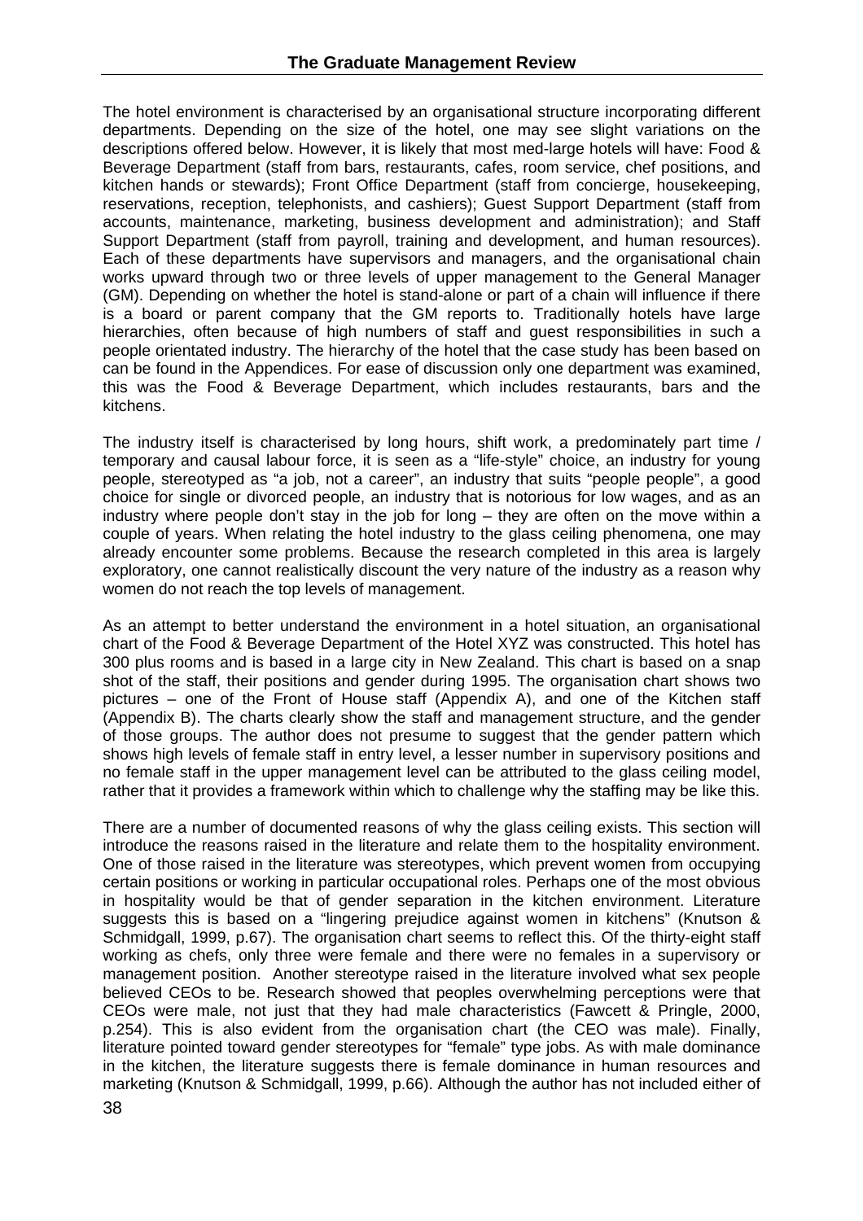The hotel environment is characterised by an organisational structure incorporating different departments. Depending on the size of the hotel, one may see slight variations on the descriptions offered below. However, it is likely that most med-large hotels will have: Food & Beverage Department (staff from bars, restaurants, cafes, room service, chef positions, and kitchen hands or stewards); Front Office Department (staff from concierge, housekeeping, reservations, reception, telephonists, and cashiers); Guest Support Department (staff from accounts, maintenance, marketing, business development and administration); and Staff Support Department (staff from payroll, training and development, and human resources). Each of these departments have supervisors and managers, and the organisational chain works upward through two or three levels of upper management to the General Manager (GM). Depending on whether the hotel is stand-alone or part of a chain will influence if there is a board or parent company that the GM reports to. Traditionally hotels have large hierarchies, often because of high numbers of staff and guest responsibilities in such a people orientated industry. The hierarchy of the hotel that the case study has been based on can be found in the Appendices. For ease of discussion only one department was examined, this was the Food & Beverage Department, which includes restaurants, bars and the kitchens.

The industry itself is characterised by long hours, shift work, a predominately part time / temporary and causal labour force, it is seen as a "life-style" choice, an industry for young people, stereotyped as "a job, not a career", an industry that suits "people people", a good choice for single or divorced people, an industry that is notorious for low wages, and as an industry where people don't stay in the job for long – they are often on the move within a couple of years. When relating the hotel industry to the glass ceiling phenomena, one may already encounter some problems. Because the research completed in this area is largely exploratory, one cannot realistically discount the very nature of the industry as a reason why women do not reach the top levels of management.

As an attempt to better understand the environment in a hotel situation, an organisational chart of the Food & Beverage Department of the Hotel XYZ was constructed. This hotel has 300 plus rooms and is based in a large city in New Zealand. This chart is based on a snap shot of the staff, their positions and gender during 1995. The organisation chart shows two pictures – one of the Front of House staff (Appendix A), and one of the Kitchen staff (Appendix B). The charts clearly show the staff and management structure, and the gender of those groups. The author does not presume to suggest that the gender pattern which shows high levels of female staff in entry level, a lesser number in supervisory positions and no female staff in the upper management level can be attributed to the glass ceiling model, rather that it provides a framework within which to challenge why the staffing may be like this.

There are a number of documented reasons of why the glass ceiling exists. This section will introduce the reasons raised in the literature and relate them to the hospitality environment. One of those raised in the literature was stereotypes, which prevent women from occupying certain positions or working in particular occupational roles. Perhaps one of the most obvious in hospitality would be that of gender separation in the kitchen environment. Literature suggests this is based on a "lingering prejudice against women in kitchens" (Knutson & Schmidgall, 1999, p.67). The organisation chart seems to reflect this. Of the thirty-eight staff working as chefs, only three were female and there were no females in a supervisory or management position. Another stereotype raised in the literature involved what sex people believed CEOs to be. Research showed that peoples overwhelming perceptions were that CEOs were male, not just that they had male characteristics (Fawcett & Pringle, 2000, p.254). This is also evident from the organisation chart (the CEO was male). Finally, literature pointed toward gender stereotypes for "female" type jobs. As with male dominance in the kitchen, the literature suggests there is female dominance in human resources and marketing (Knutson & Schmidgall, 1999, p.66). Although the author has not included either of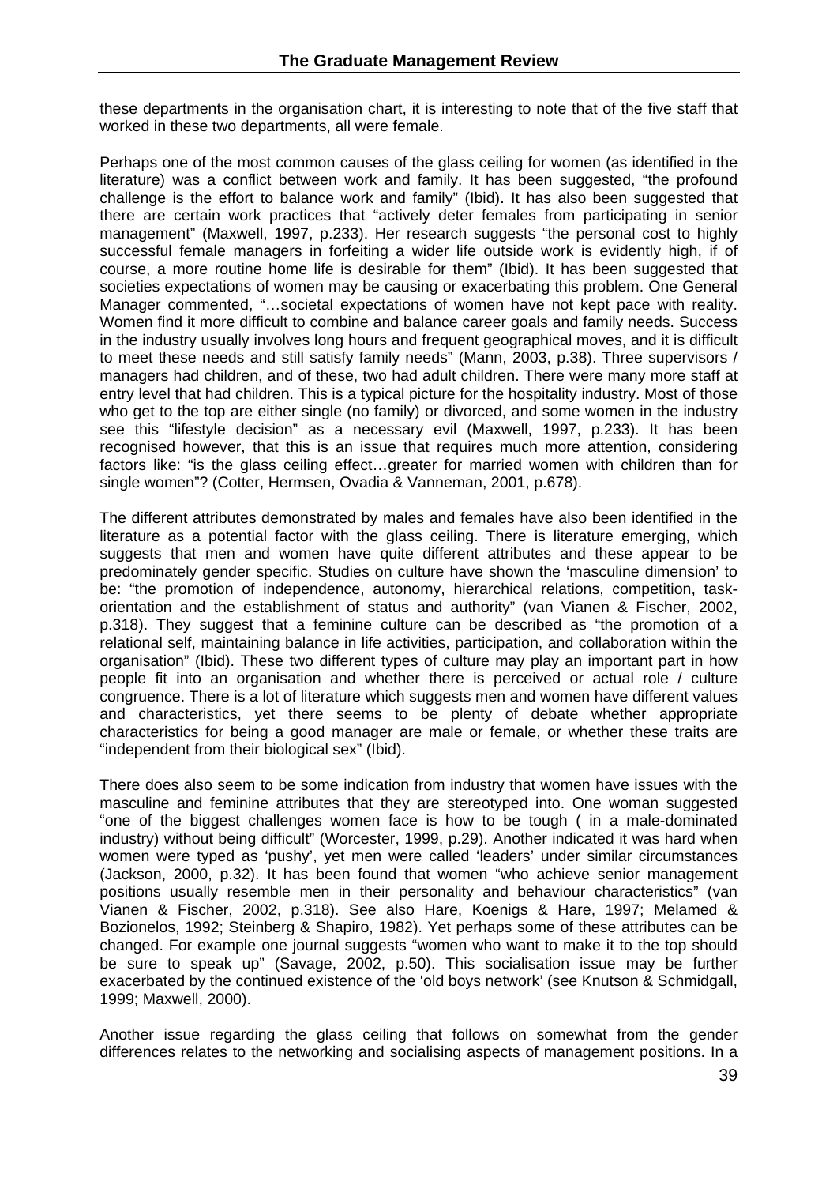these departments in the organisation chart, it is interesting to note that of the five staff that worked in these two departments, all were female.

Perhaps one of the most common causes of the glass ceiling for women (as identified in the literature) was a conflict between work and family. It has been suggested, "the profound challenge is the effort to balance work and family" (Ibid). It has also been suggested that there are certain work practices that "actively deter females from participating in senior management" (Maxwell, 1997, p.233). Her research suggests "the personal cost to highly successful female managers in forfeiting a wider life outside work is evidently high, if of course, a more routine home life is desirable for them" (Ibid). It has been suggested that societies expectations of women may be causing or exacerbating this problem. One General Manager commented, "…societal expectations of women have not kept pace with reality. Women find it more difficult to combine and balance career goals and family needs. Success in the industry usually involves long hours and frequent geographical moves, and it is difficult to meet these needs and still satisfy family needs" (Mann, 2003, p.38). Three supervisors / managers had children, and of these, two had adult children. There were many more staff at entry level that had children. This is a typical picture for the hospitality industry. Most of those who get to the top are either single (no family) or divorced, and some women in the industry see this "lifestyle decision" as a necessary evil (Maxwell, 1997, p.233). It has been recognised however, that this is an issue that requires much more attention, considering factors like: "is the glass ceiling effect…greater for married women with children than for single women"? (Cotter, Hermsen, Ovadia & Vanneman, 2001, p.678).

The different attributes demonstrated by males and females have also been identified in the literature as a potential factor with the glass ceiling. There is literature emerging, which suggests that men and women have quite different attributes and these appear to be predominately gender specific. Studies on culture have shown the 'masculine dimension' to be: "the promotion of independence, autonomy, hierarchical relations, competition, task-orientation and the establishment of status and authority" (van Vianen & Fischer, 2002, p.318). They suggest that a feminine culture can be described as "the promotion of a relational self, maintaining balance in life activities, participation, and collaboration within the organisation" (Ibid). These two different types of culture may play an important part in how people fit into an organisation and whether there is perceived or actual role / culture congruence. There is a lot of literature which suggests men and women have different values and characteristics, yet there seems to be plenty of debate whether appropriate characteristics for being a good manager are male or female, or whether these traits are "independent from their biological sex" (Ibid).

There does also seem to be some indication from industry that women have issues with the masculine and feminine attributes that they are stereotyped into. One woman suggested "one of the biggest challenges women face is how to be tough ( in a male-dominated industry) without being difficult" (Worcester, 1999, p.29). Another indicated it was hard when women were typed as 'pushy', yet men were called 'leaders' under similar circumstances (Jackson, 2000, p.32). It has been found that women "who achieve senior management positions usually resemble men in their personality and behaviour characteristics" (van Vianen & Fischer, 2002, p.318). See also Hare, Koenigs & Hare, 1997; Melamed & Bozionelos, 1992; Steinberg & Shapiro, 1982). Yet perhaps some of these attributes can be changed. For example one journal suggests "women who want to make it to the top should be sure to speak up" (Savage, 2002, p.50). This socialisation issue may be further exacerbated by the continued existence of the 'old boys network' (see Knutson & Schmidgall, 1999; Maxwell, 2000).

Another issue regarding the glass ceiling that follows on somewhat from the gender differences relates to the networking and socialising aspects of management positions. In a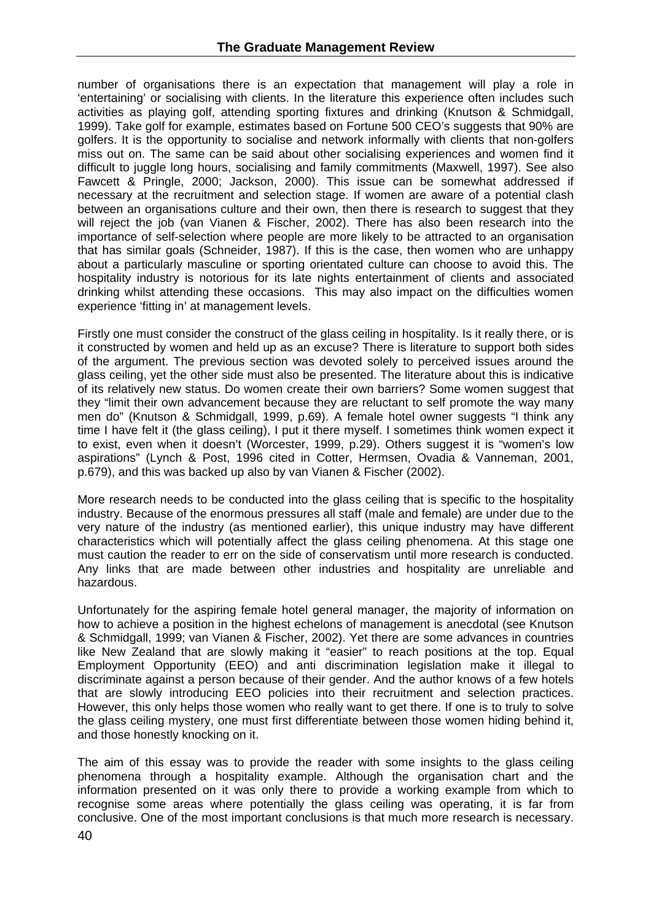number of organisations there is an expectation that management will play a role in 'entertaining' or socialising with clients. In the literature this experience often includes such activities as playing golf, attending sporting fixtures and drinking (Knutson & Schmidgall, 1999). Take golf for example, estimates based on Fortune 500 CEO's suggests that 90% are golfers. It is the opportunity to socialise and network informally with clients that non-golfers miss out on. The same can be said about other socialising experiences and women find it difficult to juggle long hours, socialising and family commitments (Maxwell, 1997). See also Fawcett & Pringle, 2000; Jackson, 2000). This issue can be somewhat addressed if necessary at the recruitment and selection stage. If women are aware of a potential clash between an organisations culture and their own, then there is research to suggest that they will reject the job (van Vianen & Fischer, 2002). There has also been research into the importance of self-selection where people are more likely to be attracted to an organisation that has similar goals (Schneider, 1987). If this is the case, then women who are unhappy about a particularly masculine or sporting orientated culture can choose to avoid this. The hospitality industry is notorious for its late nights entertainment of clients and associated drinking whilst attending these occasions. This may also impact on the difficulties women experience 'fitting in' at management levels.

Firstly one must consider the construct of the glass ceiling in hospitality. Is it really there, or is it constructed by women and held up as an excuse? There is literature to support both sides of the argument. The previous section was devoted solely to perceived issues around the glass ceiling, yet the other side must also be presented. The literature about this is indicative of its relatively new status. Do women create their own barriers? Some women suggest that they "limit their own advancement because they are reluctant to self promote the way many men do" (Knutson & Schmidgall, 1999, p.69). A female hotel owner suggests "I think any time I have felt it (the glass ceiling), I put it there myself. I sometimes think women expect it to exist, even when it doesn't (Worcester, 1999, p.29). Others suggest it is "women's low aspirations" (Lynch & Post, 1996 cited in Cotter, Hermsen, Ovadia & Vanneman, 2001, p.679), and this was backed up also by van Vianen & Fischer (2002).

More research needs to be conducted into the glass ceiling that is specific to the hospitality industry. Because of the enormous pressures all staff (male and female) are under due to the very nature of the industry (as mentioned earlier), this unique industry may have different characteristics which will potentially affect the glass ceiling phenomena. At this stage one must caution the reader to err on the side of conservatism until more research is conducted. Any links that are made between other industries and hospitality are unreliable and hazardous.

Unfortunately for the aspiring female hotel general manager, the majority of information on how to achieve a position in the highest echelons of management is anecdotal (see Knutson & Schmidgall, 1999; van Vianen & Fischer, 2002). Yet there are some advances in countries like New Zealand that are slowly making it "easier" to reach positions at the top. Equal Employment Opportunity (EEO) and anti discrimination legislation make it illegal to discriminate against a person because of their gender. And the author knows of a few hotels that are slowly introducing EEO policies into their recruitment and selection practices. However, this only helps those women who really want to get there. If one is to truly to solve the glass ceiling mystery, one must first differentiate between those women hiding behind it, and those honestly knocking on it.

The aim of this essay was to provide the reader with some insights to the glass ceiling phenomena through a hospitality example. Although the organisation chart and the information presented on it was only there to provide a working example from which to recognise some areas where potentially the glass ceiling was operating, it is far from conclusive. One of the most important conclusions is that much more research is necessary.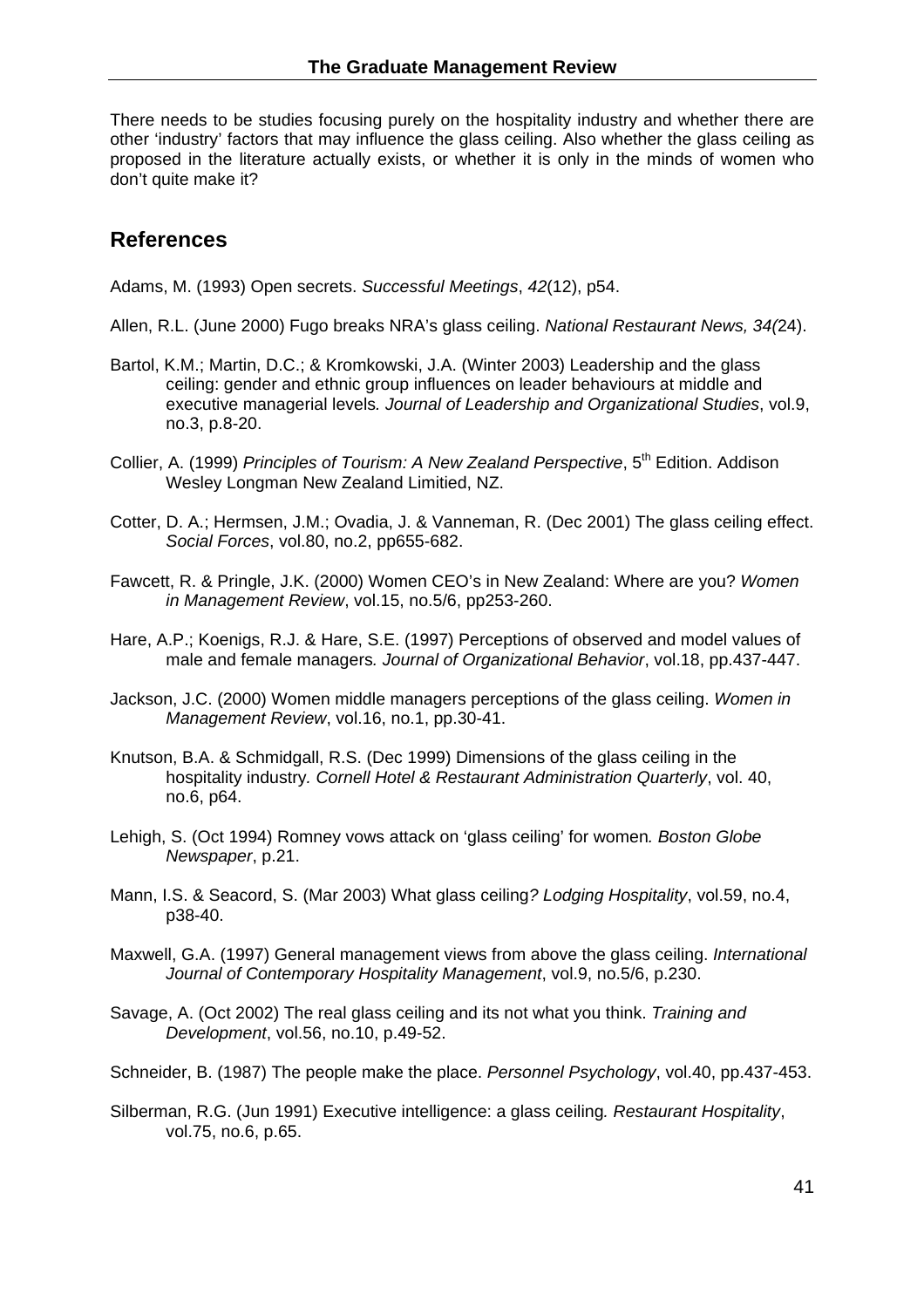There needs to be studies focusing purely on the hospitality industry and whether there are other 'industry' factors that may influence the glass ceiling. Also whether the glass ceiling as proposed in the literature actually exists, or whether it is only in the minds of women who don't quite make it?

## References

Adams, M. (1993) Open secrets. *Successful Meetings*, *42*(12), p54.

Allen, R.L. (June 2000) Fugo breaks NRA's glass ceiling. *National Restaurant News, 34(*24).

Bartol, K.M.; Martin, D.C.; & Kromkowski, J.A. (Winter 2003) Leadership and the glass ceiling: gender and ethnic group influences on leader behaviours at middle and executive managerial levels*. Journal of Leadership and Organizational Studies*, vol.9, no.3, p.8-20.

Collier, A. (1999) *Principles of Tourism: A New Zealand Perspective*, 5th Edition. Addison Wesley Longman New Zealand Limitied, NZ.

Cotter, D. A.; Hermsen, J.M.; Ovadia, J. & Vanneman, R. (Dec 2001) The glass ceiling effect. *Social Forces*, vol.80, no.2, pp655-682.

Fawcett, R. & Pringle, J.K. (2000) Women CEO's in New Zealand: Where are you? *Women in Management Review*, vol.15, no.5/6, pp253-260.

Hare, A.P.; Koenigs, R.J. & Hare, S.E. (1997) Perceptions of observed and model values of male and female managers*. Journal of Organizational Behavior*, vol.18, pp.437-447.

Jackson, J.C. (2000) Women middle managers perceptions of the glass ceiling. *Women in Management Review*, vol.16, no.1, pp.30-41.

Knutson, B.A. & Schmidgall, R.S. (Dec 1999) Dimensions of the glass ceiling in the hospitality industry*. Cornell Hotel & Restaurant Administration Quarterly*, vol. 40, no.6, p64.

Lehigh, S. (Oct 1994) Romney vows attack on 'glass ceiling' for women*. Boston Globe Newspaper*, p.21.

Mann, I.S. & Seacord, S. (Mar 2003) What glass ceiling*? Lodging Hospitality*, vol.59, no.4, p38-40.

Maxwell, G.A. (1997) General management views from above the glass ceiling. *International Journal of Contemporary Hospitality Management*, vol.9, no.5/6, p.230.

Savage, A. (Oct 2002) The real glass ceiling and its not what you think. *Training and Development*, vol.56, no.10, p.49-52.

Schneider, B. (1987) The people make the place. *Personnel Psychology*, vol.40, pp.437-453.

Silberman, R.G. (Jun 1991) Executive intelligence: a glass ceiling*. Restaurant Hospitality*, vol.75, no.6, p.65.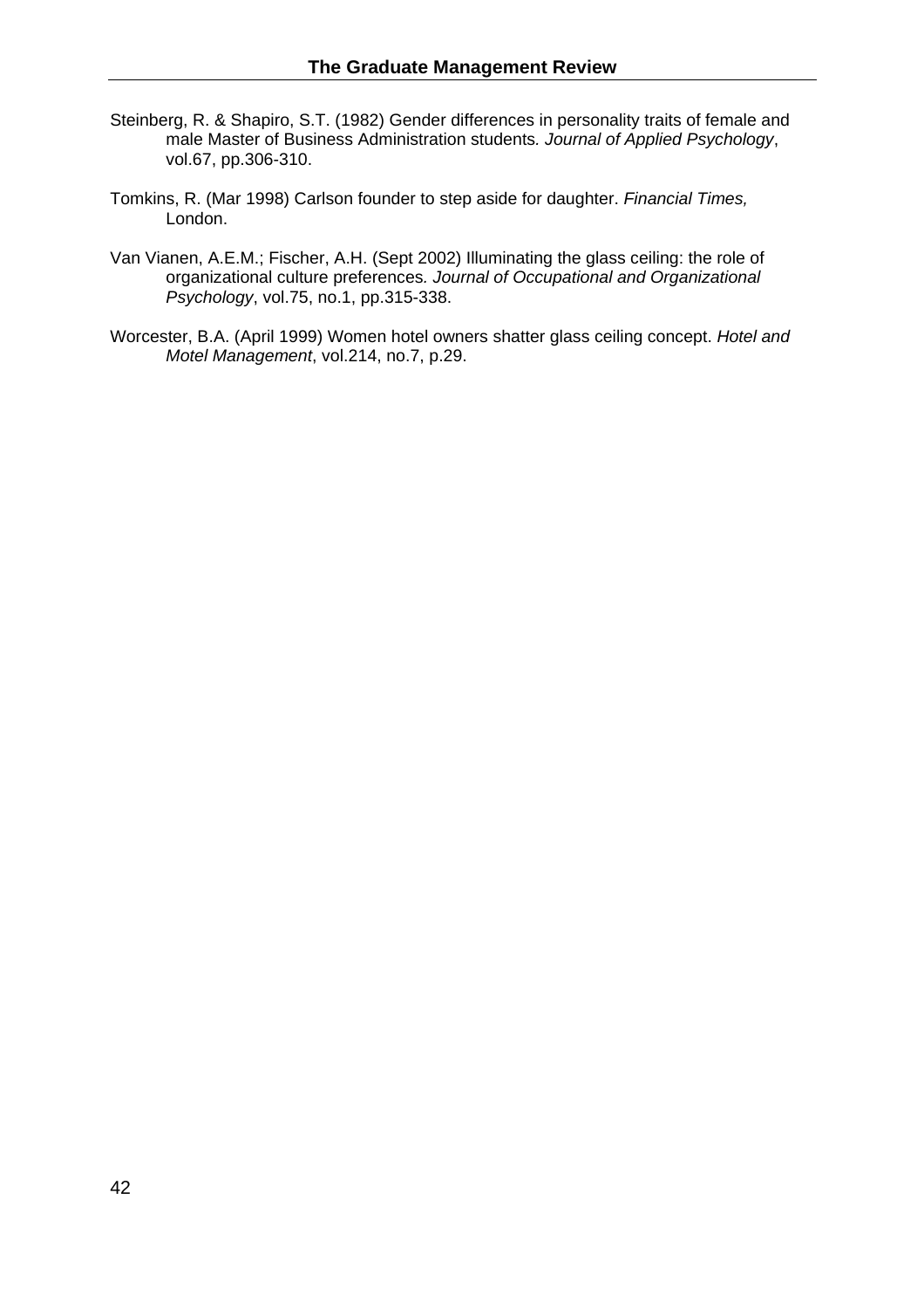Steinberg, R. & Shapiro, S.T. (1982) Gender differences in personality traits of female and male Master of Business Administration students. *Journal of Applied Psychology*, vol.67, pp.306-310.

Tomkins, R. (Mar 1998) Carlson founder to step aside for daughter. *Financial Times,* London.

Van Vianen, A.E.M.; Fischer, A.H. (Sept 2002) Illuminating the glass ceiling: the role of organizational culture preferences. *Journal of Occupational and Organizational Psychology*, vol.75, no.1, pp.315-338.

Worcester, B.A. (April 1999) Women hotel owners shatter glass ceiling concept. *Hotel and Motel Management*, vol.214, no.7, p.29.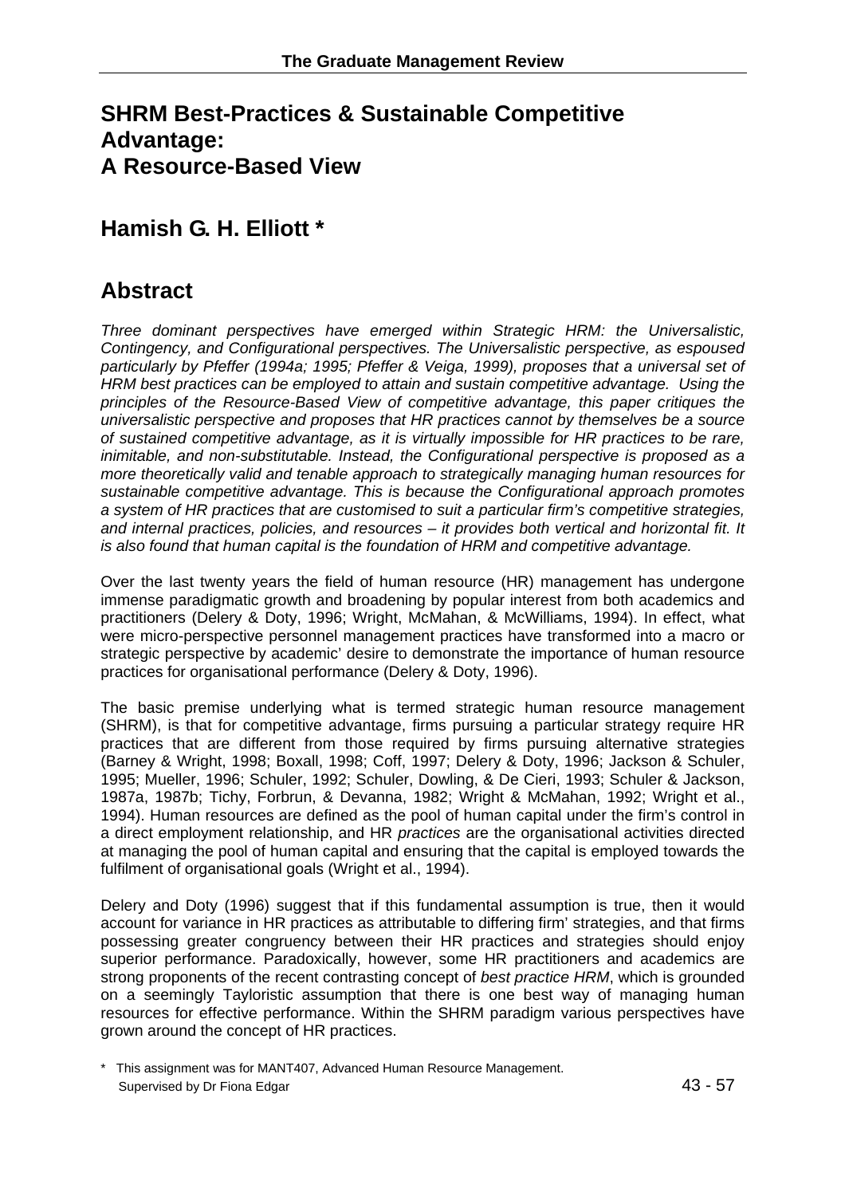# SHRM Best-Practices & Sustainable Competitive Advantage: A Resource-Based View

## Hamish G. H. Elliott *

## Abstract

*Three dominant perspectives have emerged within Strategic HRM: the Universalistic, Contingency, and Configurational perspectives. The Universalistic perspective, as espoused particularly by Pfeffer (1994a; 1995; Pfeffer & Veiga, 1999), proposes that a universal set of HRM best practices can be employed to attain and sustain competitive advantage. Using the principles of the Resource-Based View of competitive advantage, this paper critiques the universalistic perspective and proposes that HR practices cannot by themselves be a source of sustained competitive advantage, as it is virtually impossible for HR practices to be rare, inimitable, and non-substitutable. Instead, the Configurational perspective is proposed as a more theoretically valid and tenable approach to strategically managing human resources for sustainable competitive advantage. This is because the Configurational approach promotes a system of HR practices that are customised to suit a particular firm's competitive strategies, and internal practices, policies, and resources – it provides both vertical and horizontal fit. It is also found that human capital is the foundation of HRM and competitive advantage.*

Over the last twenty years the field of human resource (HR) management has undergone immense paradigmatic growth and broadening by popular interest from both academics and practitioners (Delery & Doty, 1996; Wright, McMahan, & McWilliams, 1994). In effect, what were micro-perspective personnel management practices have transformed into a macro or strategic perspective by academic' desire to demonstrate the importance of human resource practices for organisational performance (Delery & Doty, 1996).

The basic premise underlying what is termed strategic human resource management (SHRM), is that for competitive advantage, firms pursuing a particular strategy require HR practices that are different from those required by firms pursuing alternative strategies (Barney & Wright, 1998; Boxall, 1998; Coff, 1997; Delery & Doty, 1996; Jackson & Schuler, 1995; Mueller, 1996; Schuler, 1992; Schuler, Dowling, & De Cieri, 1993; Schuler & Jackson, 1987a, 1987b; Tichy, Forbrun, & Devanna, 1982; Wright & McMahan, 1992; Wright et al., 1994). Human resources are defined as the pool of human capital under the firm's control in a direct employment relationship, and HR *practices* are the organisational activities directed at managing the pool of human capital and ensuring that the capital is employed towards the fulfilment of organisational goals (Wright et al., 1994).

Delery and Doty (1996) suggest that if this fundamental assumption is true, then it would account for variance in HR practices as attributable to differing firm' strategies, and that firms possessing greater congruency between their HR practices and strategies should enjoy superior performance. Paradoxically, however, some HR practitioners and academics are strong proponents of the recent contrasting concept of *best practice HRM*, which is grounded on a seemingly Tayloristic assumption that there is one best way of managing human resources for effective performance. Within the SHRM paradigm various perspectives have grown around the concept of HR practices.

\* This assignment was for MANT407, Advanced Human Resource Management. Supervised by Dr Fiona Edgar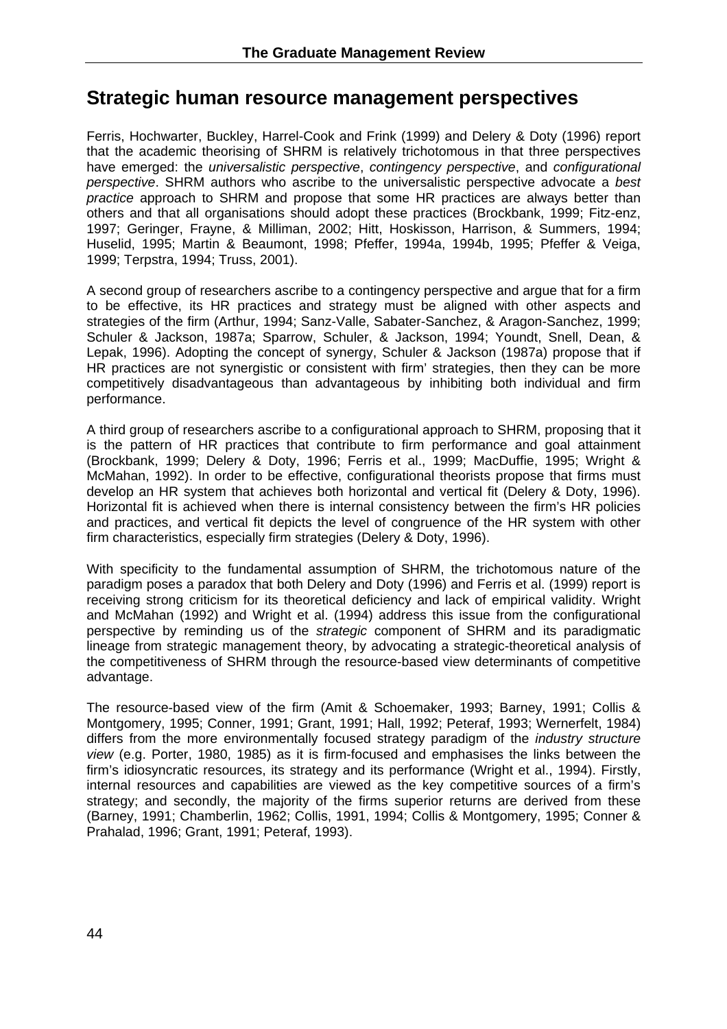## Strategic human resource management perspectives

Ferris, Hochwarter, Buckley, Harrel-Cook and Frink (1999) and Delery & Doty (1996) report that the academic theorising of SHRM is relatively trichotomous in that three perspectives have emerged: the *universalistic perspective*, *contingency perspective*, and *configurational perspective*. SHRM authors who ascribe to the universalistic perspective advocate a *best practice* approach to SHRM and propose that some HR practices are always better than others and that all organisations should adopt these practices (Brockbank, 1999; Fitz-enz, 1997; Geringer, Frayne, & Milliman, 2002; Hitt, Hoskisson, Harrison, & Summers, 1994; Huselid, 1995; Martin & Beaumont, 1998; Pfeffer, 1994a, 1994b, 1995; Pfeffer & Veiga, 1999; Terpstra, 1994; Truss, 2001).

A second group of researchers ascribe to a contingency perspective and argue that for a firm to be effective, its HR practices and strategy must be aligned with other aspects and strategies of the firm (Arthur, 1994; Sanz-Valle, Sabater-Sanchez, & Aragon-Sanchez, 1999; Schuler & Jackson, 1987a; Sparrow, Schuler, & Jackson, 1994; Youndt, Snell, Dean, & Lepak, 1996). Adopting the concept of synergy, Schuler & Jackson (1987a) propose that if HR practices are not synergistic or consistent with firm' strategies, then they can be more competitively disadvantageous than advantageous by inhibiting both individual and firm performance.

A third group of researchers ascribe to a configurational approach to SHRM, proposing that it is the pattern of HR practices that contribute to firm performance and goal attainment (Brockbank, 1999; Delery & Doty, 1996; Ferris et al., 1999; MacDuffie, 1995; Wright & McMahan, 1992). In order to be effective, configurational theorists propose that firms must develop an HR system that achieves both horizontal and vertical fit (Delery & Doty, 1996). Horizontal fit is achieved when there is internal consistency between the firm's HR policies and practices, and vertical fit depicts the level of congruence of the HR system with other firm characteristics, especially firm strategies (Delery & Doty, 1996).

With specificity to the fundamental assumption of SHRM, the trichotomous nature of the paradigm poses a paradox that both Delery and Doty (1996) and Ferris et al. (1999) report is receiving strong criticism for its theoretical deficiency and lack of empirical validity. Wright and McMahan (1992) and Wright et al. (1994) address this issue from the configurational perspective by reminding us of the *strategic* component of SHRM and its paradigmatic lineage from strategic management theory, by advocating a strategic-theoretical analysis of the competitiveness of SHRM through the resource-based view determinants of competitive advantage.

The resource-based view of the firm (Amit & Schoemaker, 1993; Barney, 1991; Collis & Montgomery, 1995; Conner, 1991; Grant, 1991; Hall, 1992; Peteraf, 1993; Wernerfelt, 1984) differs from the more environmentally focused strategy paradigm of the *industry structure view* (e.g. Porter, 1980, 1985) as it is firm-focused and emphasises the links between the firm's idiosyncratic resources, its strategy and its performance (Wright et al., 1994). Firstly, internal resources and capabilities are viewed as the key competitive sources of a firm's strategy; and secondly, the majority of the firms superior returns are derived from these (Barney, 1991; Chamberlin, 1962; Collis, 1991, 1994; Collis & Montgomery, 1995; Conner & Prahalad, 1996; Grant, 1991; Peteraf, 1993).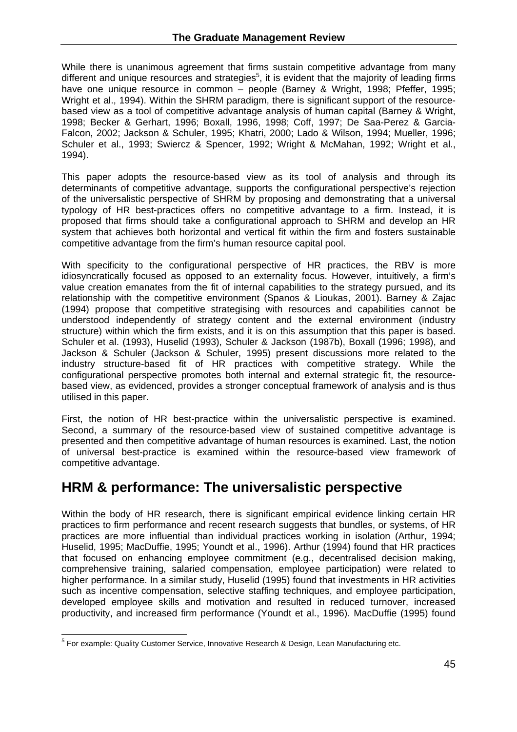While there is unanimous agreement that firms sustain competitive advantage from many different and unique resources and strategies[5], it is evident that the majority of leading firms have one unique resource in common – people (Barney & Wright, 1998; Pfeffer, 1995; Wright et al., 1994). Within the SHRM paradigm, there is significant support of the resource-based view as a tool of competitive advantage analysis of human capital (Barney & Wright, 1998; Becker & Gerhart, 1996; Boxall, 1996, 1998; Coff, 1997; De Saa-Perez & Garcia-Falcon, 2002; Jackson & Schuler, 1995; Khatri, 2000; Lado & Wilson, 1994; Mueller, 1996; Schuler et al., 1993; Swiercz & Spencer, 1992; Wright & McMahan, 1992; Wright et al., 1994).

This paper adopts the resource-based view as its tool of analysis and through its determinants of competitive advantage, supports the configurational perspective's rejection of the universalistic perspective of SHRM by proposing and demonstrating that a universal typology of HR best-practices offers no competitive advantage to a firm. Instead, it is proposed that firms should take a configurational approach to SHRM and develop an HR system that achieves both horizontal and vertical fit within the firm and fosters sustainable competitive advantage from the firm's human resource capital pool.

With specificity to the configurational perspective of HR practices, the RBV is more idiosyncratically focused as opposed to an externality focus. However, intuitively, a firm's value creation emanates from the fit of internal capabilities to the strategy pursued, and its relationship with the competitive environment (Spanos & Lioukas, 2001). Barney & Zajac (1994) propose that competitive strategising with resources and capabilities cannot be understood independently of strategy content and the external environment (industry structure) within which the firm exists, and it is on this assumption that this paper is based. Schuler et al. (1993), Huselid (1993), Schuler & Jackson (1987b), Boxall (1996; 1998), and Jackson & Schuler (Jackson & Schuler, 1995) present discussions more related to the industry structure-based fit of HR practices with competitive strategy. While the configurational perspective promotes both internal and external strategic fit, the resource-based view, as evidenced, provides a stronger conceptual framework of analysis and is thus utilised in this paper.

First, the notion of HR best-practice within the universalistic perspective is examined. Second, a summary of the resource-based view of sustained competitive advantage is presented and then competitive advantage of human resources is examined. Last, the notion of universal best-practice is examined within the resource-based view framework of competitive advantage.

## HRM & performance: The universalistic perspective

Within the body of HR research, there is significant empirical evidence linking certain HR practices to firm performance and recent research suggests that bundles, or systems, of HR practices are more influential than individual practices working in isolation (Arthur, 1994; Huselid, 1995; MacDuffie, 1995; Youndt et al., 1996). Arthur (1994) found that HR practices that focused on enhancing employee commitment (e.g., decentralised decision making, comprehensive training, salaried compensation, employee participation) were related to higher performance. In a similar study, Huselid (1995) found that investments in HR activities such as incentive compensation, selective staffing techniques, and employee participation, developed employee skills and motivation and resulted in reduced turnover, increased productivity, and increased firm performance (Youndt et al., 1996). MacDuffie (1995) found

[5] For example: Quality Customer Service, Innovative Research & Design, Lean Manufacturing etc.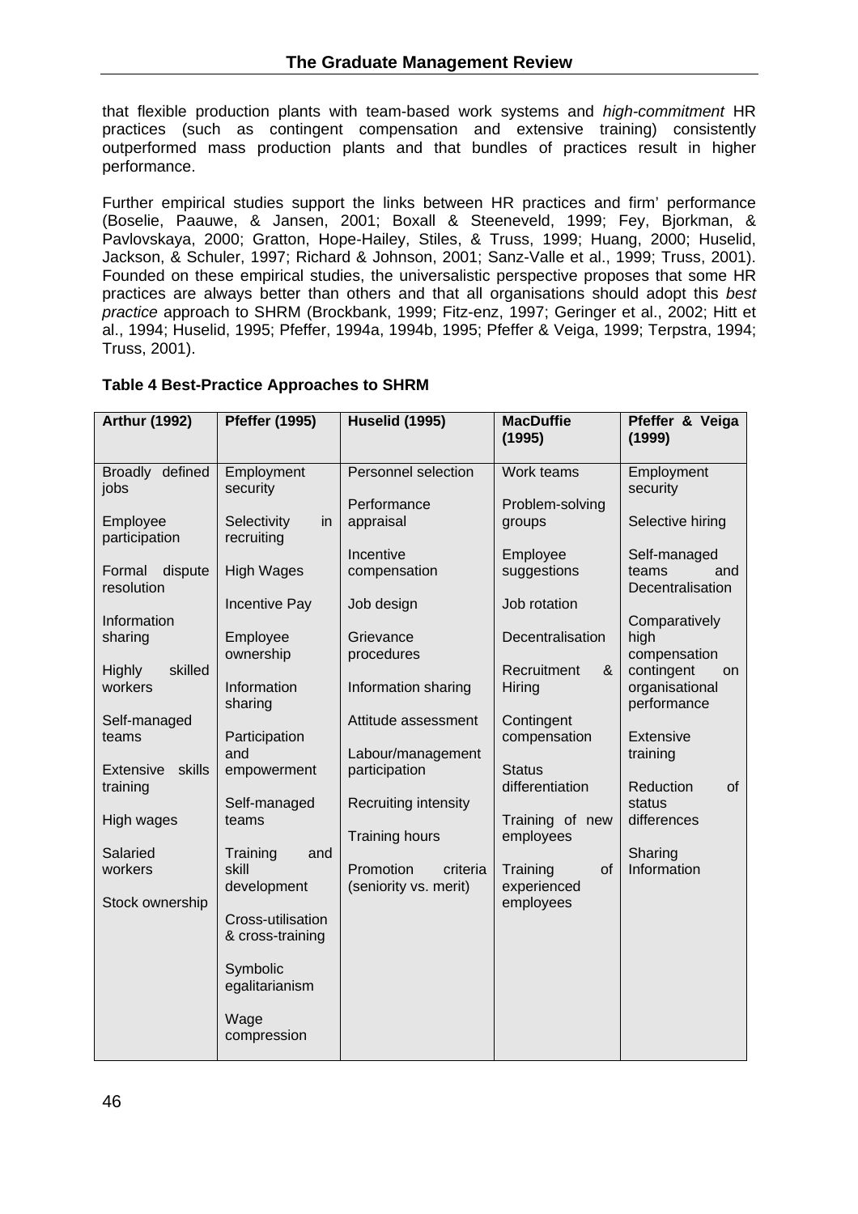that flexible production plants with team-based work systems and *high-commitment* HR practices (such as contingent compensation and extensive training) consistently outperformed mass production plants and that bundles of practices result in higher performance.

Further empirical studies support the links between HR practices and firm' performance (Boselie, Paauwe, & Jansen, 2001; Boxall & Steeneveld, 1999; Fey, Bjorkman, & Pavlovskaya, 2000; Gratton, Hope-Hailey, Stiles, & Truss, 1999; Huang, 2000; Huselid, Jackson, & Schuler, 1997; Richard & Johnson, 2001; Sanz-Valle et al., 1999; Truss, 2001). Founded on these empirical studies, the universalistic perspective proposes that some HR practices are always better than others and that all organisations should adopt this *best practice* approach to SHRM (Brockbank, 1999; Fitz-enz, 1997; Geringer et al., 2002; Hitt et al., 1994; Huselid, 1995; Pfeffer, 1994a, 1994b, 1995; Pfeffer & Veiga, 1999; Terpstra, 1994; Truss, 2001).

**Table 4 Best-Practice Approaches to SHRM**

| Arthur (1992) | Pfeffer (1995) | Huselid (1995) | MacDuffie (1995) | Pfeffer & Veiga (1999) |
|---|---|---|---|---|
| Broadly defined jobs | Employment security | Personnel selection | Work teams | Employment security |
| Employee participation | Selectivity in recruiting | Performance appraisal | Problem-solving groups | Selective hiring |
| Formal dispute resolution | High Wages | Incentive compensation | Employee suggestions | Self-managed teams and Decentralisation |
| Information sharing | Incentive Pay | Job design | Job rotation | Comparatively high compensation contingent on organisational performance |
| Highly skilled workers | Employee ownership | Grievance procedures | Decentralisation | Extensive training |
| Self-managed teams | Information sharing | Information sharing | Recruitment & Hiring | Reduction of status differences |
| Extensive skills training | Participation and empowerment | Attitude assessment | Contingent compensation | Sharing Information |
| High wages | Self-managed teams | Labour/management participation | Status differentiation | |
| Salaried workers | Training and skill development | Recruiting intensity | Training of new employees | |
| Stock ownership | Cross-utilisation & cross-training | Training hours | Training of experienced employees | |
| | Symbolic egalitarianism | Promotion criteria (seniority vs. merit) | | |
| | Wage compression | | | |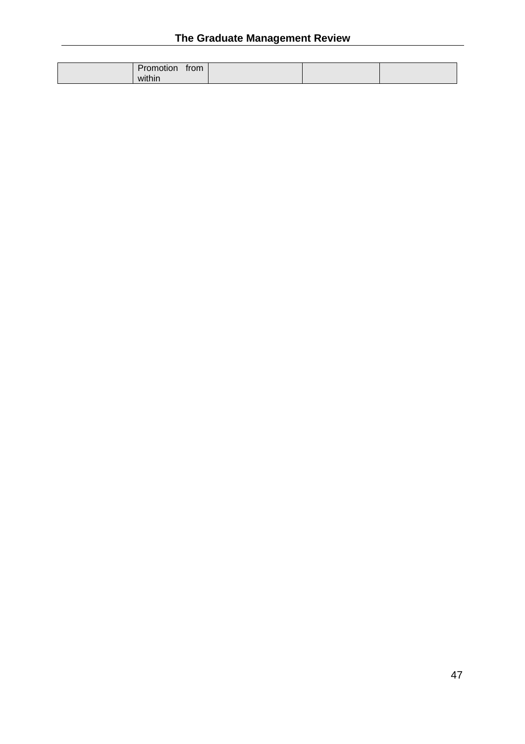|  | Promotion from within |  |  |  |
|---|---|---|---|---|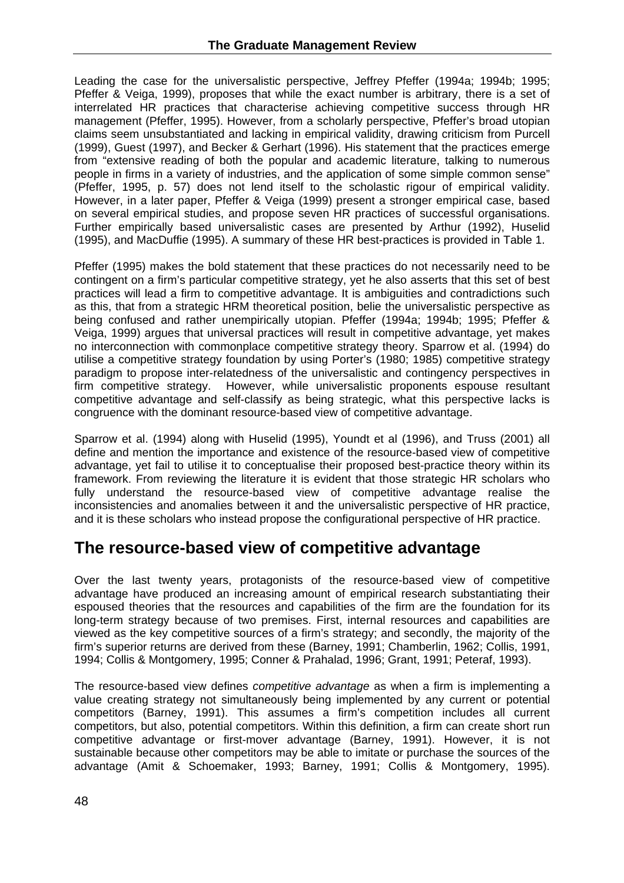Leading the case for the universalistic perspective, Jeffrey Pfeffer (1994a; 1994b; 1995; Pfeffer & Veiga, 1999), proposes that while the exact number is arbitrary, there is a set of interrelated HR practices that characterise achieving competitive success through HR management (Pfeffer, 1995). However, from a scholarly perspective, Pfeffer's broad utopian claims seem unsubstantiated and lacking in empirical validity, drawing criticism from Purcell (1999), Guest (1997), and Becker & Gerhart (1996). His statement that the practices emerge from "extensive reading of both the popular and academic literature, talking to numerous people in firms in a variety of industries, and the application of some simple common sense" (Pfeffer, 1995, p. 57) does not lend itself to the scholastic rigour of empirical validity. However, in a later paper, Pfeffer & Veiga (1999) present a stronger empirical case, based on several empirical studies, and propose seven HR practices of successful organisations. Further empirically based universalistic cases are presented by Arthur (1992), Huselid (1995), and MacDuffie (1995). A summary of these HR best-practices is provided in Table 1.

Pfeffer (1995) makes the bold statement that these practices do not necessarily need to be contingent on a firm's particular competitive strategy, yet he also asserts that this set of best practices will lead a firm to competitive advantage. It is ambiguities and contradictions such as this, that from a strategic HRM theoretical position, belie the universalistic perspective as being confused and rather unempirically utopian. Pfeffer (1994a; 1994b; 1995; Pfeffer & Veiga, 1999) argues that universal practices will result in competitive advantage, yet makes no interconnection with commonplace competitive strategy theory. Sparrow et al. (1994) do utilise a competitive strategy foundation by using Porter's (1980; 1985) competitive strategy paradigm to propose inter-relatedness of the universalistic and contingency perspectives in firm competitive strategy. However, while universalistic proponents espouse resultant competitive advantage and self-classify as being strategic, what this perspective lacks is congruence with the dominant resource-based view of competitive advantage.

Sparrow et al. (1994) along with Huselid (1995), Youndt et al (1996), and Truss (2001) all define and mention the importance and existence of the resource-based view of competitive advantage, yet fail to utilise it to conceptualise their proposed best-practice theory within its framework. From reviewing the literature it is evident that those strategic HR scholars who fully understand the resource-based view of competitive advantage realise the inconsistencies and anomalies between it and the universalistic perspective of HR practice, and it is these scholars who instead propose the configurational perspective of HR practice.

## The resource-based view of competitive advantage

Over the last twenty years, protagonists of the resource-based view of competitive advantage have produced an increasing amount of empirical research substantiating their espoused theories that the resources and capabilities of the firm are the foundation for its long-term strategy because of two premises. First, internal resources and capabilities are viewed as the key competitive sources of a firm's strategy; and secondly, the majority of the firm's superior returns are derived from these (Barney, 1991; Chamberlin, 1962; Collis, 1991, 1994; Collis & Montgomery, 1995; Conner & Prahalad, 1996; Grant, 1991; Peteraf, 1993).

The resource-based view defines *competitive advantage* as when a firm is implementing a value creating strategy not simultaneously being implemented by any current or potential competitors (Barney, 1991). This assumes a firm's competition includes all current competitors, but also, potential competitors. Within this definition, a firm can create short run competitive advantage or first-mover advantage (Barney, 1991). However, it is not sustainable because other competitors may be able to imitate or purchase the sources of the advantage (Amit & Schoemaker, 1993; Barney, 1991; Collis & Montgomery, 1995).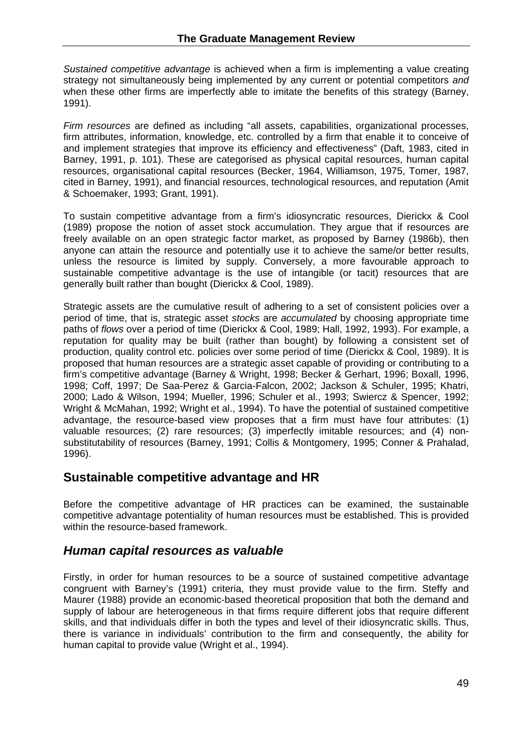*Sustained competitive advantage* is achieved when a firm is implementing a value creating strategy not simultaneously being implemented by any current or potential competitors *and* when these other firms are imperfectly able to imitate the benefits of this strategy (Barney, 1991).

*Firm resources* are defined as including "all assets, capabilities, organizational processes, firm attributes, information, knowledge, etc. controlled by a firm that enable it to conceive of and implement strategies that improve its efficiency and effectiveness" (Daft, 1983, cited in Barney, 1991, p. 101). These are categorised as physical capital resources, human capital resources, organisational capital resources (Becker, 1964, Williamson, 1975, Tomer, 1987, cited in Barney, 1991), and financial resources, technological resources, and reputation (Amit & Schoemaker, 1993; Grant, 1991).

To sustain competitive advantage from a firm's idiosyncratic resources, Dierickx & Cool (1989) propose the notion of asset stock accumulation. They argue that if resources are freely available on an open strategic factor market, as proposed by Barney (1986b), then anyone can attain the resource and potentially use it to achieve the same/or better results, unless the resource is limited by supply. Conversely, a more favourable approach to sustainable competitive advantage is the use of intangible (or tacit) resources that are generally built rather than bought (Dierickx & Cool, 1989).

Strategic assets are the cumulative result of adhering to a set of consistent policies over a period of time, that is, strategic asset *stocks* are *accumulated* by choosing appropriate time paths of *flows* over a period of time (Dierickx & Cool, 1989; Hall, 1992, 1993). For example, a reputation for quality may be built (rather than bought) by following a consistent set of production, quality control etc. policies over some period of time (Dierickx & Cool, 1989). It is proposed that human resources are a strategic asset capable of providing or contributing to a firm's competitive advantage (Barney & Wright, 1998; Becker & Gerhart, 1996; Boxall, 1996, 1998; Coff, 1997; De Saa-Perez & Garcia-Falcon, 2002; Jackson & Schuler, 1995; Khatri, 2000; Lado & Wilson, 1994; Mueller, 1996; Schuler et al., 1993; Swiercz & Spencer, 1992; Wright & McMahan, 1992; Wright et al., 1994). To have the potential of sustained competitive advantage, the resource-based view proposes that a firm must have four attributes: (1) valuable resources; (2) rare resources; (3) imperfectly imitable resources; and (4) non-substitutability of resources (Barney, 1991; Collis & Montgomery, 1995; Conner & Prahalad, 1996).

## Sustainable competitive advantage and HR

Before the competitive advantage of HR practices can be examined, the sustainable competitive advantage potentiality of human resources must be established. This is provided within the resource-based framework.

### *Human capital resources as valuable*

Firstly, in order for human resources to be a source of sustained competitive advantage congruent with Barney's (1991) criteria, they must provide value to the firm. Steffy and Maurer (1988) provide an economic-based theoretical proposition that both the demand and supply of labour are heterogeneous in that firms require different jobs that require different skills, and that individuals differ in both the types and level of their idiosyncratic skills. Thus, there is variance in individuals' contribution to the firm and consequently, the ability for human capital to provide value (Wright et al., 1994).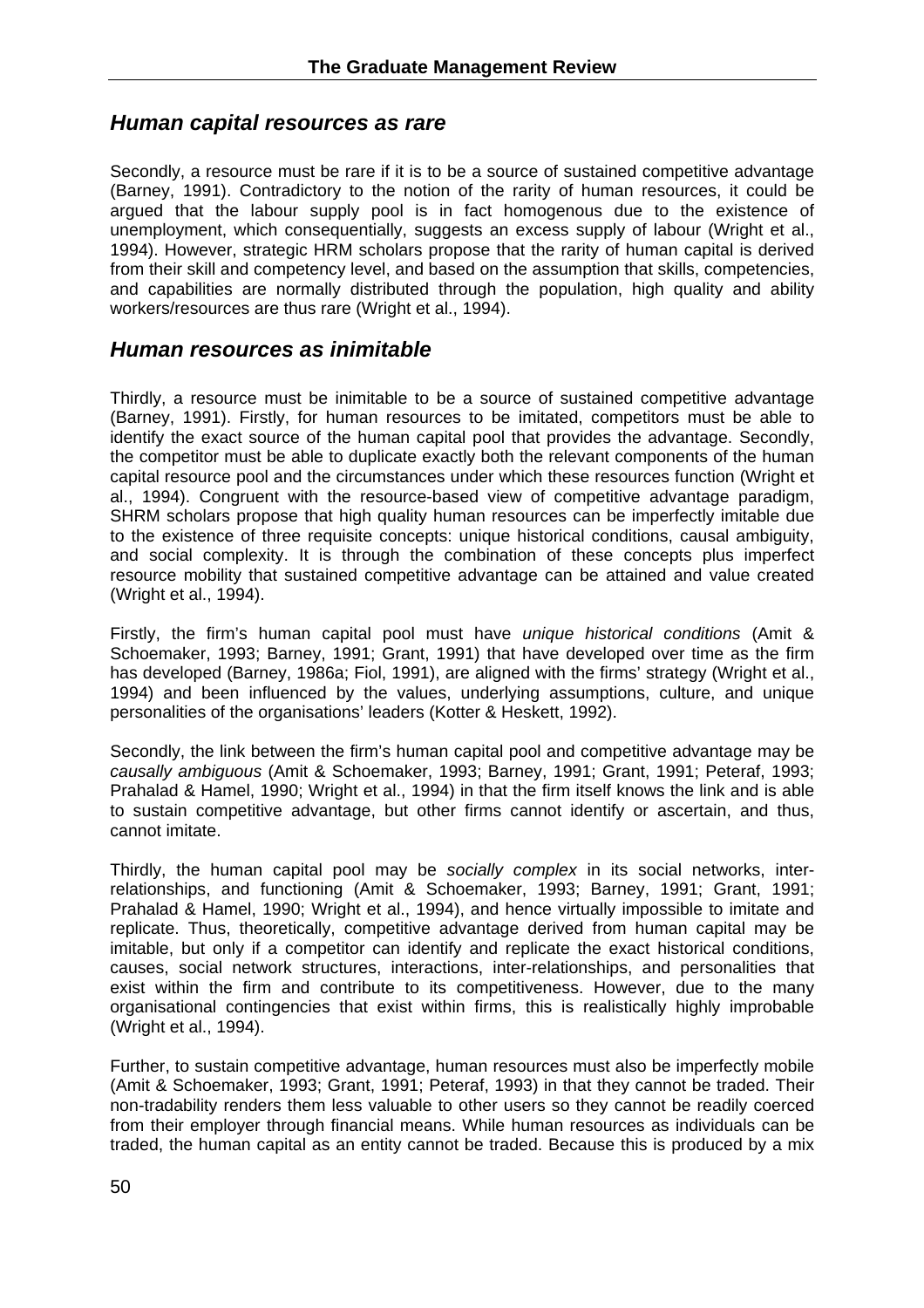## *Human capital resources as rare*

Secondly, a resource must be rare if it is to be a source of sustained competitive advantage (Barney, 1991). Contradictory to the notion of the rarity of human resources, it could be argued that the labour supply pool is in fact homogenous due to the existence of unemployment, which consequentially, suggests an excess supply of labour (Wright et al., 1994). However, strategic HRM scholars propose that the rarity of human capital is derived from their skill and competency level, and based on the assumption that skills, competencies, and capabilities are normally distributed through the population, high quality and ability workers/resources are thus rare (Wright et al., 1994).

## *Human resources as inimitable*

Thirdly, a resource must be inimitable to be a source of sustained competitive advantage (Barney, 1991). Firstly, for human resources to be imitated, competitors must be able to identify the exact source of the human capital pool that provides the advantage. Secondly, the competitor must be able to duplicate exactly both the relevant components of the human capital resource pool and the circumstances under which these resources function (Wright et al., 1994). Congruent with the resource-based view of competitive advantage paradigm, SHRM scholars propose that high quality human resources can be imperfectly imitable due to the existence of three requisite concepts: unique historical conditions, causal ambiguity, and social complexity. It is through the combination of these concepts plus imperfect resource mobility that sustained competitive advantage can be attained and value created (Wright et al., 1994).

Firstly, the firm's human capital pool must have *unique historical conditions* (Amit & Schoemaker, 1993; Barney, 1991; Grant, 1991) that have developed over time as the firm has developed (Barney, 1986a; Fiol, 1991), are aligned with the firms' strategy (Wright et al., 1994) and been influenced by the values, underlying assumptions, culture, and unique personalities of the organisations' leaders (Kotter & Heskett, 1992).

Secondly, the link between the firm's human capital pool and competitive advantage may be *causally ambiguous* (Amit & Schoemaker, 1993; Barney, 1991; Grant, 1991; Peteraf, 1993; Prahalad & Hamel, 1990; Wright et al., 1994) in that the firm itself knows the link and is able to sustain competitive advantage, but other firms cannot identify or ascertain, and thus, cannot imitate.

Thirdly, the human capital pool may be *socially complex* in its social networks, inter-relationships, and functioning (Amit & Schoemaker, 1993; Barney, 1991; Grant, 1991; Prahalad & Hamel, 1990; Wright et al., 1994), and hence virtually impossible to imitate and replicate. Thus, theoretically, competitive advantage derived from human capital may be imitable, but only if a competitor can identify and replicate the exact historical conditions, causes, social network structures, interactions, inter-relationships, and personalities that exist within the firm and contribute to its competitiveness. However, due to the many organisational contingencies that exist within firms, this is realistically highly improbable (Wright et al., 1994).

Further, to sustain competitive advantage, human resources must also be imperfectly mobile (Amit & Schoemaker, 1993; Grant, 1991; Peteraf, 1993) in that they cannot be traded. Their non-tradability renders them less valuable to other users so they cannot be readily coerced from their employer through financial means. While human resources as individuals can be traded, the human capital as an entity cannot be traded. Because this is produced by a mix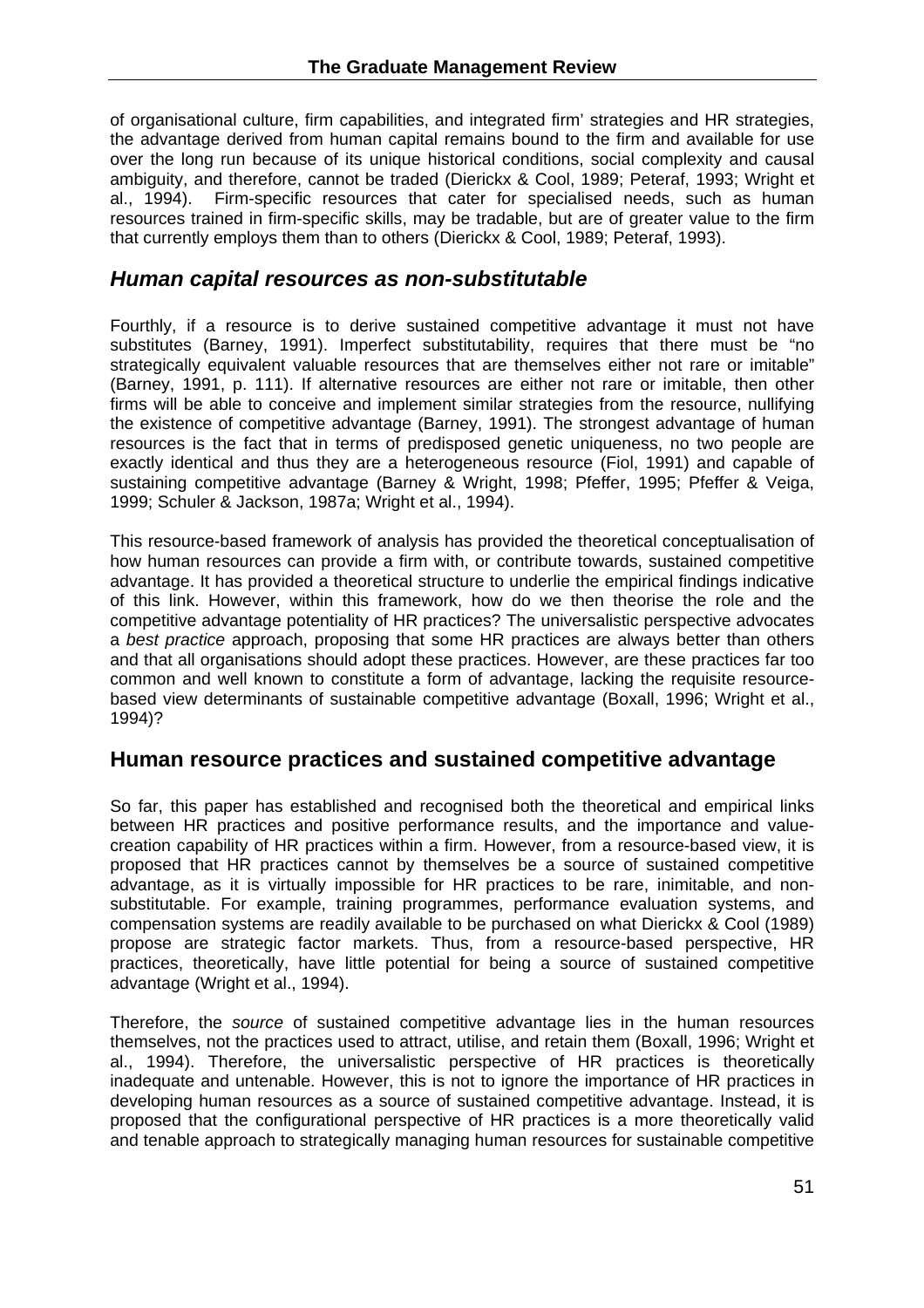of organisational culture, firm capabilities, and integrated firm' strategies and HR strategies, the advantage derived from human capital remains bound to the firm and available for use over the long run because of its unique historical conditions, social complexity and causal ambiguity, and therefore, cannot be traded (Dierickx & Cool, 1989; Peteraf, 1993; Wright et al., 1994). Firm-specific resources that cater for specialised needs, such as human resources trained in firm-specific skills, may be tradable, but are of greater value to the firm that currently employs them than to others (Dierickx & Cool, 1989; Peteraf, 1993).

## *Human capital resources as non-substitutable*

Fourthly, if a resource is to derive sustained competitive advantage it must not have substitutes (Barney, 1991). Imperfect substitutability, requires that there must be "no strategically equivalent valuable resources that are themselves either not rare or imitable" (Barney, 1991, p. 111). If alternative resources are either not rare or imitable, then other firms will be able to conceive and implement similar strategies from the resource, nullifying the existence of competitive advantage (Barney, 1991). The strongest advantage of human resources is the fact that in terms of predisposed genetic uniqueness, no two people are exactly identical and thus they are a heterogeneous resource (Fiol, 1991) and capable of sustaining competitive advantage (Barney & Wright, 1998; Pfeffer, 1995; Pfeffer & Veiga, 1999; Schuler & Jackson, 1987a; Wright et al., 1994).

This resource-based framework of analysis has provided the theoretical conceptualisation of how human resources can provide a firm with, or contribute towards, sustained competitive advantage. It has provided a theoretical structure to underlie the empirical findings indicative of this link. However, within this framework, how do we then theorise the role and the competitive advantage potentiality of HR practices? The universalistic perspective advocates a *best practice* approach, proposing that some HR practices are always better than others and that all organisations should adopt these practices. However, are these practices far too common and well known to constitute a form of advantage, lacking the requisite resource-based view determinants of sustainable competitive advantage (Boxall, 1996; Wright et al., 1994)?

## Human resource practices and sustained competitive advantage

So far, this paper has established and recognised both the theoretical and empirical links between HR practices and positive performance results, and the importance and value-creation capability of HR practices within a firm. However, from a resource-based view, it is proposed that HR practices cannot by themselves be a source of sustained competitive advantage, as it is virtually impossible for HR practices to be rare, inimitable, and non-substitutable. For example, training programmes, performance evaluation systems, and compensation systems are readily available to be purchased on what Dierickx & Cool (1989) propose are strategic factor markets. Thus, from a resource-based perspective, HR practices, theoretically, have little potential for being a source of sustained competitive advantage (Wright et al., 1994).

Therefore, the *source* of sustained competitive advantage lies in the human resources themselves, not the practices used to attract, utilise, and retain them (Boxall, 1996; Wright et al., 1994). Therefore, the universalistic perspective of HR practices is theoretically inadequate and untenable. However, this is not to ignore the importance of HR practices in developing human resources as a source of sustained competitive advantage. Instead, it is proposed that the configurational perspective of HR practices is a more theoretically valid and tenable approach to strategically managing human resources for sustainable competitive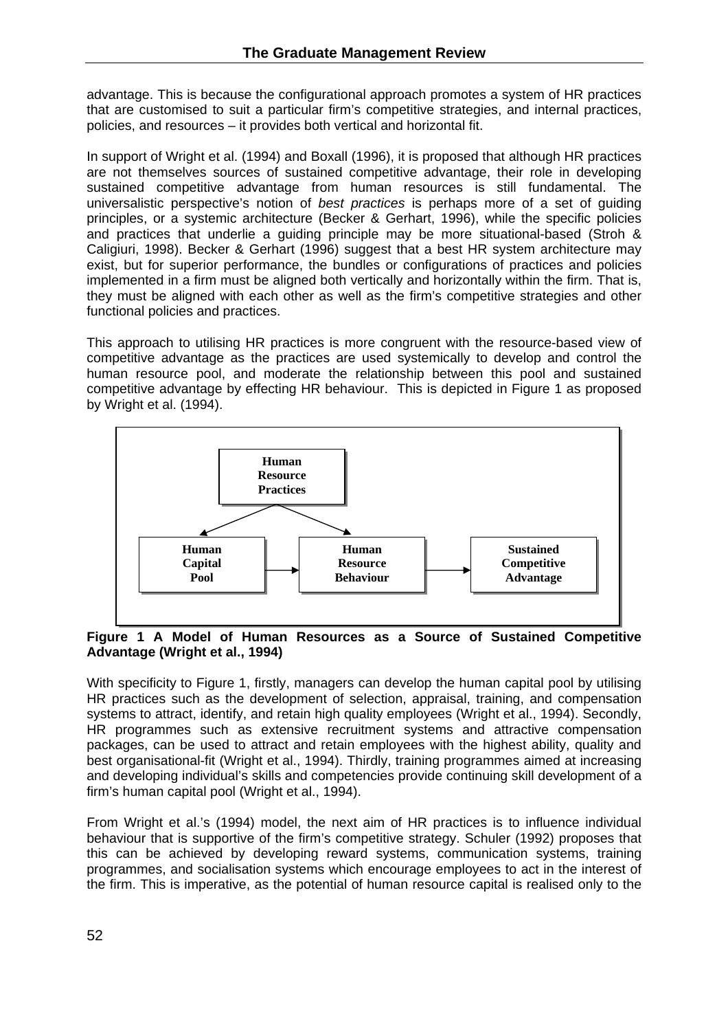advantage. This is because the configurational approach promotes a system of HR practices that are customised to suit a particular firm's competitive strategies, and internal practices, policies, and resources – it provides both vertical and horizontal fit.

In support of Wright et al. (1994) and Boxall (1996), it is proposed that although HR practices are not themselves sources of sustained competitive advantage, their role in developing sustained competitive advantage from human resources is still fundamental. The universalistic perspective's notion of *best practices* is perhaps more of a set of guiding principles, or a systemic architecture (Becker & Gerhart, 1996), while the specific policies and practices that underlie a guiding principle may be more situational-based (Stroh & Caligiuri, 1998). Becker & Gerhart (1996) suggest that a best HR system architecture may exist, but for superior performance, the bundles or configurations of practices and policies implemented in a firm must be aligned both vertically and horizontally within the firm. That is, they must be aligned with each other as well as the firm's competitive strategies and other functional policies and practices.

This approach to utilising HR practices is more congruent with the resource-based view of competitive advantage as the practices are used systemically to develop and control the human resource pool, and moderate the relationship between this pool and sustained competitive advantage by effecting HR behaviour. This is depicted in Figure 1 as proposed by Wright et al. (1994).

Human Resource Practices

Human Capital Pool → Human Resource Behaviour → Sustained Competitive Advantage

**Figure 1 A Model of Human Resources as a Source of Sustained Competitive Advantage (Wright et al., 1994)**

With specificity to Figure 1, firstly, managers can develop the human capital pool by utilising HR practices such as the development of selection, appraisal, training, and compensation systems to attract, identify, and retain high quality employees (Wright et al., 1994). Secondly, HR programmes such as extensive recruitment systems and attractive compensation packages, can be used to attract and retain employees with the highest ability, quality and best organisational-fit (Wright et al., 1994). Thirdly, training programmes aimed at increasing and developing individual's skills and competencies provide continuing skill development of a firm's human capital pool (Wright et al., 1994).

From Wright et al.'s (1994) model, the next aim of HR practices is to influence individual behaviour that is supportive of the firm's competitive strategy. Schuler (1992) proposes that this can be achieved by developing reward systems, communication systems, training programmes, and socialisation systems which encourage employees to act in the interest of the firm. This is imperative, as the potential of human resource capital is realised only to the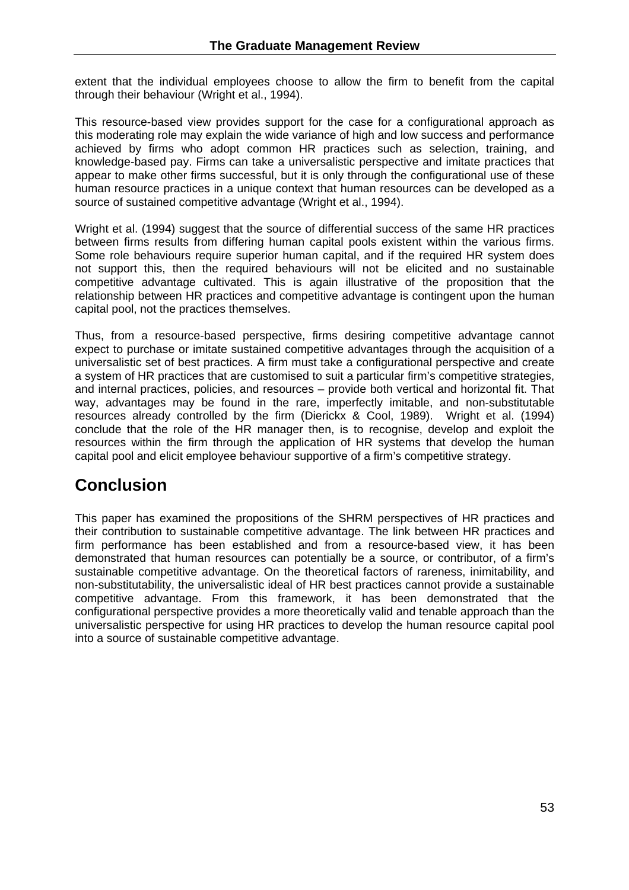extent that the individual employees choose to allow the firm to benefit from the capital through their behaviour (Wright et al., 1994).

This resource-based view provides support for the case for a configurational approach as this moderating role may explain the wide variance of high and low success and performance achieved by firms who adopt common HR practices such as selection, training, and knowledge-based pay. Firms can take a universalistic perspective and imitate practices that appear to make other firms successful, but it is only through the configurational use of these human resource practices in a unique context that human resources can be developed as a source of sustained competitive advantage (Wright et al., 1994).

Wright et al. (1994) suggest that the source of differential success of the same HR practices between firms results from differing human capital pools existent within the various firms. Some role behaviours require superior human capital, and if the required HR system does not support this, then the required behaviours will not be elicited and no sustainable competitive advantage cultivated. This is again illustrative of the proposition that the relationship between HR practices and competitive advantage is contingent upon the human capital pool, not the practices themselves.

Thus, from a resource-based perspective, firms desiring competitive advantage cannot expect to purchase or imitate sustained competitive advantages through the acquisition of a universalistic set of best practices. A firm must take a configurational perspective and create a system of HR practices that are customised to suit a particular firm's competitive strategies, and internal practices, policies, and resources – provide both vertical and horizontal fit. That way, advantages may be found in the rare, imperfectly imitable, and non-substitutable resources already controlled by the firm (Dierickx & Cool, 1989). Wright et al. (1994) conclude that the role of the HR manager then, is to recognise, develop and exploit the resources within the firm through the application of HR systems that develop the human capital pool and elicit employee behaviour supportive of a firm's competitive strategy.

## Conclusion

This paper has examined the propositions of the SHRM perspectives of HR practices and their contribution to sustainable competitive advantage. The link between HR practices and firm performance has been established and from a resource-based view, it has been demonstrated that human resources can potentially be a source, or contributor, of a firm's sustainable competitive advantage. On the theoretical factors of rareness, inimitability, and non-substitutability, the universalistic ideal of HR best practices cannot provide a sustainable competitive advantage. From this framework, it has been demonstrated that the configurational perspective provides a more theoretically valid and tenable approach than the universalistic perspective for using HR practices to develop the human resource capital pool into a source of sustainable competitive advantage.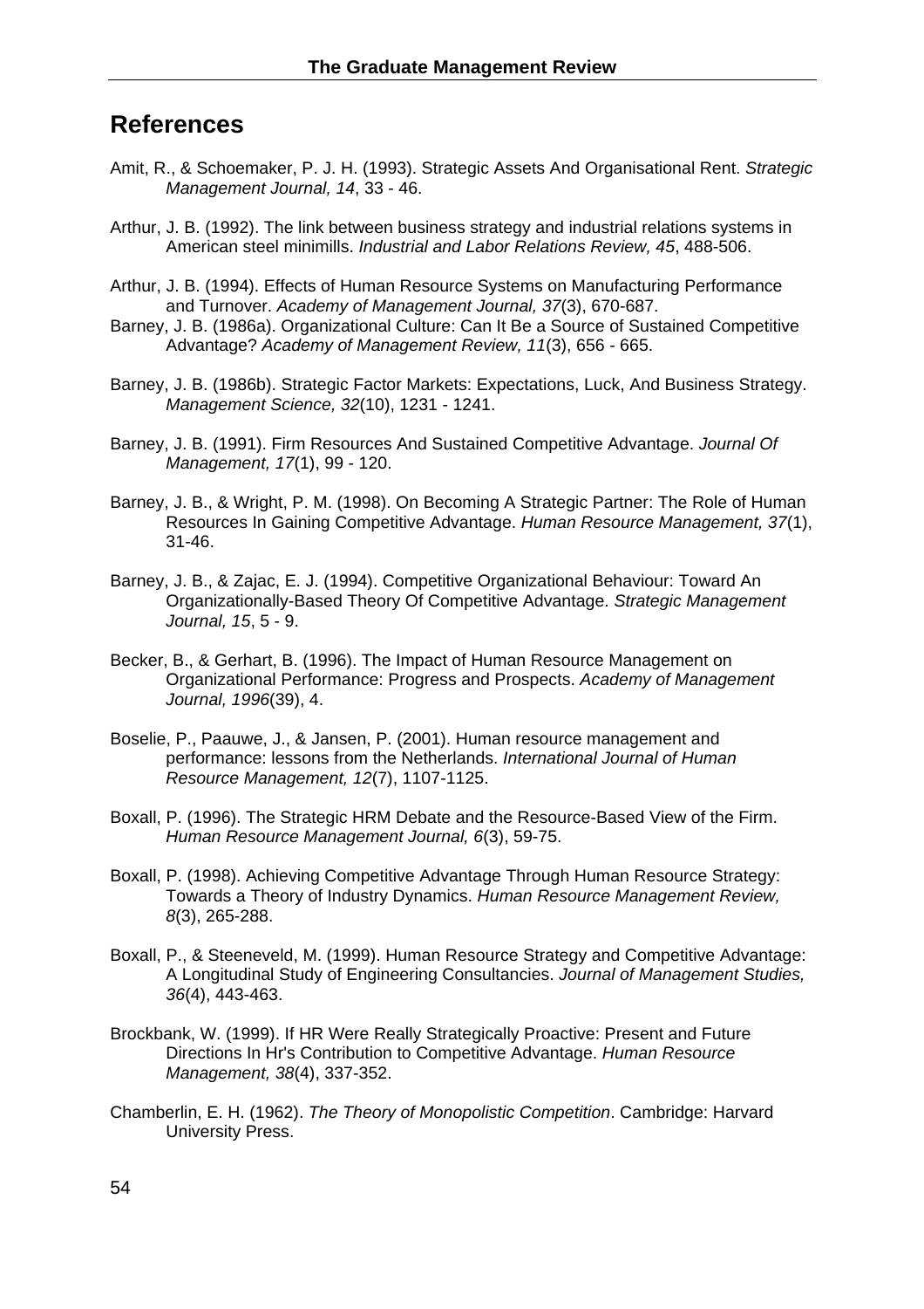## References

Amit, R., & Schoemaker, P. J. H. (1993). Strategic Assets And Organisational Rent. *Strategic Management Journal, 14*, 33 - 46.

Arthur, J. B. (1992). The link between business strategy and industrial relations systems in American steel minimills. *Industrial and Labor Relations Review, 45*, 488-506.

Arthur, J. B. (1994). Effects of Human Resource Systems on Manufacturing Performance and Turnover. *Academy of Management Journal, 37*(3), 670-687.

Barney, J. B. (1986a). Organizational Culture: Can It Be a Source of Sustained Competitive Advantage? *Academy of Management Review, 11*(3), 656 - 665.

Barney, J. B. (1986b). Strategic Factor Markets: Expectations, Luck, And Business Strategy. *Management Science, 32*(10), 1231 - 1241.

Barney, J. B. (1991). Firm Resources And Sustained Competitive Advantage. *Journal Of Management, 17*(1), 99 - 120.

Barney, J. B., & Wright, P. M. (1998). On Becoming A Strategic Partner: The Role of Human Resources In Gaining Competitive Advantage. *Human Resource Management, 37*(1), 31-46.

Barney, J. B., & Zajac, E. J. (1994). Competitive Organizational Behaviour: Toward An Organizationally-Based Theory Of Competitive Advantage. *Strategic Management Journal, 15*, 5 - 9.

Becker, B., & Gerhart, B. (1996). The Impact of Human Resource Management on Organizational Performance: Progress and Prospects. *Academy of Management Journal, 1996*(39), 4.

Boselie, P., Paauwe, J., & Jansen, P. (2001). Human resource management and performance: lessons from the Netherlands. *International Journal of Human Resource Management, 12*(7), 1107-1125.

Boxall, P. (1996). The Strategic HRM Debate and the Resource-Based View of the Firm. *Human Resource Management Journal, 6*(3), 59-75.

Boxall, P. (1998). Achieving Competitive Advantage Through Human Resource Strategy: Towards a Theory of Industry Dynamics. *Human Resource Management Review, 8*(3), 265-288.

Boxall, P., & Steeneveld, M. (1999). Human Resource Strategy and Competitive Advantage: A Longitudinal Study of Engineering Consultancies. *Journal of Management Studies, 36*(4), 443-463.

Brockbank, W. (1999). If HR Were Really Strategically Proactive: Present and Future Directions In Hr's Contribution to Competitive Advantage. *Human Resource Management, 38*(4), 337-352.

Chamberlin, E. H. (1962). *The Theory of Monopolistic Competition*. Cambridge: Harvard University Press.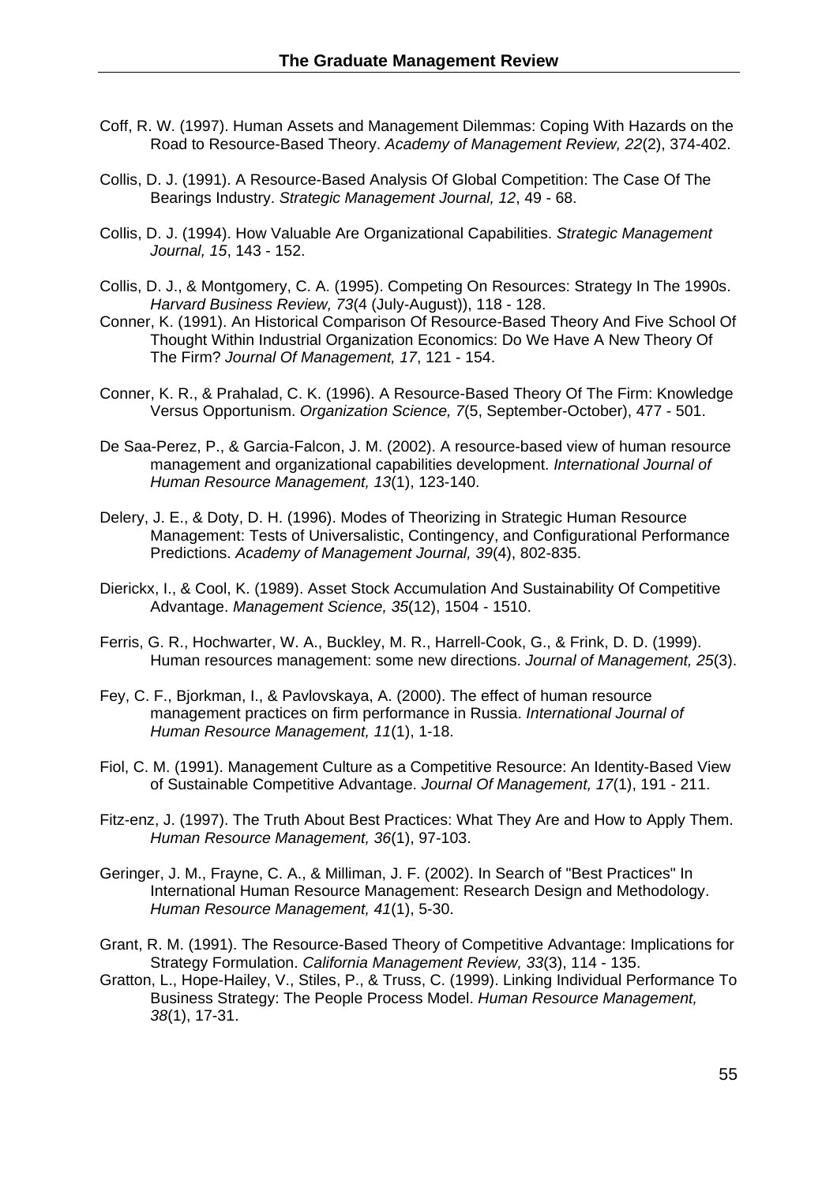Coff, R. W. (1997). Human Assets and Management Dilemmas: Coping With Hazards on the Road to Resource-Based Theory. *Academy of Management Review, 22*(2), 374-402.

Collis, D. J. (1991). A Resource-Based Analysis Of Global Competition: The Case Of The Bearings Industry. *Strategic Management Journal, 12*, 49 - 68.

Collis, D. J. (1994). How Valuable Are Organizational Capabilities. *Strategic Management Journal, 15*, 143 - 152.

Collis, D. J., & Montgomery, C. A. (1995). Competing On Resources: Strategy In The 1990s. *Harvard Business Review, 73*(4 (July-August)), 118 - 128.

Conner, K. (1991). An Historical Comparison Of Resource-Based Theory And Five School Of Thought Within Industrial Organization Economics: Do We Have A New Theory Of The Firm? *Journal Of Management, 17*, 121 - 154.

Conner, K. R., & Prahalad, C. K. (1996). A Resource-Based Theory Of The Firm: Knowledge Versus Opportunism. *Organization Science, 7*(5, September-October), 477 - 501.

De Saa-Perez, P., & Garcia-Falcon, J. M. (2002). A resource-based view of human resource management and organizational capabilities development. *International Journal of Human Resource Management, 13*(1), 123-140.

Delery, J. E., & Doty, D. H. (1996). Modes of Theorizing in Strategic Human Resource Management: Tests of Universalistic, Contingency, and Configurational Performance Predictions. *Academy of Management Journal, 39*(4), 802-835.

Dierickx, I., & Cool, K. (1989). Asset Stock Accumulation And Sustainability Of Competitive Advantage. *Management Science, 35*(12), 1504 - 1510.

Ferris, G. R., Hochwarter, W. A., Buckley, M. R., Harrell-Cook, G., & Frink, D. D. (1999). Human resources management: some new directions. *Journal of Management, 25*(3).

Fey, C. F., Bjorkman, I., & Pavlovskaya, A. (2000). The effect of human resource management practices on firm performance in Russia. *International Journal of Human Resource Management, 11*(1), 1-18.

Fiol, C. M. (1991). Management Culture as a Competitive Resource: An Identity-Based View of Sustainable Competitive Advantage. *Journal Of Management, 17*(1), 191 - 211.

Fitz-enz, J. (1997). The Truth About Best Practices: What They Are and How to Apply Them. *Human Resource Management, 36*(1), 97-103.

Geringer, J. M., Frayne, C. A., & Milliman, J. F. (2002). In Search of "Best Practices" In International Human Resource Management: Research Design and Methodology. *Human Resource Management, 41*(1), 5-30.

Grant, R. M. (1991). The Resource-Based Theory of Competitive Advantage: Implications for Strategy Formulation. *California Management Review, 33*(3), 114 - 135.

Gratton, L., Hope-Hailey, V., Stiles, P., & Truss, C. (1999). Linking Individual Performance To Business Strategy: The People Process Model. *Human Resource Management, 38*(1), 17-31.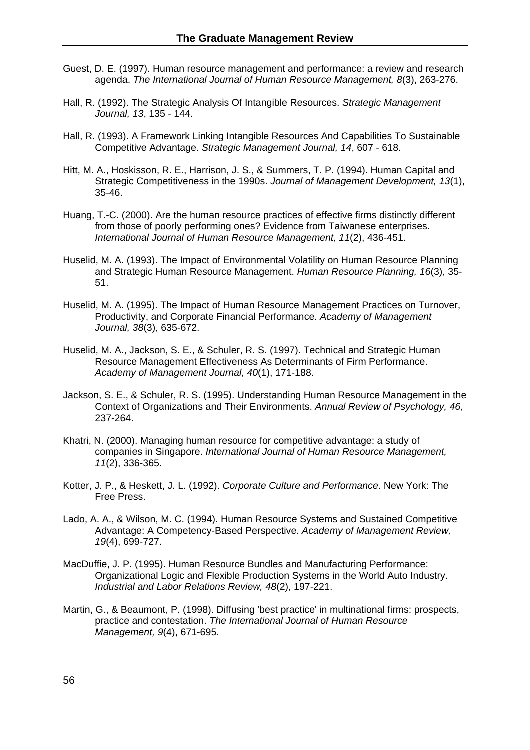Guest, D. E. (1997). Human resource management and performance: a review and research agenda. *The International Journal of Human Resource Management, 8*(3), 263-276.

Hall, R. (1992). The Strategic Analysis Of Intangible Resources. *Strategic Management Journal, 13*, 135 - 144.

Hall, R. (1993). A Framework Linking Intangible Resources And Capabilities To Sustainable Competitive Advantage. *Strategic Management Journal, 14*, 607 - 618.

Hitt, M. A., Hoskisson, R. E., Harrison, J. S., & Summers, T. P. (1994). Human Capital and Strategic Competitiveness in the 1990s. *Journal of Management Development, 13*(1), 35-46.

Huang, T.-C. (2000). Are the human resource practices of effective firms distinctly different from those of poorly performing ones? Evidence from Taiwanese enterprises. *International Journal of Human Resource Management, 11*(2), 436-451.

Huselid, M. A. (1993). The Impact of Environmental Volatility on Human Resource Planning and Strategic Human Resource Management. *Human Resource Planning, 16*(3), 35-51.

Huselid, M. A. (1995). The Impact of Human Resource Management Practices on Turnover, Productivity, and Corporate Financial Performance. *Academy of Management Journal, 38*(3), 635-672.

Huselid, M. A., Jackson, S. E., & Schuler, R. S. (1997). Technical and Strategic Human Resource Management Effectiveness As Determinants of Firm Performance. *Academy of Management Journal, 40*(1), 171-188.

Jackson, S. E., & Schuler, R. S. (1995). Understanding Human Resource Management in the Context of Organizations and Their Environments. *Annual Review of Psychology, 46*, 237-264.

Khatri, N. (2000). Managing human resource for competitive advantage: a study of companies in Singapore. *International Journal of Human Resource Management, 11*(2), 336-365.

Kotter, J. P., & Heskett, J. L. (1992). *Corporate Culture and Performance*. New York: The Free Press.

Lado, A. A., & Wilson, M. C. (1994). Human Resource Systems and Sustained Competitive Advantage: A Competency-Based Perspective. *Academy of Management Review, 19*(4), 699-727.

MacDuffie, J. P. (1995). Human Resource Bundles and Manufacturing Performance: Organizational Logic and Flexible Production Systems in the World Auto Industry. *Industrial and Labor Relations Review, 48*(2), 197-221.

Martin, G., & Beaumont, P. (1998). Diffusing 'best practice' in multinational firms: prospects, practice and contestation. *The International Journal of Human Resource Management, 9*(4), 671-695.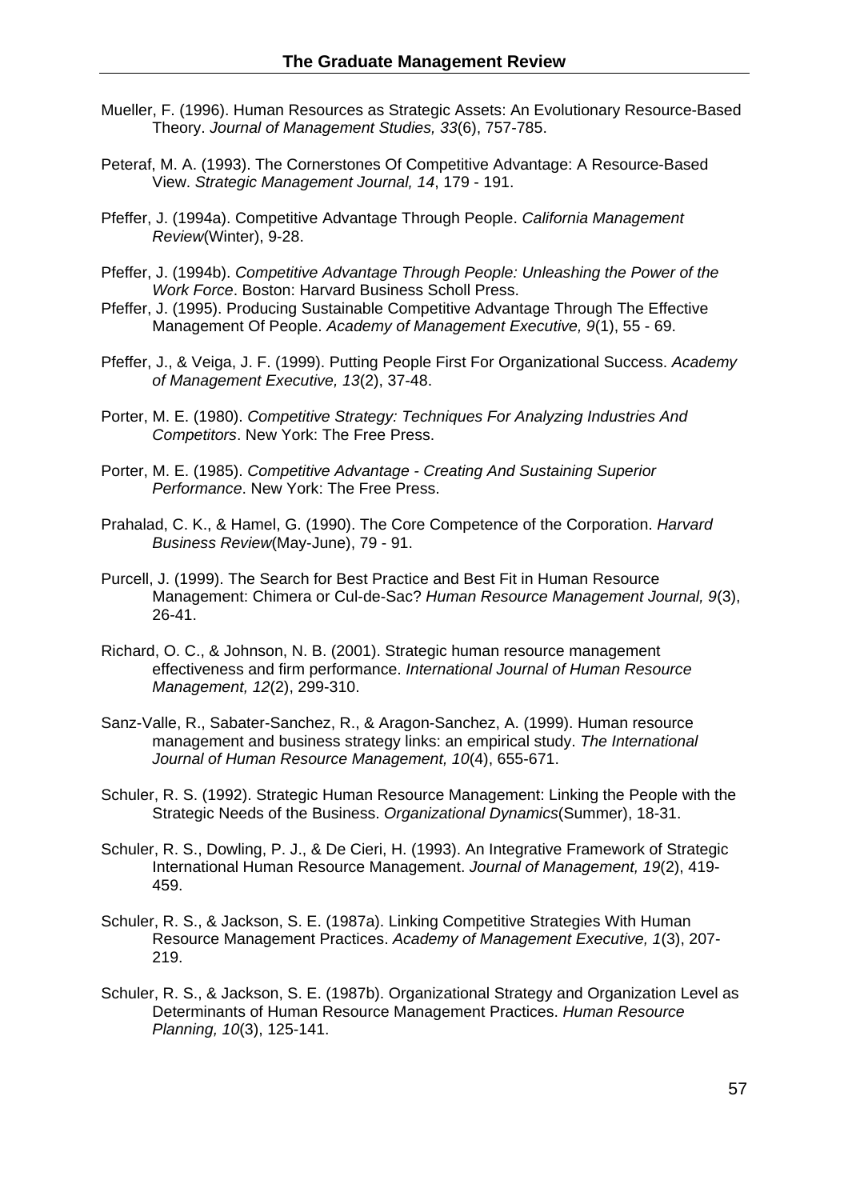Mueller, F. (1996). Human Resources as Strategic Assets: An Evolutionary Resource-Based Theory. *Journal of Management Studies, 33*(6), 757-785.

Peteraf, M. A. (1993). The Cornerstones Of Competitive Advantage: A Resource-Based View. *Strategic Management Journal, 14*, 179 - 191.

Pfeffer, J. (1994a). Competitive Advantage Through People. *California Management Review*(Winter), 9-28.

Pfeffer, J. (1994b). *Competitive Advantage Through People: Unleashing the Power of the Work Force*. Boston: Harvard Business Scholl Press.

Pfeffer, J. (1995). Producing Sustainable Competitive Advantage Through The Effective Management Of People. *Academy of Management Executive, 9*(1), 55 - 69.

Pfeffer, J., & Veiga, J. F. (1999). Putting People First For Organizational Success. *Academy of Management Executive, 13*(2), 37-48.

Porter, M. E. (1980). *Competitive Strategy: Techniques For Analyzing Industries And Competitors*. New York: The Free Press.

Porter, M. E. (1985). *Competitive Advantage - Creating And Sustaining Superior Performance*. New York: The Free Press.

Prahalad, C. K., & Hamel, G. (1990). The Core Competence of the Corporation. *Harvard Business Review*(May-June), 79 - 91.

Purcell, J. (1999). The Search for Best Practice and Best Fit in Human Resource Management: Chimera or Cul-de-Sac? *Human Resource Management Journal, 9*(3), 26-41.

Richard, O. C., & Johnson, N. B. (2001). Strategic human resource management effectiveness and firm performance. *International Journal of Human Resource Management, 12*(2), 299-310.

Sanz-Valle, R., Sabater-Sanchez, R., & Aragon-Sanchez, A. (1999). Human resource management and business strategy links: an empirical study. *The International Journal of Human Resource Management, 10*(4), 655-671.

Schuler, R. S. (1992). Strategic Human Resource Management: Linking the People with the Strategic Needs of the Business. *Organizational Dynamics*(Summer), 18-31.

Schuler, R. S., Dowling, P. J., & De Cieri, H. (1993). An Integrative Framework of Strategic International Human Resource Management. *Journal of Management, 19*(2), 419-459.

Schuler, R. S., & Jackson, S. E. (1987a). Linking Competitive Strategies With Human Resource Management Practices. *Academy of Management Executive, 1*(3), 207-219.

Schuler, R. S., & Jackson, S. E. (1987b). Organizational Strategy and Organization Level as Determinants of Human Resource Management Practices. *Human Resource Planning, 10*(3), 125-141.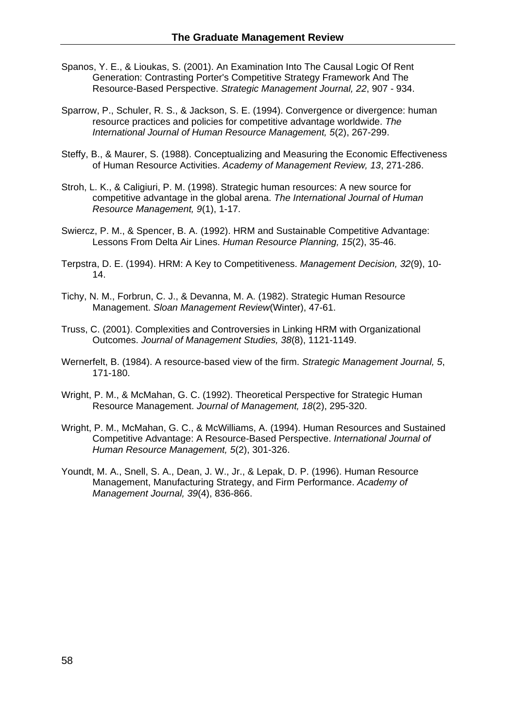Spanos, Y. E., & Lioukas, S. (2001). An Examination Into The Causal Logic Of Rent Generation: Contrasting Porter's Competitive Strategy Framework And The Resource-Based Perspective. *Strategic Management Journal, 22*, 907 - 934.

Sparrow, P., Schuler, R. S., & Jackson, S. E. (1994). Convergence or divergence: human resource practices and policies for competitive advantage worldwide. *The International Journal of Human Resource Management, 5*(2), 267-299.

Steffy, B., & Maurer, S. (1988). Conceptualizing and Measuring the Economic Effectiveness of Human Resource Activities. *Academy of Management Review, 13*, 271-286.

Stroh, L. K., & Caligiuri, P. M. (1998). Strategic human resources: A new source for competitive advantage in the global arena. *The International Journal of Human Resource Management, 9*(1), 1-17.

Swiercz, P. M., & Spencer, B. A. (1992). HRM and Sustainable Competitive Advantage: Lessons From Delta Air Lines. *Human Resource Planning, 15*(2), 35-46.

Terpstra, D. E. (1994). HRM: A Key to Competitiveness. *Management Decision, 32*(9), 10-14.

Tichy, N. M., Forbrun, C. J., & Devanna, M. A. (1982). Strategic Human Resource Management. *Sloan Management Review*(Winter), 47-61.

Truss, C. (2001). Complexities and Controversies in Linking HRM with Organizational Outcomes. *Journal of Management Studies, 38*(8), 1121-1149.

Wernerfelt, B. (1984). A resource-based view of the firm. *Strategic Management Journal, 5*, 171-180.

Wright, P. M., & McMahan, G. C. (1992). Theoretical Perspective for Strategic Human Resource Management. *Journal of Management, 18*(2), 295-320.

Wright, P. M., McMahan, G. C., & McWilliams, A. (1994). Human Resources and Sustained Competitive Advantage: A Resource-Based Perspective. *International Journal of Human Resource Management, 5*(2), 301-326.

Youndt, M. A., Snell, S. A., Dean, J. W., Jr., & Lepak, D. P. (1996). Human Resource Management, Manufacturing Strategy, and Firm Performance. *Academy of Management Journal, 39*(4), 836-866.